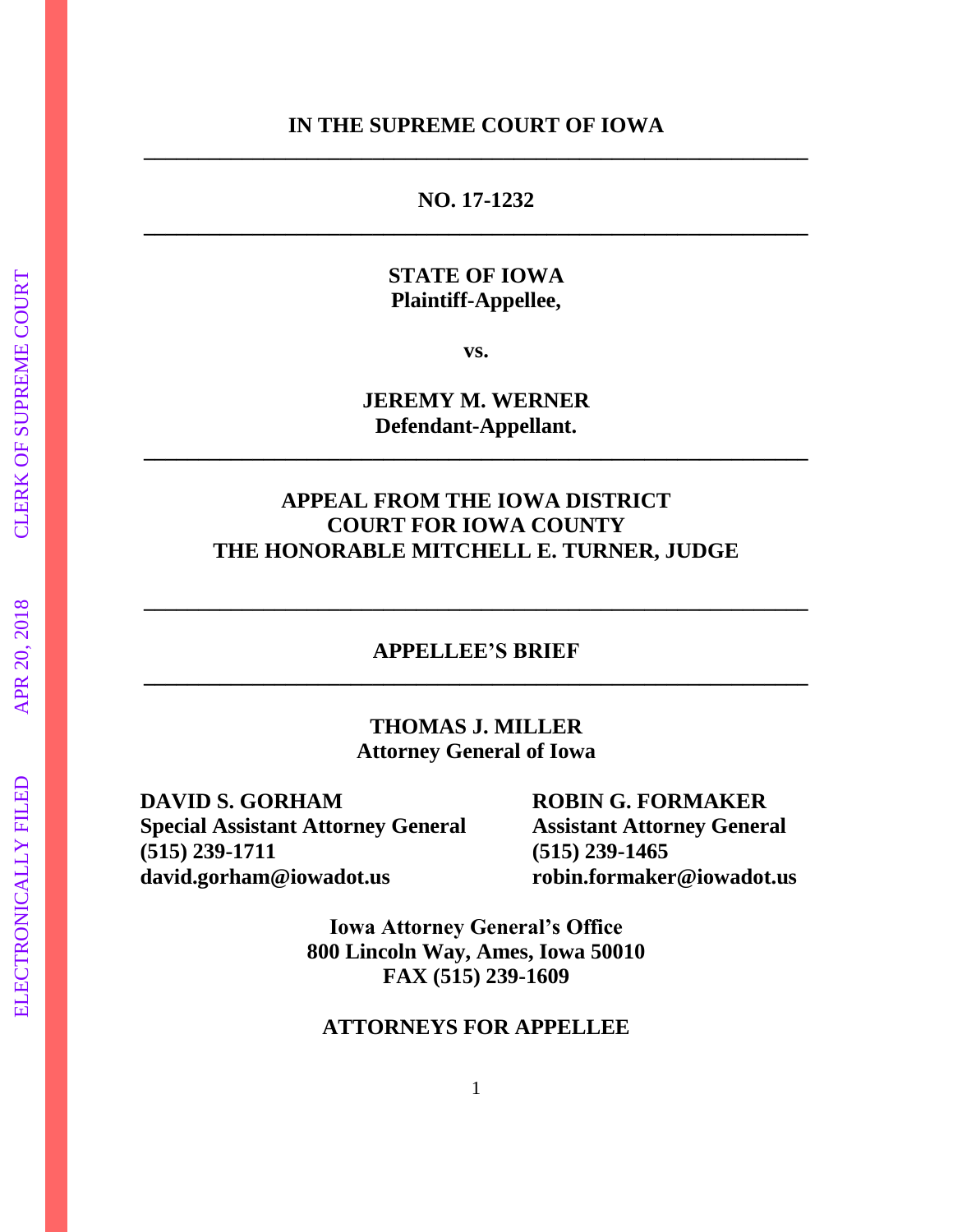**IN THE SUPREME COURT OF IOWA**

---

**NO. 17-1232**

---

**STATE OF IOWA**
**Plaintiff-Appellee,**

**vs.**

**JEREMY M. WERNER**
**Defendant-Appellant.**

---

**APPEAL FROM THE IOWA DISTRICT COURT FOR IOWA COUNTY**
**THE HONORABLE MITCHELL E. TURNER, JUDGE**

---

**APPELLEE'S BRIEF**

---

**THOMAS J. MILLER**
**Attorney General of Iowa**

**DAVID S. GORHAM**
**Special Assistant Attorney General**
**(515) 239-1711**
**david.gorham@iowadot.us**

**ROBIN G. FORMAKER**
**Assistant Attorney General**
**(515) 239-1465**
**robin.formaker@iowadot.us**

**Iowa Attorney General's Office**
**800 Lincoln Way, Ames, Iowa 50010**
**FAX (515) 239-1609**

**ATTORNEYS FOR APPELLEE**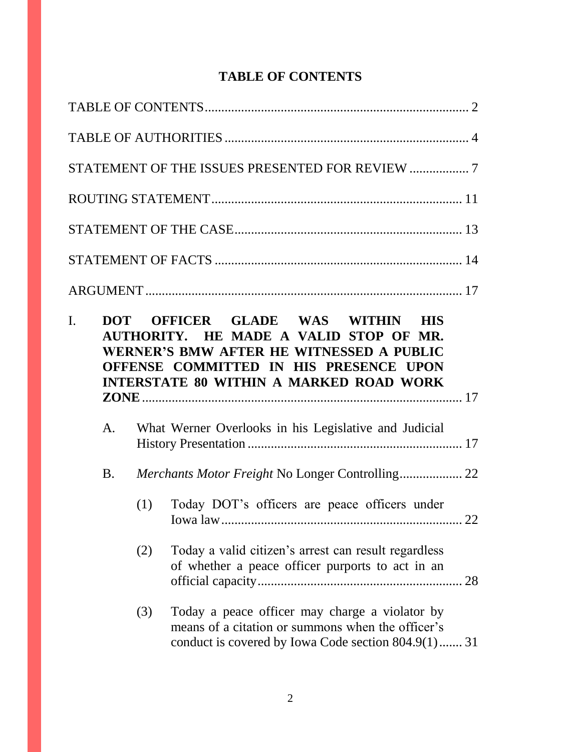# TABLE OF CONTENTS

TABLE OF CONTENTS .............................................................................. 2

TABLE OF AUTHORITIES ........................................................................ 4

STATEMENT OF THE ISSUES PRESENTED FOR REVIEW ................. 7

ROUTING STATEMENT .......................................................................... 11

STATEMENT OF THE CASE ................................................................... 13

STATEMENT OF FACTS ......................................................................... 14

ARGUMENT ............................................................................................... 17

I. **DOT OFFICER GLADE WAS WITHIN HIS AUTHORITY. HE MADE A VALID STOP OF MR. WERNER'S BMW AFTER HE WITNESSED A PUBLIC OFFENSE COMMITTED IN HIS PRESENCE UPON INTERSTATE 80 WITHIN A MARKED ROAD WORK ZONE** ............................................................................................... 17

   A. What Werner Overlooks in his Legislative and Judicial History Presentation ................................................................ 17

   B. *Merchants Motor Freight* No Longer Controlling .................. 22

      (1) Today DOT's officers are peace officers under Iowa law ....................................................................... 22

      (2) Today a valid citizen's arrest can result regardless of whether a peace officer purports to act in an official capacity ............................................................ 28

      (3) Today a peace officer may charge a violator by means of a citation or summons when the officer's conduct is covered by Iowa Code section 804.9(1) ....... 31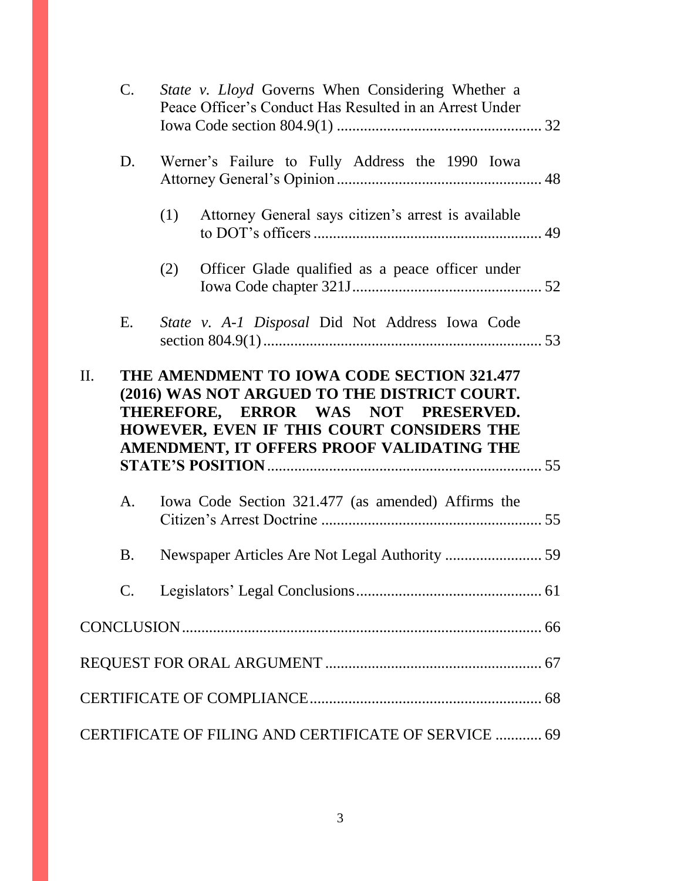C. *State v. Lloyd* Governs When Considering Whether a Peace Officer's Conduct Has Resulted in an Arrest Under Iowa Code section 804.9(1) .................................................... 32

D. Werner's Failure to Fully Address the 1990 Iowa Attorney General's Opinion .................................................... 48

(1) Attorney General says citizen's arrest is available to DOT's officers .......................................................... 49

(2) Officer Glade qualified as a peace officer under Iowa Code chapter 321J ................................................ 52

E. *State v. A-1 Disposal* Did Not Address Iowa Code section 804.9(1) ....................................................................... 53

II. **THE AMENDMENT TO IOWA CODE SECTION 321.477 (2016) WAS NOT ARGUED TO THE DISTRICT COURT. THEREFORE, ERROR WAS NOT PRESERVED. HOWEVER, EVEN IF THIS COURT CONSIDERS THE AMENDMENT, IT OFFERS PROOF VALIDATING THE STATE'S POSITION** ..................................................................... 55

A. Iowa Code Section 321.477 (as amended) Affirms the Citizen's Arrest Doctrine ........................................................ 55

B. Newspaper Articles Are Not Legal Authority ......................... 59

C. Legislators' Legal Conclusions ................................................ 61

CONCLUSION ............................................................................................ 66

REQUEST FOR ORAL ARGUMENT ....................................................... 67

CERTIFICATE OF COMPLIANCE ........................................................... 68

CERTIFICATE OF FILING AND CERTIFICATE OF SERVICE ............ 69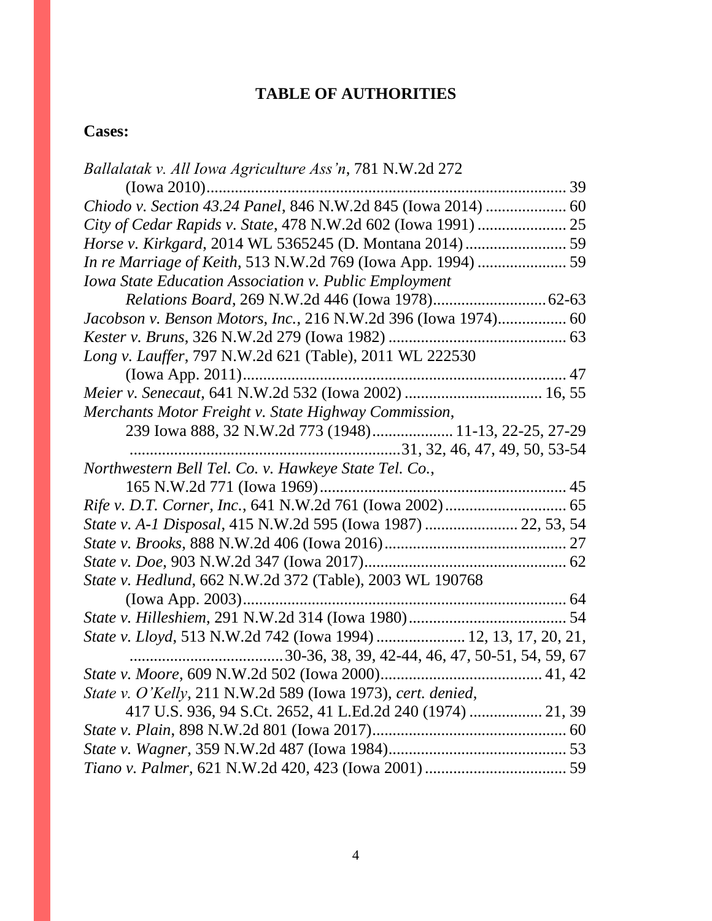# TABLE OF AUTHORITIES

**Cases:**

*Ballalatak v. All Iowa Agriculture Ass'n*, 781 N.W.2d 272 (Iowa 2010)........................................................................................ 39

*Chiodo v. Section 43.24 Panel*, 846 N.W.2d 845 (Iowa 2014) .................... 60

*City of Cedar Rapids v. State*, 478 N.W.2d 602 (Iowa 1991) ...................... 25

*Horse v. Kirkgard*, 2014 WL 5365245 (D. Montana 2014) ......................... 59

*In re Marriage of Keith*, 513 N.W.2d 769 (Iowa App. 1994) ...................... 59

*Iowa State Education Association v. Public Employment Relations Board*, 269 N.W.2d 446 (Iowa 1978)............................ 62-63

*Jacobson v. Benson Motors, Inc.*, 216 N.W.2d 396 (Iowa 1974)................. 60

*Kester v. Bruns*, 326 N.W.2d 279 (Iowa 1982) ............................................ 63

*Long v. Lauffer*, 797 N.W.2d 621 (Table), 2011 WL 222530 (Iowa App. 2011)................................................................................ 47

*Meier v. Senecaut*, 641 N.W.2d 532 (Iowa 2002) .................................. 16, 55

*Merchants Motor Freight v. State Highway Commission*, 239 Iowa 888, 32 N.W.2d 773 (1948).................... 11-13, 22-25, 27-29 ..................................................................31, 32, 46, 47, 49, 50, 53-54

*Northwestern Bell Tel. Co. v. Hawkeye State Tel. Co.*, 165 N.W.2d 771 (Iowa 1969)............................................................. 45

*Rife v. D.T. Corner, Inc.*, 641 N.W.2d 761 (Iowa 2002).............................. 65

*State v. A-1 Disposal*, 415 N.W.2d 595 (Iowa 1987) ....................... 22, 53, 54

*State v. Brooks*, 888 N.W.2d 406 (Iowa 2016)............................................. 27

*State v. Doe*, 903 N.W.2d 347 (Iowa 2017).................................................. 62

*State v. Hedlund*, 662 N.W.2d 372 (Table), 2003 WL 190768 (Iowa App. 2003)................................................................................ 64

*State v. Hilleshiem*, 291 N.W.2d 314 (Iowa 1980)....................................... 54

*State v. Lloyd*, 513 N.W.2d 742 (Iowa 1994) ...................... 12, 13, 17, 20, 21, ......................................30-36, 38, 39, 42-44, 46, 47, 50-51, 54, 59, 67

*State v. Moore*, 609 N.W.2d 502 (Iowa 2000)........................................ 41, 42

*State v. O'Kelly*, 211 N.W.2d 589 (Iowa 1973), *cert. denied*, 417 U.S. 936, 94 S.Ct. 2652, 41 L.Ed.2d 240 (1974) ................. 21, 39

*State v. Plain*, 898 N.W.2d 801 (Iowa 2017)................................................ 60

*State v. Wagner*, 359 N.W.2d 487 (Iowa 1984)............................................ 53

*Tiano v. Palmer*, 621 N.W.2d 420, 423 (Iowa 2001) ................................... 59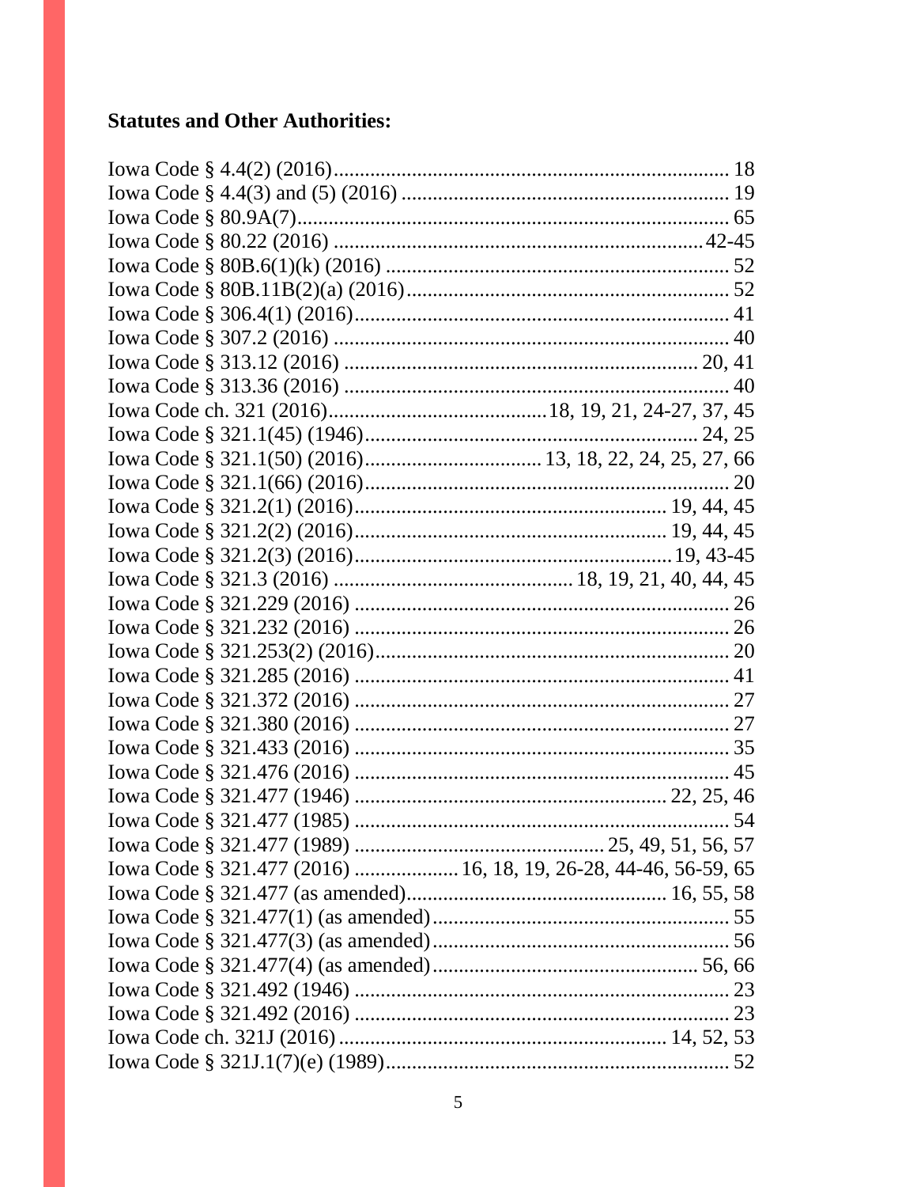**Statutes and Other Authorities:**

Iowa Code § 4.4(2) (2016).......................................................................... 18
Iowa Code § 4.4(3) and (5) (2016) .............................................................. 19
Iowa Code § 80.9A(7)................................................................................. 65
Iowa Code § 80.22 (2016) ........................................................................42-45
Iowa Code § 80B.6(1)(k) (2016) ................................................................. 52
Iowa Code § 80B.11B(2)(a) (2016)............................................................. 52
Iowa Code § 306.4(1) (2016)....................................................................... 41
Iowa Code § 307.2 (2016) ........................................................................... 40
Iowa Code § 313.12 (2016) ..................................................................... 20, 41
Iowa Code § 313.36 (2016) ......................................................................... 40
Iowa Code ch. 321 (2016)..........................................18, 19, 21, 24-27, 37, 45
Iowa Code § 321.1(45) (1946)................................................................ 24, 25
Iowa Code § 321.1(50) (2016).................................. 13, 18, 22, 24, 25, 27, 66
Iowa Code § 321.1(66) (2016)..................................................................... 20
Iowa Code § 321.2(1) (2016)........................................................... 19, 44, 45
Iowa Code § 321.2(2) (2016)........................................................... 19, 44, 45
Iowa Code § 321.2(3) (2016)............................................................19, 43-45
Iowa Code § 321.3 (2016) ............................................. 18, 19, 21, 40, 44, 45
Iowa Code § 321.229 (2016) ....................................................................... 26
Iowa Code § 321.232 (2016) ....................................................................... 26
Iowa Code § 321.253(2) (2016)................................................................... 20
Iowa Code § 321.285 (2016) ....................................................................... 41
Iowa Code § 321.372 (2016) ....................................................................... 27
Iowa Code § 321.380 (2016) ....................................................................... 27
Iowa Code § 321.433 (2016) ....................................................................... 35
Iowa Code § 321.476 (2016) ....................................................................... 45
Iowa Code § 321.477 (1946) ................................................................ 22, 25, 46
Iowa Code § 321.477 (1985) ....................................................................... 54
Iowa Code § 321.477 (1989) ............................................... 25, 49, 51, 56, 57
Iowa Code § 321.477 (2016) ................... 16, 18, 19, 26-28, 44-46, 56-59, 65
Iowa Code § 321.477 (as amended)................................................. 16, 55, 58
Iowa Code § 321.477(1) (as amended)........................................................ 55
Iowa Code § 321.477(3) (as amended)........................................................ 56
Iowa Code § 321.477(4) (as amended).................................................. 56, 66
Iowa Code § 321.492 (1946) ....................................................................... 23
Iowa Code § 321.492 (2016) ....................................................................... 23
Iowa Code ch. 321J (2016)............................................................. 14, 52, 53
Iowa Code § 321J.1(7)(e) (1989)................................................................. 52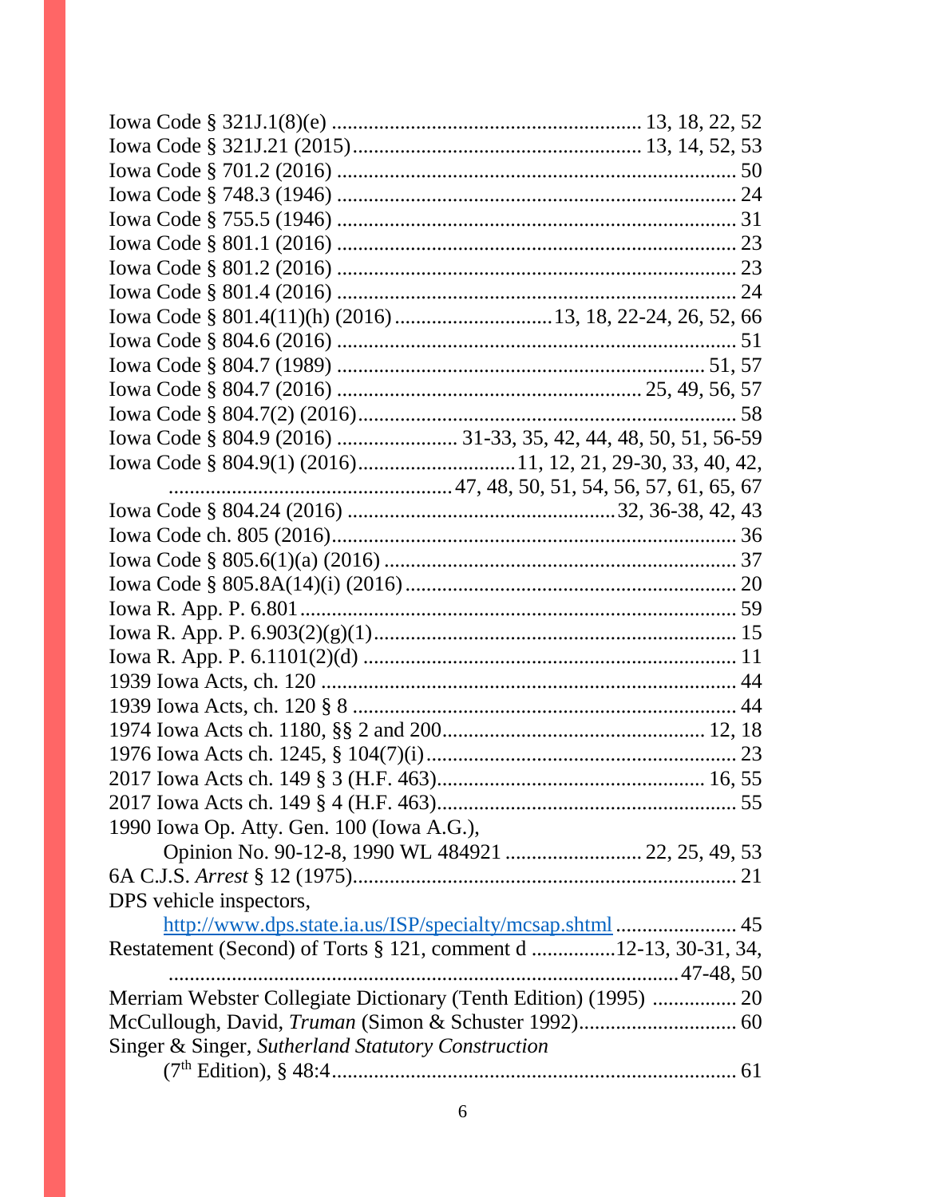Iowa Code § 321J.1(8)(e) .......................................................... 13, 18, 22, 52
Iowa Code § 321J.21 (2015)...................................................... 13, 14, 52, 53
Iowa Code § 701.2 (2016) ........................................................................... 50
Iowa Code § 748.3 (1946) ........................................................................... 24
Iowa Code § 755.5 (1946) ........................................................................... 31
Iowa Code § 801.1 (2016) ........................................................................... 23
Iowa Code § 801.2 (2016) ........................................................................... 23
Iowa Code § 801.4 (2016) ........................................................................... 24
Iowa Code § 801.4(11)(h) (2016) .............................13, 18, 22-24, 26, 52, 66
Iowa Code § 804.6 (2016) ........................................................................... 51
Iowa Code § 804.7 (1989) ...................................................................... 51, 57
Iowa Code § 804.7 (2016) ......................................................... 25, 49, 56, 57
Iowa Code § 804.7(2) (2016)....................................................................... 58
Iowa Code § 804.9 (2016) ....................... 31-33, 35, 42, 44, 48, 50, 51, 56-59
Iowa Code § 804.9(1) (2016).............................11, 12, 21, 29-30, 33, 40, 42,
..................................................... 47, 48, 50, 51, 54, 56, 57, 61, 65, 67
Iowa Code § 804.24 (2016) ..................................................32, 36-38, 42, 43
Iowa Code ch. 805 (2016)............................................................................ 36
Iowa Code § 805.6(1)(a) (2016) .................................................................. 37
Iowa Code § 805.8A(14)(i) (2016).............................................................. 20
Iowa R. App. P. 6.801.................................................................................. 59
Iowa R. App. P. 6.903(2)(g)(1).................................................................... 15
Iowa R. App. P. 6.1101(2)(d) ...................................................................... 11
1939 Iowa Acts, ch. 120 .............................................................................. 44
1939 Iowa Acts, ch. 120 § 8 ........................................................................ 44
1974 Iowa Acts ch. 1180, §§ 2 and 200.................................................. 12, 18
1976 Iowa Acts ch. 1245, § 104(7)(i).......................................................... 23
2017 Iowa Acts ch. 149 § 3 (H.F. 463).................................................. 16, 55
2017 Iowa Acts ch. 149 § 4 (H.F. 463)........................................................ 55
1990 Iowa Op. Atty. Gen. 100 (Iowa A.G.),
Opinion No. 90-12-8, 1990 WL 484921 ......................... 22, 25, 49, 53
6A C.J.S. *Arrest* § 12 (1975)........................................................................ 21
DPS vehicle inspectors,
http://www.dps.state.ia.us/ISP/specialty/mcsap.shtml ...................... 45
Restatement (Second) of Torts § 121, comment d ...............12-13, 30-31, 34,
.................................................................................................47-48, 50
Merriam Webster Collegiate Dictionary (Tenth Edition) (1995) ................ 20
McCullough, David, *Truman* (Simon & Schuster 1992)............................. 60
Singer & Singer, *Sutherland Statutory Construction*
(7th Edition), § 48:4........................................................................... 61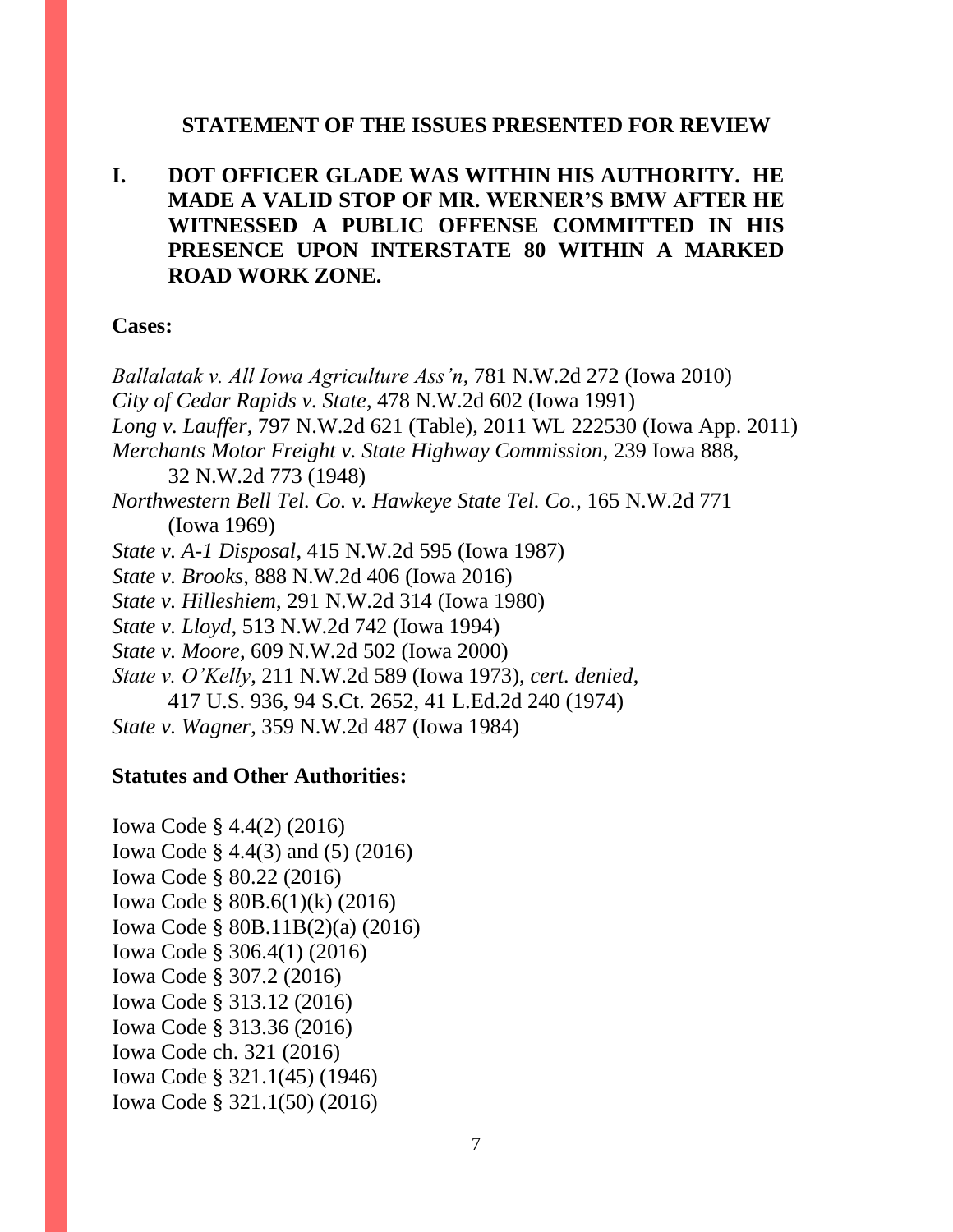## STATEMENT OF THE ISSUES PRESENTED FOR REVIEW

### I. DOT OFFICER GLADE WAS WITHIN HIS AUTHORITY. HE MADE A VALID STOP OF MR. WERNER'S BMW AFTER HE WITNESSED A PUBLIC OFFENSE COMMITTED IN HIS PRESENCE UPON INTERSTATE 80 WITHIN A MARKED ROAD WORK ZONE.

**Cases:**

*Ballalatak v. All Iowa Agriculture Ass'n*, 781 N.W.2d 272 (Iowa 2010)
*City of Cedar Rapids v. State*, 478 N.W.2d 602 (Iowa 1991)
*Long v. Lauffer*, 797 N.W.2d 621 (Table), 2011 WL 222530 (Iowa App. 2011)
*Merchants Motor Freight v. State Highway Commission*, 239 Iowa 888, 32 N.W.2d 773 (1948)
*Northwestern Bell Tel. Co. v. Hawkeye State Tel. Co.*, 165 N.W.2d 771 (Iowa 1969)
*State v. A-1 Disposal*, 415 N.W.2d 595 (Iowa 1987)
*State v. Brooks*, 888 N.W.2d 406 (Iowa 2016)
*State v. Hilleshiem*, 291 N.W.2d 314 (Iowa 1980)
*State v. Lloyd*, 513 N.W.2d 742 (Iowa 1994)
*State v. Moore*, 609 N.W.2d 502 (Iowa 2000)
*State v. O'Kelly*, 211 N.W.2d 589 (Iowa 1973), *cert. denied*, 417 U.S. 936, 94 S.Ct. 2652, 41 L.Ed.2d 240 (1974)
*State v. Wagner*, 359 N.W.2d 487 (Iowa 1984)

**Statutes and Other Authorities:**

Iowa Code § 4.4(2) (2016)
Iowa Code § 4.4(3) and (5) (2016)
Iowa Code § 80.22 (2016)
Iowa Code § 80B.6(1)(k) (2016)
Iowa Code § 80B.11B(2)(a) (2016)
Iowa Code § 306.4(1) (2016)
Iowa Code § 307.2 (2016)
Iowa Code § 313.12 (2016)
Iowa Code § 313.36 (2016)
Iowa Code ch. 321 (2016)
Iowa Code § 321.1(45) (1946)
Iowa Code § 321.1(50) (2016)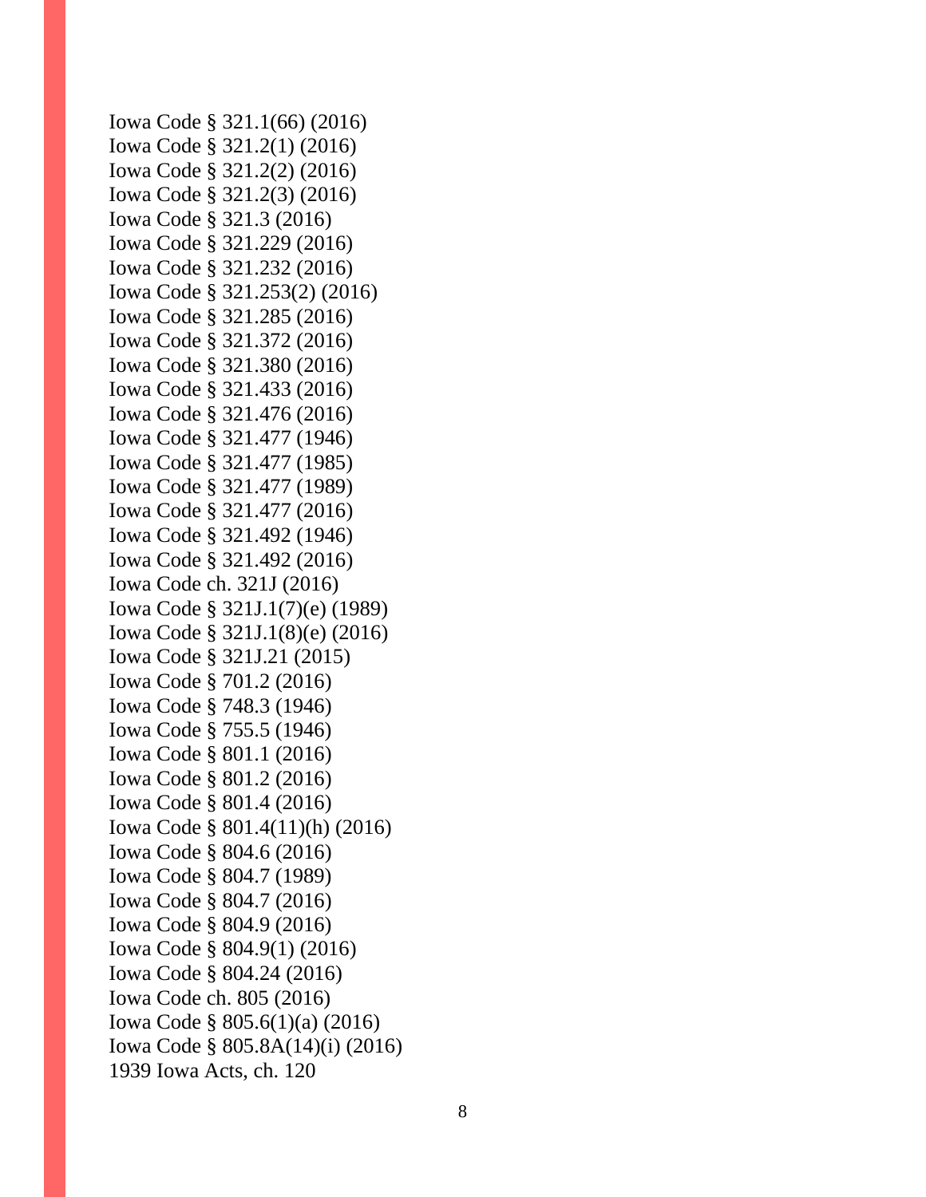Iowa Code § 321.1(66) (2016)
Iowa Code § 321.2(1) (2016)
Iowa Code § 321.2(2) (2016)
Iowa Code § 321.2(3) (2016)
Iowa Code § 321.3 (2016)
Iowa Code § 321.229 (2016)
Iowa Code § 321.232 (2016)
Iowa Code § 321.253(2) (2016)
Iowa Code § 321.285 (2016)
Iowa Code § 321.372 (2016)
Iowa Code § 321.380 (2016)
Iowa Code § 321.433 (2016)
Iowa Code § 321.476 (2016)
Iowa Code § 321.477 (1946)
Iowa Code § 321.477 (1985)
Iowa Code § 321.477 (1989)
Iowa Code § 321.477 (2016)
Iowa Code § 321.492 (1946)
Iowa Code § 321.492 (2016)
Iowa Code ch. 321J (2016)
Iowa Code § 321J.1(7)(e) (1989)
Iowa Code § 321J.1(8)(e) (2016)
Iowa Code § 321J.21 (2015)
Iowa Code § 701.2 (2016)
Iowa Code § 748.3 (1946)
Iowa Code § 755.5 (1946)
Iowa Code § 801.1 (2016)
Iowa Code § 801.2 (2016)
Iowa Code § 801.4 (2016)
Iowa Code § 801.4(11)(h) (2016)
Iowa Code § 804.6 (2016)
Iowa Code § 804.7 (1989)
Iowa Code § 804.7 (2016)
Iowa Code § 804.9 (2016)
Iowa Code § 804.9(1) (2016)
Iowa Code § 804.24 (2016)
Iowa Code ch. 805 (2016)
Iowa Code § 805.6(1)(a) (2016)
Iowa Code § 805.8A(14)(i) (2016)
1939 Iowa Acts, ch. 120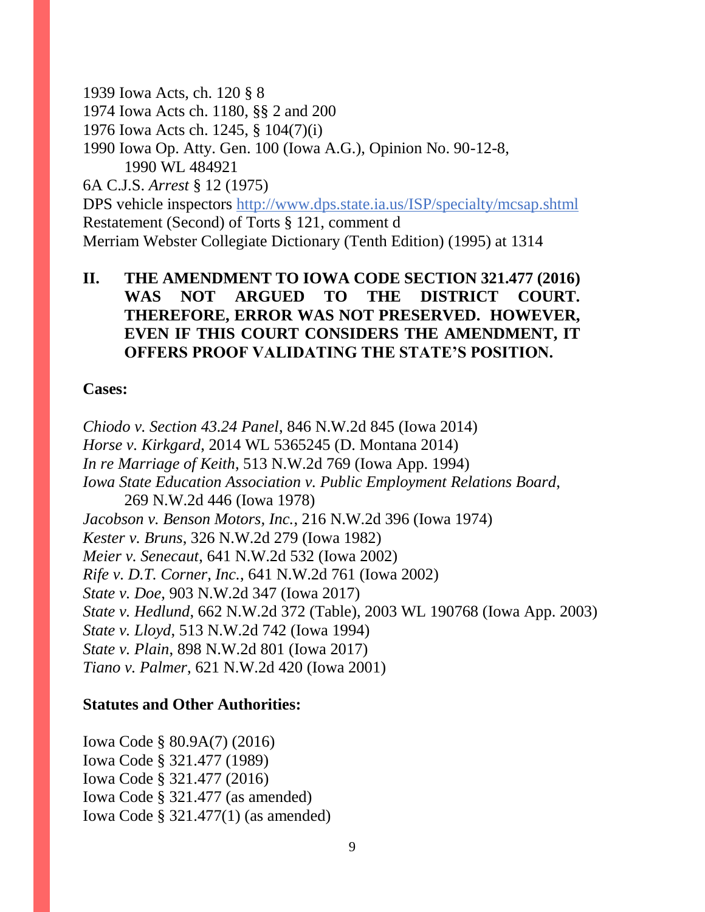1939 Iowa Acts, ch. 120 § 8
1974 Iowa Acts ch. 1180, §§ 2 and 200
1976 Iowa Acts ch. 1245, § 104(7)(i)
1990 Iowa Op. Atty. Gen. 100 (Iowa A.G.), Opinion No. 90-12-8,
  1990 WL 484921
6A C.J.S. *Arrest* § 12 (1975)
DPS vehicle inspectors http://www.dps.state.ia.us/ISP/specialty/mcsap.shtml
Restatement (Second) of Torts § 121, comment d
Merriam Webster Collegiate Dictionary (Tenth Edition) (1995) at 1314

## II. THE AMENDMENT TO IOWA CODE SECTION 321.477 (2016) WAS NOT ARGUED TO THE DISTRICT COURT. THEREFORE, ERROR WAS NOT PRESERVED. HOWEVER, EVEN IF THIS COURT CONSIDERS THE AMENDMENT, IT OFFERS PROOF VALIDATING THE STATE'S POSITION.

**Cases:**

*Chiodo v. Section 43.24 Panel*, 846 N.W.2d 845 (Iowa 2014)
*Horse v. Kirkgard*, 2014 WL 5365245 (D. Montana 2014)
*In re Marriage of Keith*, 513 N.W.2d 769 (Iowa App. 1994)
*Iowa State Education Association v. Public Employment Relations Board*,
  269 N.W.2d 446 (Iowa 1978)
*Jacobson v. Benson Motors, Inc.*, 216 N.W.2d 396 (Iowa 1974)
*Kester v. Bruns*, 326 N.W.2d 279 (Iowa 1982)
*Meier v. Senecaut*, 641 N.W.2d 532 (Iowa 2002)
*Rife v. D.T. Corner, Inc.*, 641 N.W.2d 761 (Iowa 2002)
*State v. Doe*, 903 N.W.2d 347 (Iowa 2017)
*State v. Hedlund*, 662 N.W.2d 372 (Table), 2003 WL 190768 (Iowa App. 2003)
*State v. Lloyd*, 513 N.W.2d 742 (Iowa 1994)
*State v. Plain*, 898 N.W.2d 801 (Iowa 2017)
*Tiano v. Palmer*, 621 N.W.2d 420 (Iowa 2001)

**Statutes and Other Authorities:**

Iowa Code § 80.9A(7) (2016)
Iowa Code § 321.477 (1989)
Iowa Code § 321.477 (2016)
Iowa Code § 321.477 (as amended)
Iowa Code § 321.477(1) (as amended)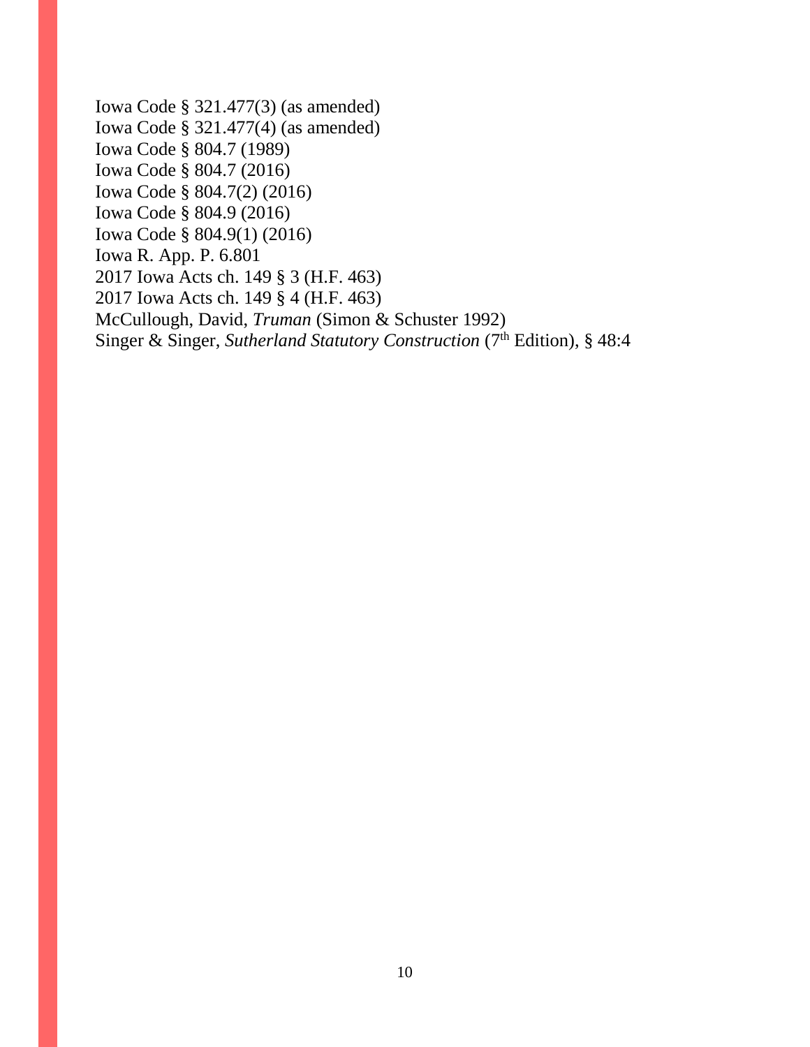Iowa Code § 321.477(3) (as amended)
Iowa Code § 321.477(4) (as amended)
Iowa Code § 804.7 (1989)
Iowa Code § 804.7 (2016)
Iowa Code § 804.7(2) (2016)
Iowa Code § 804.9 (2016)
Iowa Code § 804.9(1) (2016)
Iowa R. App. P. 6.801
2017 Iowa Acts ch. 149 § 3 (H.F. 463)
2017 Iowa Acts ch. 149 § 4 (H.F. 463)
McCullough, David, *Truman* (Simon & Schuster 1992)
Singer & Singer, *Sutherland Statutory Construction* (7th Edition), § 48:4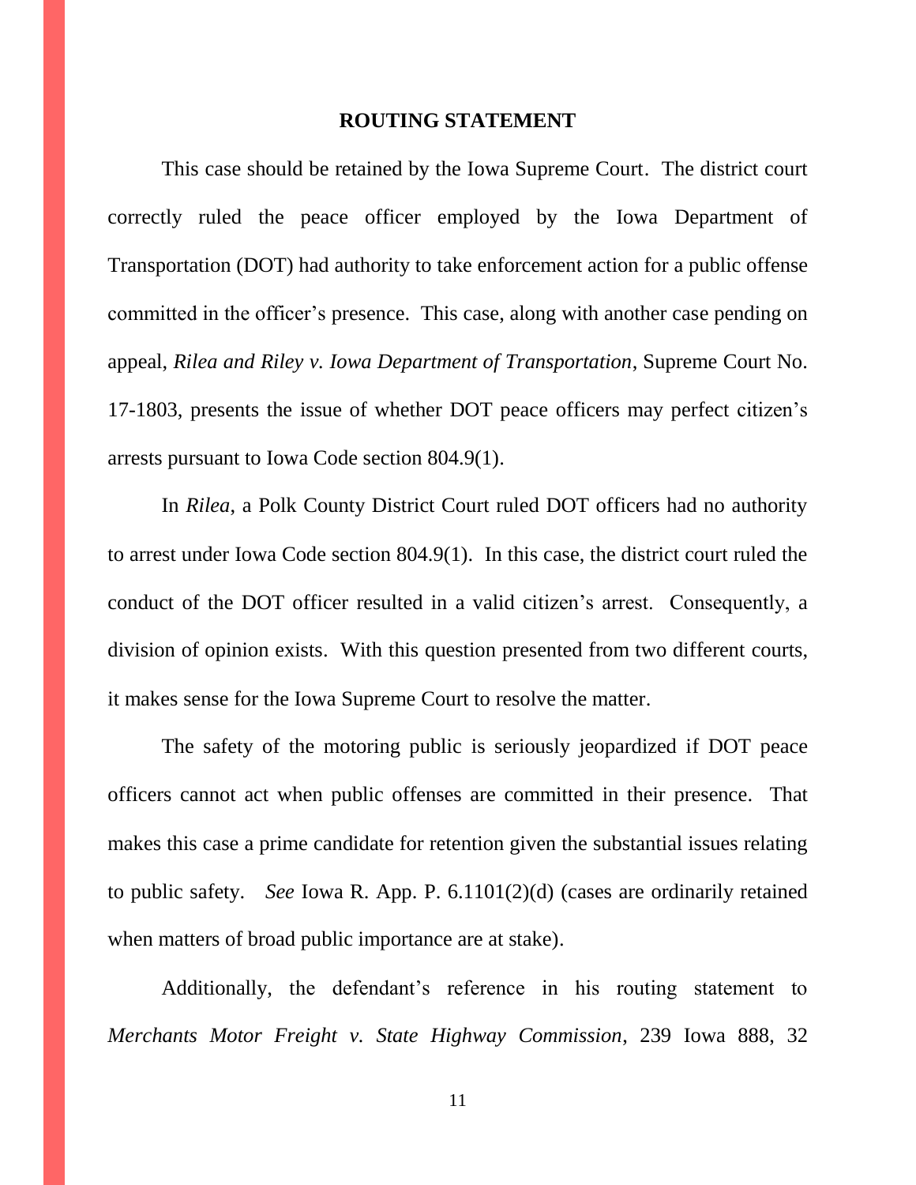## ROUTING STATEMENT

This case should be retained by the Iowa Supreme Court. The district court correctly ruled the peace officer employed by the Iowa Department of Transportation (DOT) had authority to take enforcement action for a public offense committed in the officer's presence. This case, along with another case pending on appeal, *Rilea and Riley v. Iowa Department of Transportation*, Supreme Court No. 17-1803, presents the issue of whether DOT peace officers may perfect citizen's arrests pursuant to Iowa Code section 804.9(1).

In *Rilea*, a Polk County District Court ruled DOT officers had no authority to arrest under Iowa Code section 804.9(1). In this case, the district court ruled the conduct of the DOT officer resulted in a valid citizen's arrest. Consequently, a division of opinion exists. With this question presented from two different courts, it makes sense for the Iowa Supreme Court to resolve the matter.

The safety of the motoring public is seriously jeopardized if DOT peace officers cannot act when public offenses are committed in their presence. That makes this case a prime candidate for retention given the substantial issues relating to public safety. *See* Iowa R. App. P. 6.1101(2)(d) (cases are ordinarily retained when matters of broad public importance are at stake).

Additionally, the defendant's reference in his routing statement to *Merchants Motor Freight v. State Highway Commission*, 239 Iowa 888, 32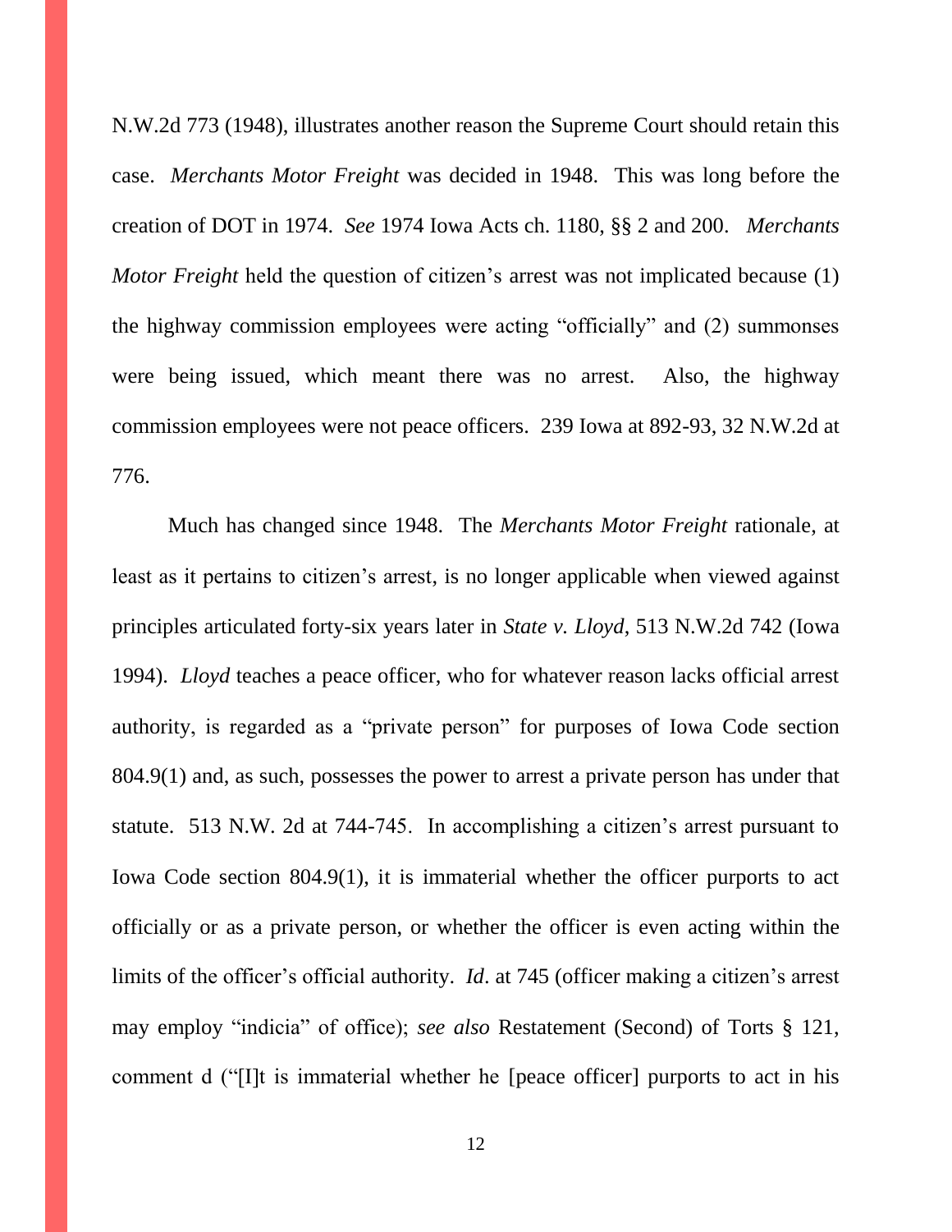N.W.2d 773 (1948), illustrates another reason the Supreme Court should retain this case. *Merchants Motor Freight* was decided in 1948. This was long before the creation of DOT in 1974. *See* 1974 Iowa Acts ch. 1180, §§ 2 and 200. *Merchants Motor Freight* held the question of citizen's arrest was not implicated because (1) the highway commission employees were acting "officially" and (2) summonses were being issued, which meant there was no arrest. Also, the highway commission employees were not peace officers. 239 Iowa at 892-93, 32 N.W.2d at 776.

Much has changed since 1948. The *Merchants Motor Freight* rationale, at least as it pertains to citizen's arrest, is no longer applicable when viewed against principles articulated forty-six years later in *State v. Lloyd*, 513 N.W.2d 742 (Iowa 1994). *Lloyd* teaches a peace officer, who for whatever reason lacks official arrest authority, is regarded as a "private person" for purposes of Iowa Code section 804.9(1) and, as such, possesses the power to arrest a private person has under that statute. 513 N.W. 2d at 744-745. In accomplishing a citizen's arrest pursuant to Iowa Code section 804.9(1), it is immaterial whether the officer purports to act officially or as a private person, or whether the officer is even acting within the limits of the officer's official authority. *Id*. at 745 (officer making a citizen's arrest may employ "indicia" of office); *see also* Restatement (Second) of Torts § 121, comment d ("[I]t is immaterial whether he [peace officer] purports to act in his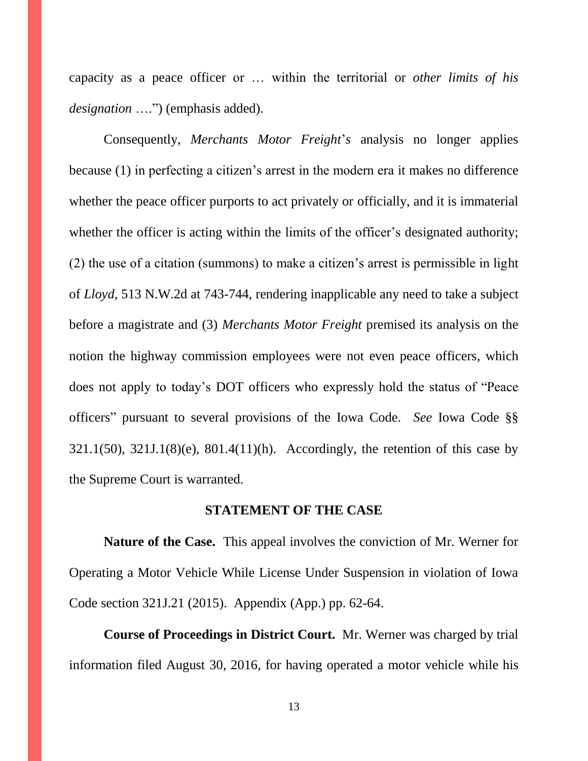capacity as a peace officer or … within the territorial or *other limits of his designation* ….") (emphasis added).

Consequently, *Merchants Motor Freight*'*s* analysis no longer applies because (1) in perfecting a citizen's arrest in the modern era it makes no difference whether the peace officer purports to act privately or officially, and it is immaterial whether the officer is acting within the limits of the officer's designated authority; (2) the use of a citation (summons) to make a citizen's arrest is permissible in light of *Lloyd*, 513 N.W.2d at 743-744, rendering inapplicable any need to take a subject before a magistrate and (3) *Merchants Motor Freight* premised its analysis on the notion the highway commission employees were not even peace officers, which does not apply to today's DOT officers who expressly hold the status of "Peace officers" pursuant to several provisions of the Iowa Code. *See* Iowa Code §§ 321.1(50), 321J.1(8)(e), 801.4(11)(h). Accordingly, the retention of this case by the Supreme Court is warranted.

## STATEMENT OF THE CASE

**Nature of the Case.** This appeal involves the conviction of Mr. Werner for Operating a Motor Vehicle While License Under Suspension in violation of Iowa Code section 321J.21 (2015). Appendix (App.) pp. 62-64.

**Course of Proceedings in District Court.** Mr. Werner was charged by trial information filed August 30, 2016, for having operated a motor vehicle while his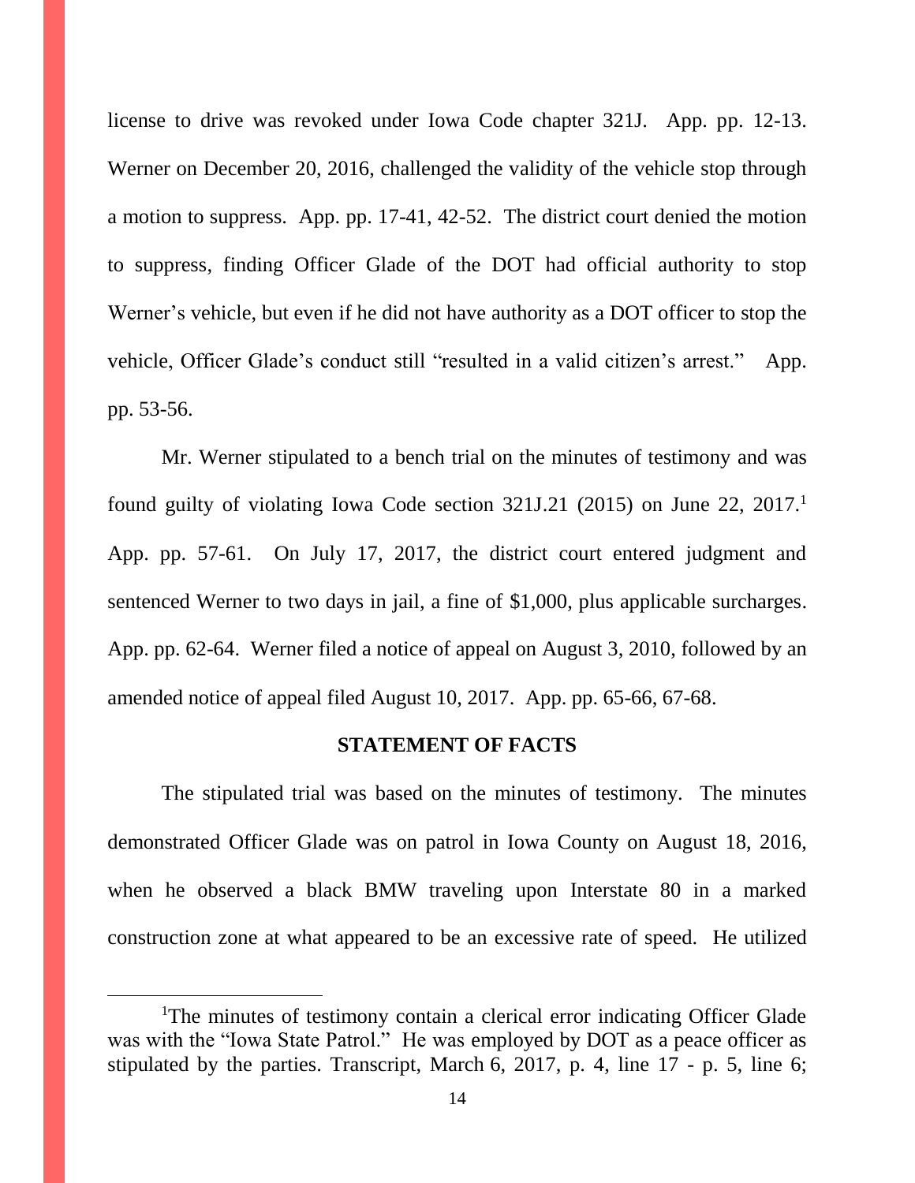license to drive was revoked under Iowa Code chapter 321J. App. pp. 12-13. Werner on December 20, 2016, challenged the validity of the vehicle stop through a motion to suppress. App. pp. 17-41, 42-52. The district court denied the motion to suppress, finding Officer Glade of the DOT had official authority to stop Werner's vehicle, but even if he did not have authority as a DOT officer to stop the vehicle, Officer Glade's conduct still "resulted in a valid citizen's arrest." App. pp. 53-56.

Mr. Werner stipulated to a bench trial on the minutes of testimony and was found guilty of violating Iowa Code section 321J.21 (2015) on June 22, 2017.[1] App. pp. 57-61. On July 17, 2017, the district court entered judgment and sentenced Werner to two days in jail, a fine of $1,000, plus applicable surcharges. App. pp. 62-64. Werner filed a notice of appeal on August 3, 2010, followed by an amended notice of appeal filed August 10, 2017. App. pp. 65-66, 67-68.

## STATEMENT OF FACTS

The stipulated trial was based on the minutes of testimony. The minutes demonstrated Officer Glade was on patrol in Iowa County on August 18, 2016, when he observed a black BMW traveling upon Interstate 80 in a marked construction zone at what appeared to be an excessive rate of speed. He utilized

---

[1]The minutes of testimony contain a clerical error indicating Officer Glade was with the "Iowa State Patrol." He was employed by DOT as a peace officer as stipulated by the parties. Transcript, March 6, 2017, p. 4, line 17 - p. 5, line 6;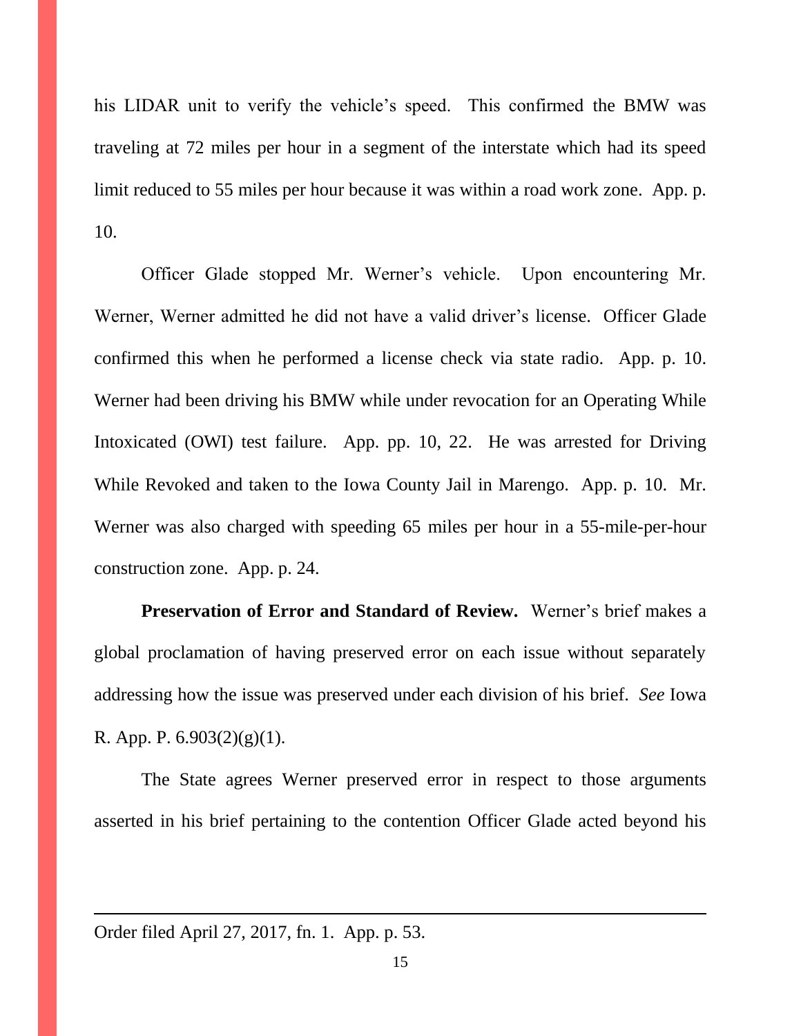his LIDAR unit to verify the vehicle's speed. This confirmed the BMW was traveling at 72 miles per hour in a segment of the interstate which had its speed limit reduced to 55 miles per hour because it was within a road work zone. App. p. 10.

Officer Glade stopped Mr. Werner's vehicle. Upon encountering Mr. Werner, Werner admitted he did not have a valid driver's license. Officer Glade confirmed this when he performed a license check via state radio. App. p. 10. Werner had been driving his BMW while under revocation for an Operating While Intoxicated (OWI) test failure. App. pp. 10, 22. He was arrested for Driving While Revoked and taken to the Iowa County Jail in Marengo. App. p. 10. Mr. Werner was also charged with speeding 65 miles per hour in a 55-mile-per-hour construction zone. App. p. 24.

**Preservation of Error and Standard of Review.** Werner's brief makes a global proclamation of having preserved error on each issue without separately addressing how the issue was preserved under each division of his brief. *See* Iowa R. App. P. 6.903(2)(g)(1).

The State agrees Werner preserved error in respect to those arguments asserted in his brief pertaining to the contention Officer Glade acted beyond his

---

Order filed April 27, 2017, fn. 1. App. p. 53.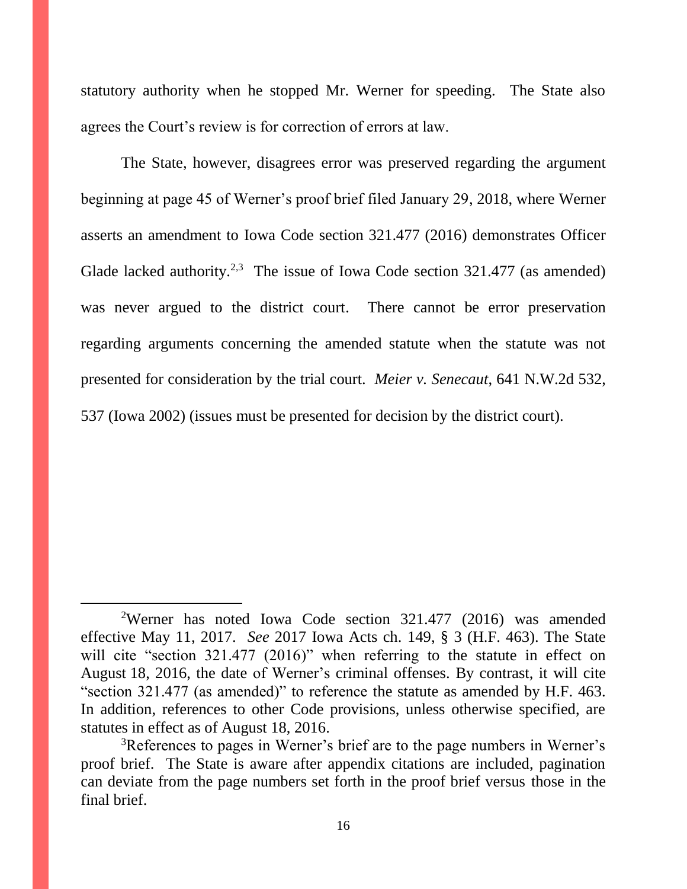statutory authority when he stopped Mr. Werner for speeding. The State also agrees the Court's review is for correction of errors at law.

The State, however, disagrees error was preserved regarding the argument beginning at page 45 of Werner's proof brief filed January 29, 2018, where Werner asserts an amendment to Iowa Code section 321.477 (2016) demonstrates Officer Glade lacked authority.[2,3] The issue of Iowa Code section 321.477 (as amended) was never argued to the district court. There cannot be error preservation regarding arguments concerning the amended statute when the statute was not presented for consideration by the trial court. *Meier v. Senecaut*, 641 N.W.2d 532, 537 (Iowa 2002) (issues must be presented for decision by the district court).

---

[2]Werner has noted Iowa Code section 321.477 (2016) was amended effective May 11, 2017. *See* 2017 Iowa Acts ch. 149, § 3 (H.F. 463). The State will cite "section 321.477 (2016)" when referring to the statute in effect on August 18, 2016, the date of Werner's criminal offenses. By contrast, it will cite "section 321.477 (as amended)" to reference the statute as amended by H.F. 463. In addition, references to other Code provisions, unless otherwise specified, are statutes in effect as of August 18, 2016.

[3]References to pages in Werner's brief are to the page numbers in Werner's proof brief. The State is aware after appendix citations are included, pagination can deviate from the page numbers set forth in the proof brief versus those in the final brief.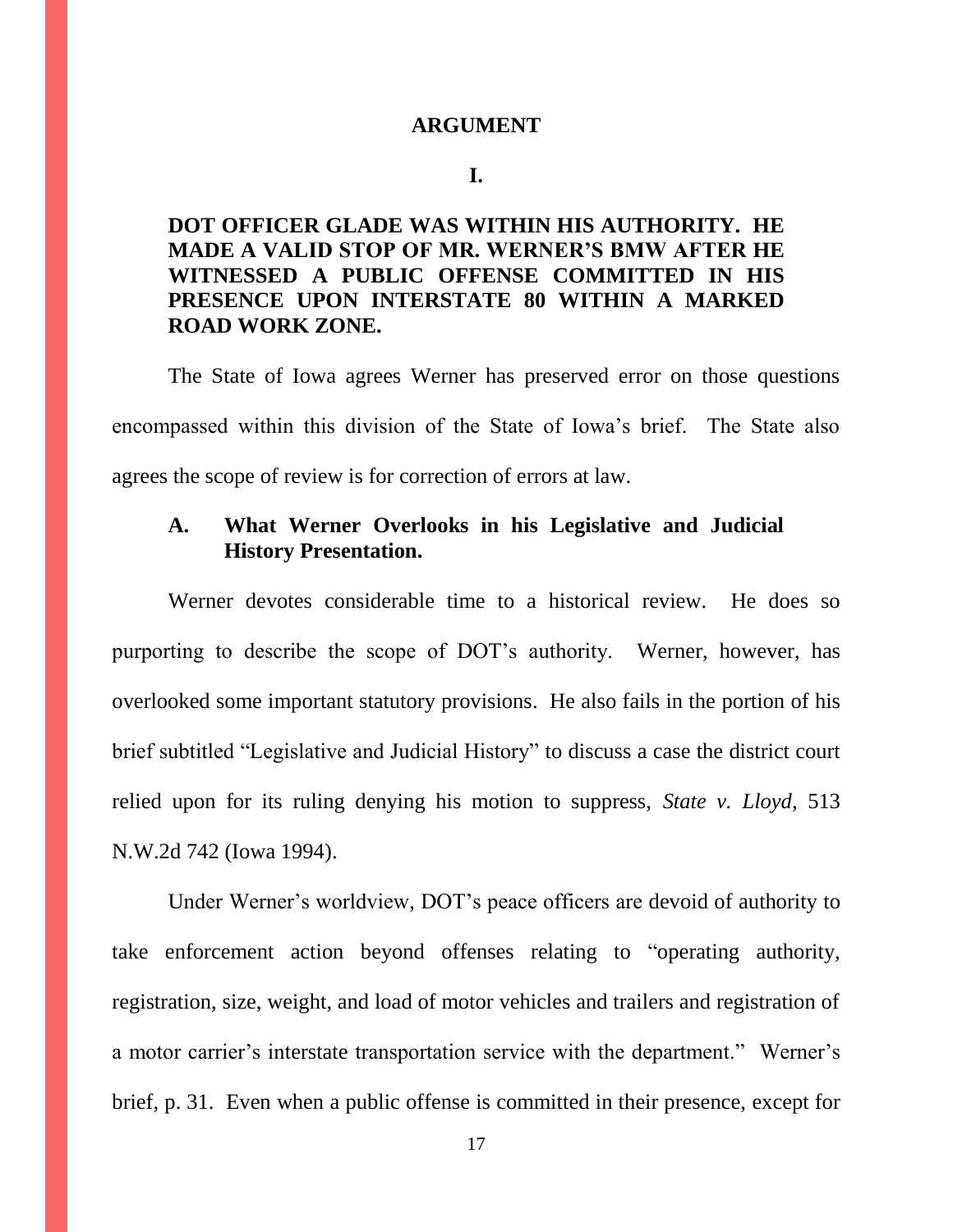## ARGUMENT

### I.

### DOT OFFICER GLADE WAS WITHIN HIS AUTHORITY. HE MADE A VALID STOP OF MR. WERNER'S BMW AFTER HE WITNESSED A PUBLIC OFFENSE COMMITTED IN HIS PRESENCE UPON INTERSTATE 80 WITHIN A MARKED ROAD WORK ZONE.

The State of Iowa agrees Werner has preserved error on those questions encompassed within this division of the State of Iowa's brief. The State also agrees the scope of review is for correction of errors at law.

#### A. What Werner Overlooks in his Legislative and Judicial History Presentation.

Werner devotes considerable time to a historical review. He does so purporting to describe the scope of DOT's authority. Werner, however, has overlooked some important statutory provisions. He also fails in the portion of his brief subtitled "Legislative and Judicial History" to discuss a case the district court relied upon for its ruling denying his motion to suppress, *State v. Lloyd*, 513 N.W.2d 742 (Iowa 1994).

Under Werner's worldview, DOT's peace officers are devoid of authority to take enforcement action beyond offenses relating to "operating authority, registration, size, weight, and load of motor vehicles and trailers and registration of a motor carrier's interstate transportation service with the department." Werner's brief, p. 31. Even when a public offense is committed in their presence, except for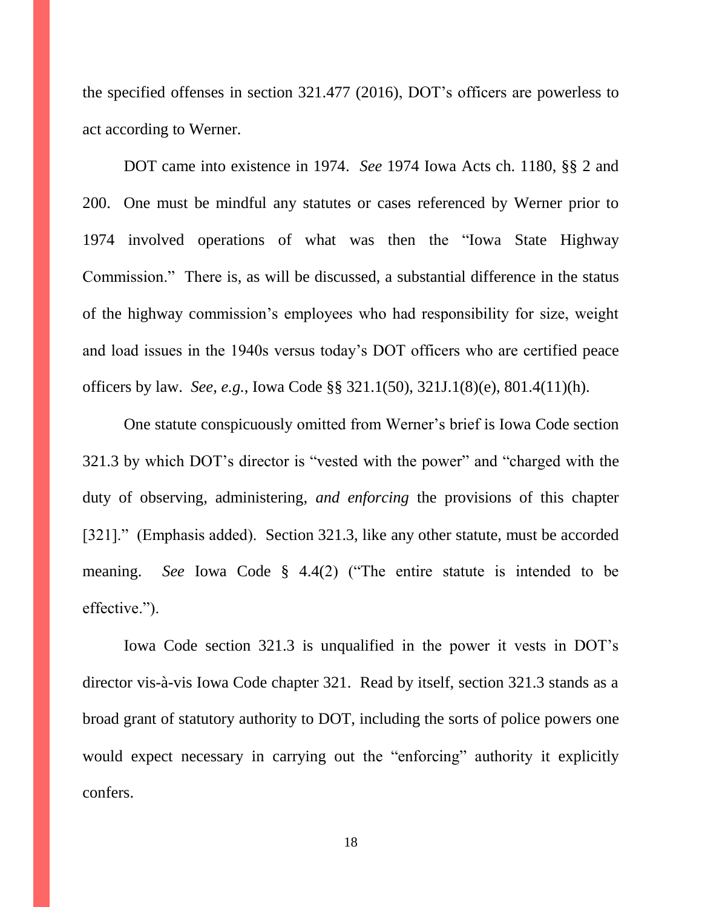the specified offenses in section 321.477 (2016), DOT's officers are powerless to act according to Werner.

DOT came into existence in 1974. *See* 1974 Iowa Acts ch. 1180, §§ 2 and 200. One must be mindful any statutes or cases referenced by Werner prior to 1974 involved operations of what was then the "Iowa State Highway Commission." There is, as will be discussed, a substantial difference in the status of the highway commission's employees who had responsibility for size, weight and load issues in the 1940s versus today's DOT officers who are certified peace officers by law. *See*, *e.g.*, Iowa Code §§ 321.1(50), 321J.1(8)(e), 801.4(11)(h).

One statute conspicuously omitted from Werner's brief is Iowa Code section 321.3 by which DOT's director is "vested with the power" and "charged with the duty of observing, administering, *and enforcing* the provisions of this chapter [321]." (Emphasis added). Section 321.3, like any other statute, must be accorded meaning. *See* Iowa Code § 4.4(2) ("The entire statute is intended to be effective.").

Iowa Code section 321.3 is unqualified in the power it vests in DOT's director vis-à-vis Iowa Code chapter 321. Read by itself, section 321.3 stands as a broad grant of statutory authority to DOT, including the sorts of police powers one would expect necessary in carrying out the "enforcing" authority it explicitly confers.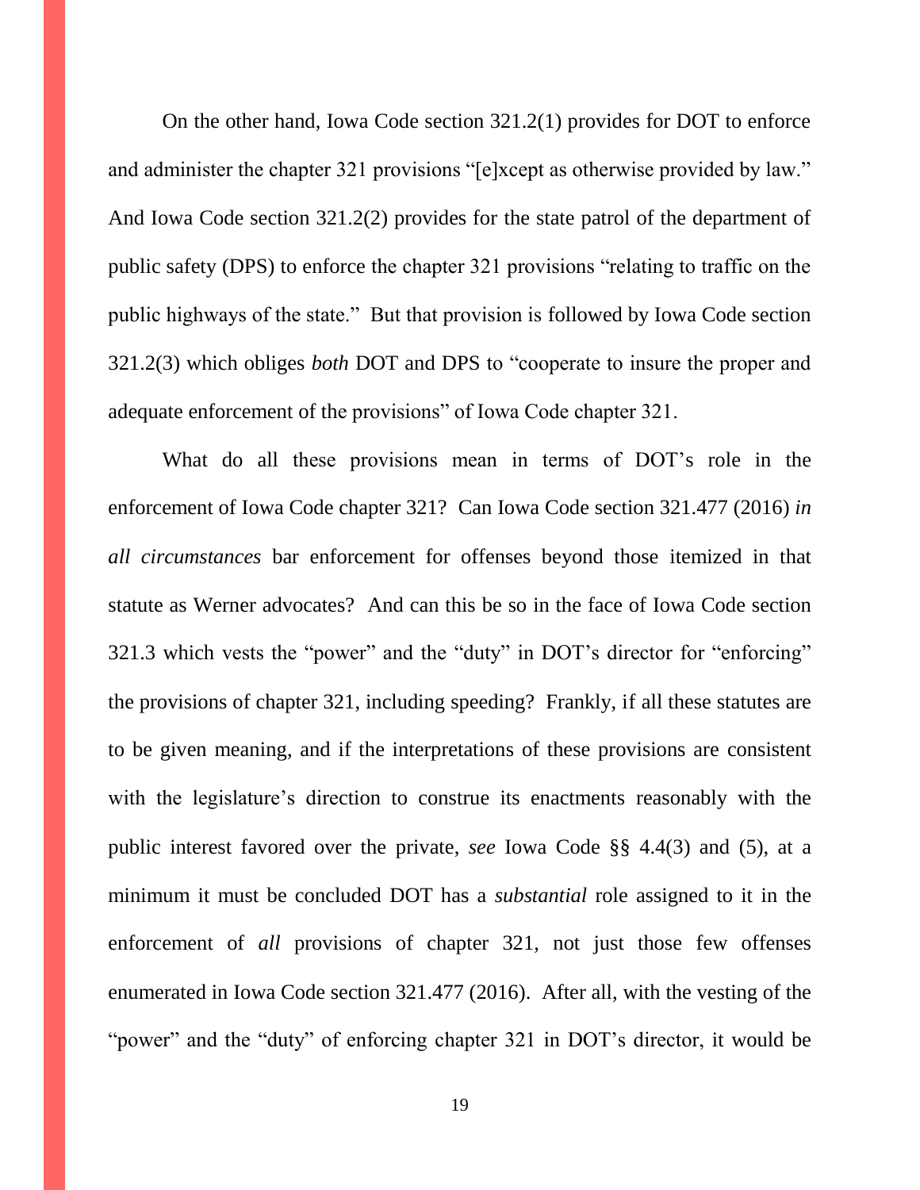On the other hand, Iowa Code section 321.2(1) provides for DOT to enforce and administer the chapter 321 provisions "[e]xcept as otherwise provided by law." And Iowa Code section 321.2(2) provides for the state patrol of the department of public safety (DPS) to enforce the chapter 321 provisions "relating to traffic on the public highways of the state." But that provision is followed by Iowa Code section 321.2(3) which obliges *both* DOT and DPS to "cooperate to insure the proper and adequate enforcement of the provisions" of Iowa Code chapter 321.

What do all these provisions mean in terms of DOT's role in the enforcement of Iowa Code chapter 321? Can Iowa Code section 321.477 (2016) *in all circumstances* bar enforcement for offenses beyond those itemized in that statute as Werner advocates? And can this be so in the face of Iowa Code section 321.3 which vests the "power" and the "duty" in DOT's director for "enforcing" the provisions of chapter 321, including speeding? Frankly, if all these statutes are to be given meaning, and if the interpretations of these provisions are consistent with the legislature's direction to construe its enactments reasonably with the public interest favored over the private, *see* Iowa Code §§ 4.4(3) and (5), at a minimum it must be concluded DOT has a *substantial* role assigned to it in the enforcement of *all* provisions of chapter 321, not just those few offenses enumerated in Iowa Code section 321.477 (2016). After all, with the vesting of the "power" and the "duty" of enforcing chapter 321 in DOT's director, it would be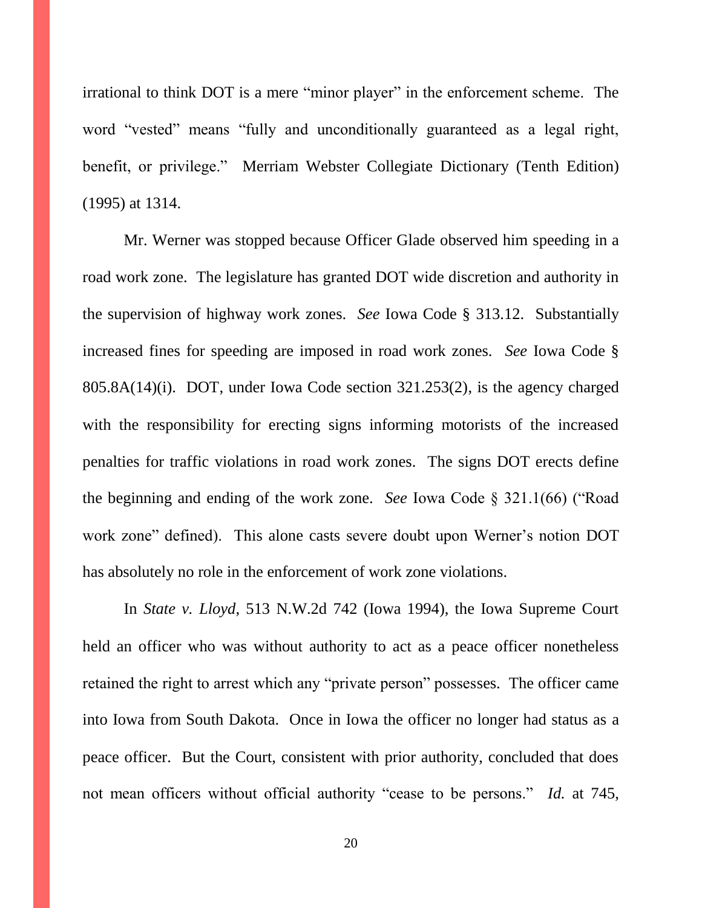irrational to think DOT is a mere "minor player" in the enforcement scheme. The word "vested" means "fully and unconditionally guaranteed as a legal right, benefit, or privilege." Merriam Webster Collegiate Dictionary (Tenth Edition) (1995) at 1314.

Mr. Werner was stopped because Officer Glade observed him speeding in a road work zone. The legislature has granted DOT wide discretion and authority in the supervision of highway work zones. *See* Iowa Code § 313.12. Substantially increased fines for speeding are imposed in road work zones. *See* Iowa Code § 805.8A(14)(i). DOT, under Iowa Code section 321.253(2), is the agency charged with the responsibility for erecting signs informing motorists of the increased penalties for traffic violations in road work zones. The signs DOT erects define the beginning and ending of the work zone. *See* Iowa Code § 321.1(66) ("Road work zone" defined). This alone casts severe doubt upon Werner's notion DOT has absolutely no role in the enforcement of work zone violations.

In *State v. Lloyd*, 513 N.W.2d 742 (Iowa 1994), the Iowa Supreme Court held an officer who was without authority to act as a peace officer nonetheless retained the right to arrest which any "private person" possesses. The officer came into Iowa from South Dakota. Once in Iowa the officer no longer had status as a peace officer. But the Court, consistent with prior authority, concluded that does not mean officers without official authority "cease to be persons." *Id.* at 745,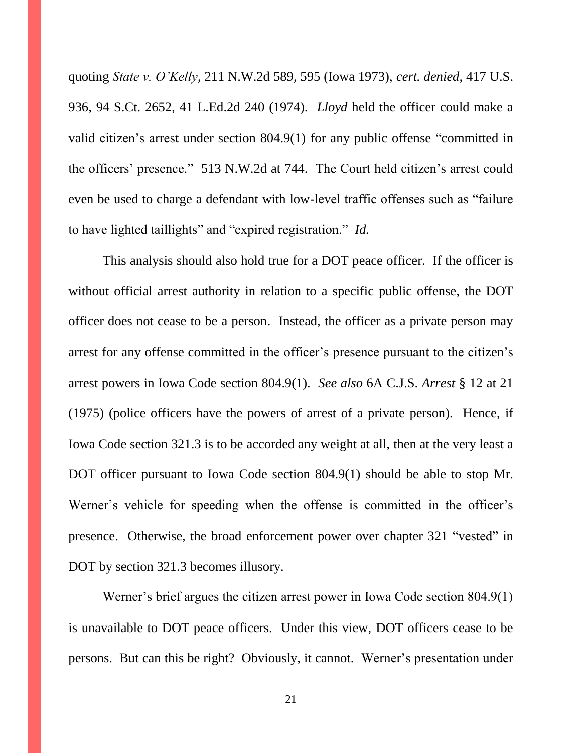quoting *State v. O'Kelly*, 211 N.W.2d 589, 595 (Iowa 1973), *cert. denied*, 417 U.S. 936, 94 S.Ct. 2652, 41 L.Ed.2d 240 (1974). *Lloyd* held the officer could make a valid citizen's arrest under section 804.9(1) for any public offense "committed in the officers' presence." 513 N.W.2d at 744. The Court held citizen's arrest could even be used to charge a defendant with low-level traffic offenses such as "failure to have lighted taillights" and "expired registration." *Id.*

This analysis should also hold true for a DOT peace officer. If the officer is without official arrest authority in relation to a specific public offense, the DOT officer does not cease to be a person. Instead, the officer as a private person may arrest for any offense committed in the officer's presence pursuant to the citizen's arrest powers in Iowa Code section 804.9(1). *See also* 6A C.J.S. *Arrest* § 12 at 21 (1975) (police officers have the powers of arrest of a private person). Hence, if Iowa Code section 321.3 is to be accorded any weight at all, then at the very least a DOT officer pursuant to Iowa Code section 804.9(1) should be able to stop Mr. Werner's vehicle for speeding when the offense is committed in the officer's presence. Otherwise, the broad enforcement power over chapter 321 "vested" in DOT by section 321.3 becomes illusory.

Werner's brief argues the citizen arrest power in Iowa Code section 804.9(1) is unavailable to DOT peace officers. Under this view, DOT officers cease to be persons. But can this be right? Obviously, it cannot. Werner's presentation under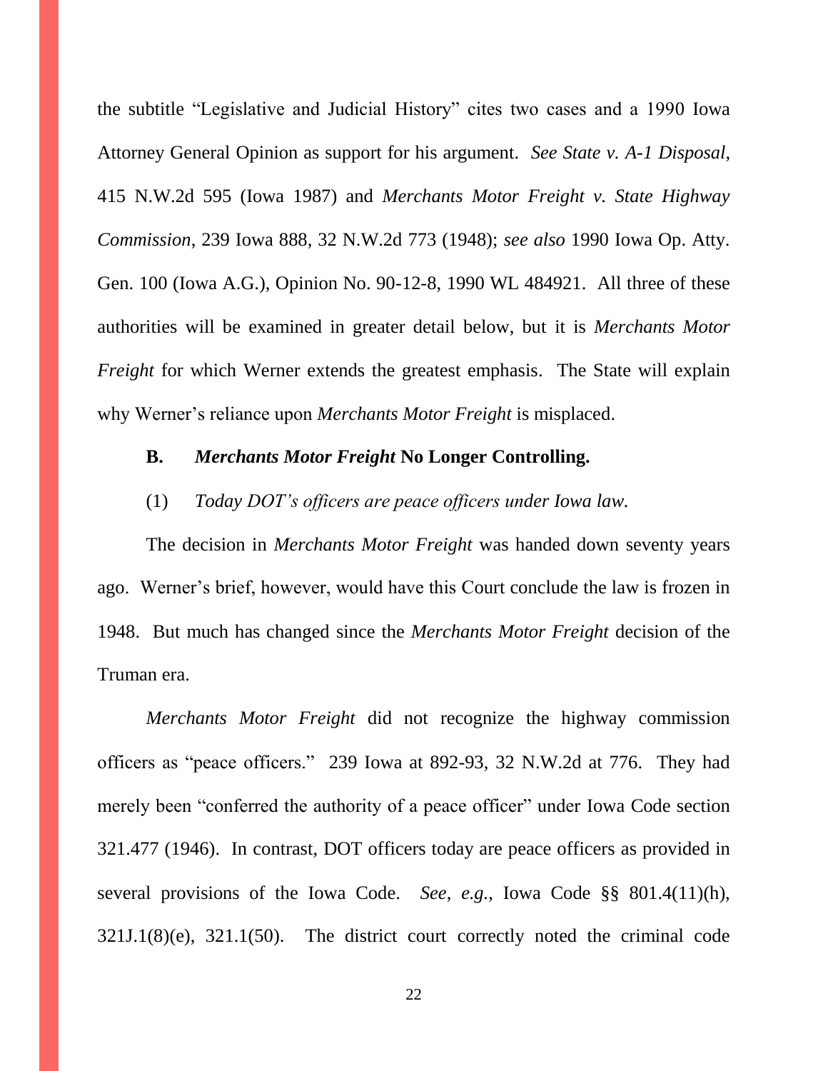the subtitle "Legislative and Judicial History" cites two cases and a 1990 Iowa Attorney General Opinion as support for his argument. *See State v. A-1 Disposal*, 415 N.W.2d 595 (Iowa 1987) and *Merchants Motor Freight v. State Highway Commission*, 239 Iowa 888, 32 N.W.2d 773 (1948); *see also* 1990 Iowa Op. Atty. Gen. 100 (Iowa A.G.), Opinion No. 90-12-8, 1990 WL 484921. All three of these authorities will be examined in greater detail below, but it is *Merchants Motor Freight* for which Werner extends the greatest emphasis. The State will explain why Werner's reliance upon *Merchants Motor Freight* is misplaced.

**B. *Merchants Motor Freight* No Longer Controlling.**

(1) *Today DOT's officers are peace officers under Iowa law.*

The decision in *Merchants Motor Freight* was handed down seventy years ago. Werner's brief, however, would have this Court conclude the law is frozen in 1948. But much has changed since the *Merchants Motor Freight* decision of the Truman era.

*Merchants Motor Freight* did not recognize the highway commission officers as "peace officers." 239 Iowa at 892-93, 32 N.W.2d at 776. They had merely been "conferred the authority of a peace officer" under Iowa Code section 321.477 (1946). In contrast, DOT officers today are peace officers as provided in several provisions of the Iowa Code. *See*, *e.g.*, Iowa Code §§ 801.4(11)(h), 321J.1(8)(e), 321.1(50). The district court correctly noted the criminal code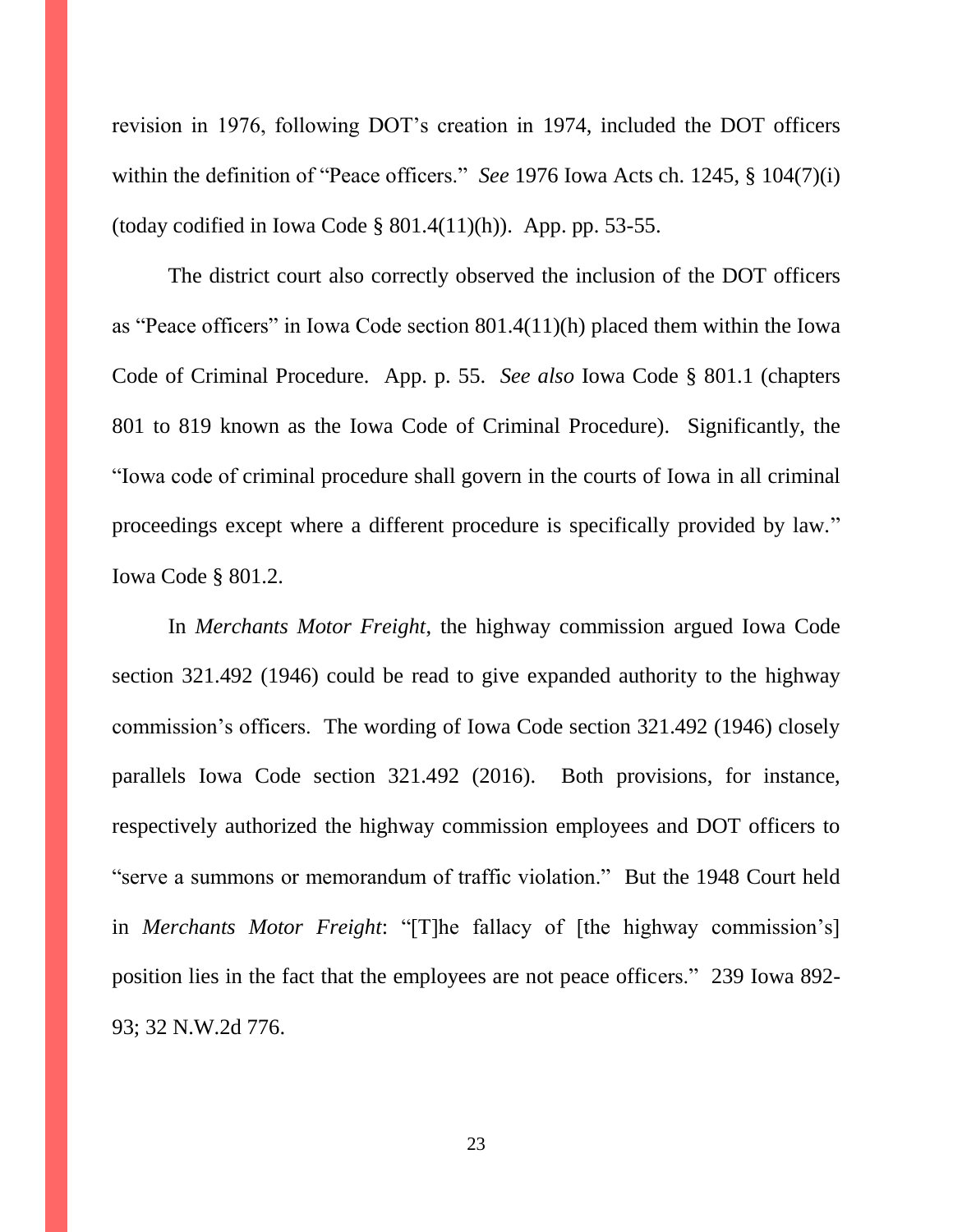revision in 1976, following DOT's creation in 1974, included the DOT officers within the definition of "Peace officers." *See* 1976 Iowa Acts ch. 1245, § 104(7)(i) (today codified in Iowa Code § 801.4(11)(h)). App. pp. 53-55.

The district court also correctly observed the inclusion of the DOT officers as "Peace officers" in Iowa Code section 801.4(11)(h) placed them within the Iowa Code of Criminal Procedure. App. p. 55. *See also* Iowa Code § 801.1 (chapters 801 to 819 known as the Iowa Code of Criminal Procedure). Significantly, the "Iowa code of criminal procedure shall govern in the courts of Iowa in all criminal proceedings except where a different procedure is specifically provided by law." Iowa Code § 801.2.

In *Merchants Motor Freight*, the highway commission argued Iowa Code section 321.492 (1946) could be read to give expanded authority to the highway commission's officers. The wording of Iowa Code section 321.492 (1946) closely parallels Iowa Code section 321.492 (2016). Both provisions, for instance, respectively authorized the highway commission employees and DOT officers to "serve a summons or memorandum of traffic violation." But the 1948 Court held in *Merchants Motor Freight*: "[T]he fallacy of [the highway commission's] position lies in the fact that the employees are not peace officers." 239 Iowa 892-93; 32 N.W.2d 776.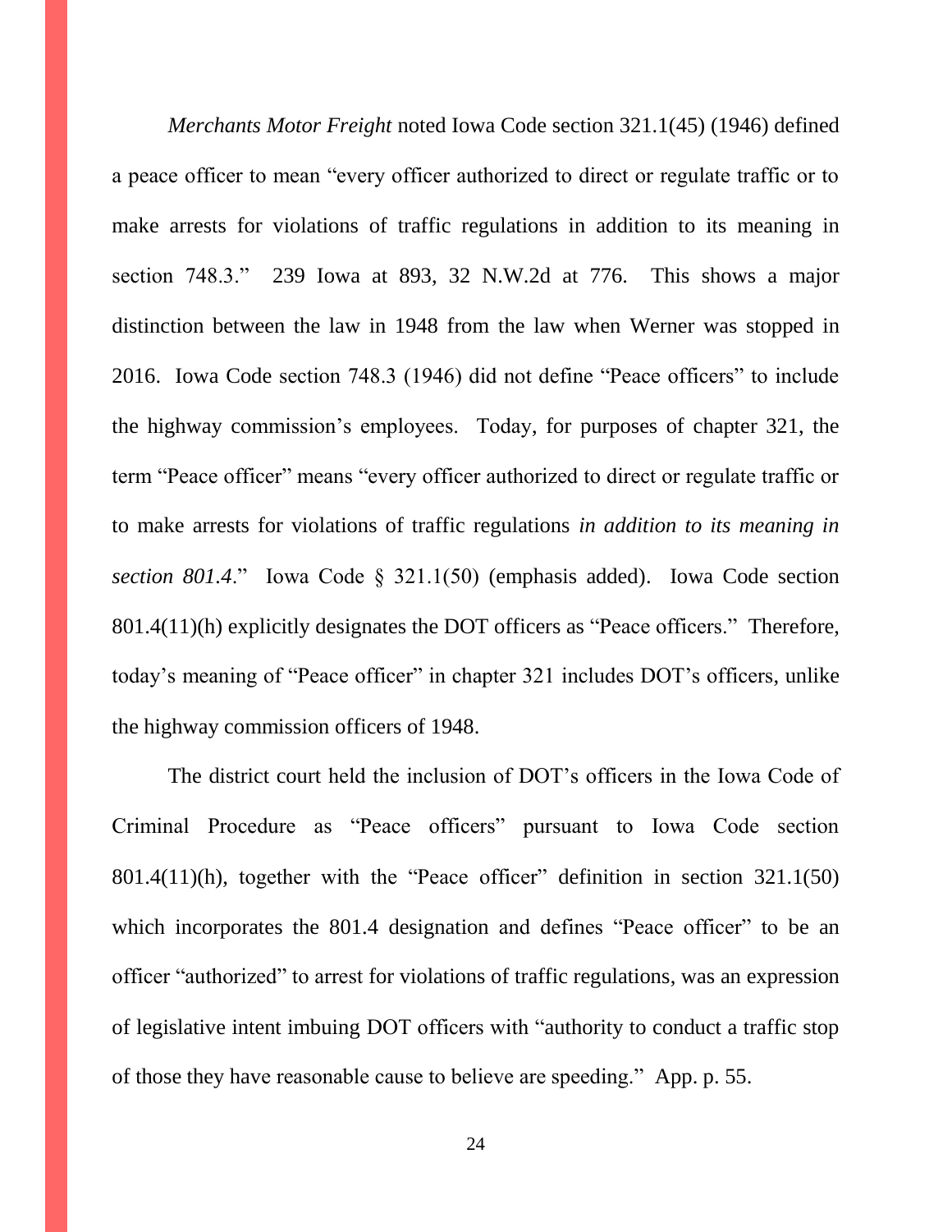*Merchants Motor Freight* noted Iowa Code section 321.1(45) (1946) defined a peace officer to mean "every officer authorized to direct or regulate traffic or to make arrests for violations of traffic regulations in addition to its meaning in section 748.3." 239 Iowa at 893, 32 N.W.2d at 776. This shows a major distinction between the law in 1948 from the law when Werner was stopped in 2016. Iowa Code section 748.3 (1946) did not define "Peace officers" to include the highway commission's employees. Today, for purposes of chapter 321, the term "Peace officer" means "every officer authorized to direct or regulate traffic or to make arrests for violations of traffic regulations *in addition to its meaning in section 801.4*." Iowa Code § 321.1(50) (emphasis added). Iowa Code section 801.4(11)(h) explicitly designates the DOT officers as "Peace officers." Therefore, today's meaning of "Peace officer" in chapter 321 includes DOT's officers, unlike the highway commission officers of 1948.

The district court held the inclusion of DOT's officers in the Iowa Code of Criminal Procedure as "Peace officers" pursuant to Iowa Code section 801.4(11)(h), together with the "Peace officer" definition in section 321.1(50) which incorporates the 801.4 designation and defines "Peace officer" to be an officer "authorized" to arrest for violations of traffic regulations, was an expression of legislative intent imbuing DOT officers with "authority to conduct a traffic stop of those they have reasonable cause to believe are speeding." App. p. 55.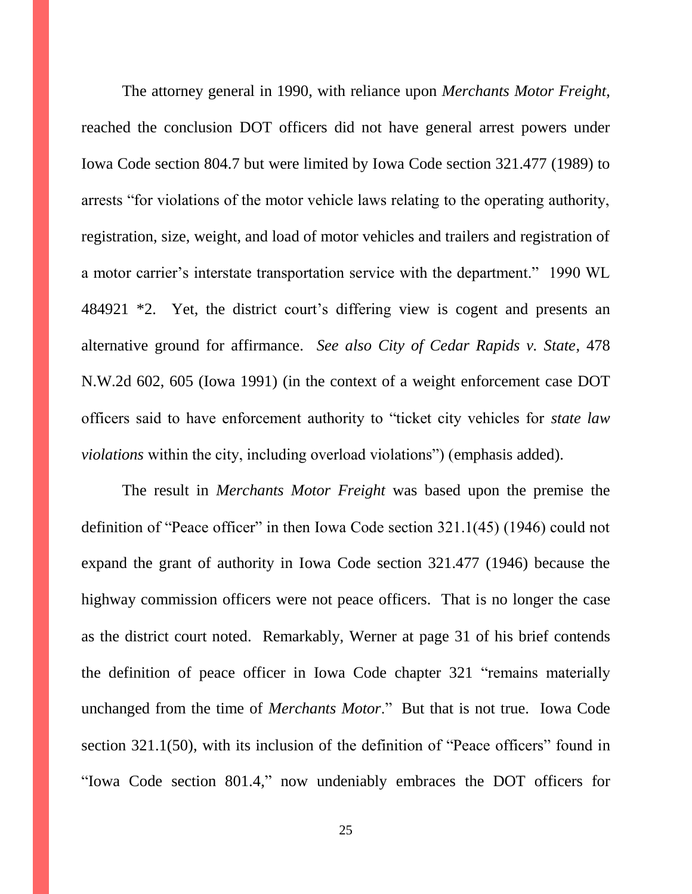The attorney general in 1990, with reliance upon *Merchants Motor Freight*, reached the conclusion DOT officers did not have general arrest powers under Iowa Code section 804.7 but were limited by Iowa Code section 321.477 (1989) to arrests "for violations of the motor vehicle laws relating to the operating authority, registration, size, weight, and load of motor vehicles and trailers and registration of a motor carrier's interstate transportation service with the department." 1990 WL 484921 *2. Yet, the district court's differing view is cogent and presents an alternative ground for affirmance. *See also City of Cedar Rapids v. State*, 478 N.W.2d 602, 605 (Iowa 1991) (in the context of a weight enforcement case DOT officers said to have enforcement authority to "ticket city vehicles for *state law violations* within the city, including overload violations") (emphasis added).

The result in *Merchants Motor Freight* was based upon the premise the definition of "Peace officer" in then Iowa Code section 321.1(45) (1946) could not expand the grant of authority in Iowa Code section 321.477 (1946) because the highway commission officers were not peace officers. That is no longer the case as the district court noted. Remarkably, Werner at page 31 of his brief contends the definition of peace officer in Iowa Code chapter 321 "remains materially unchanged from the time of *Merchants Motor*." But that is not true. Iowa Code section 321.1(50), with its inclusion of the definition of "Peace officers" found in "Iowa Code section 801.4," now undeniably embraces the DOT officers for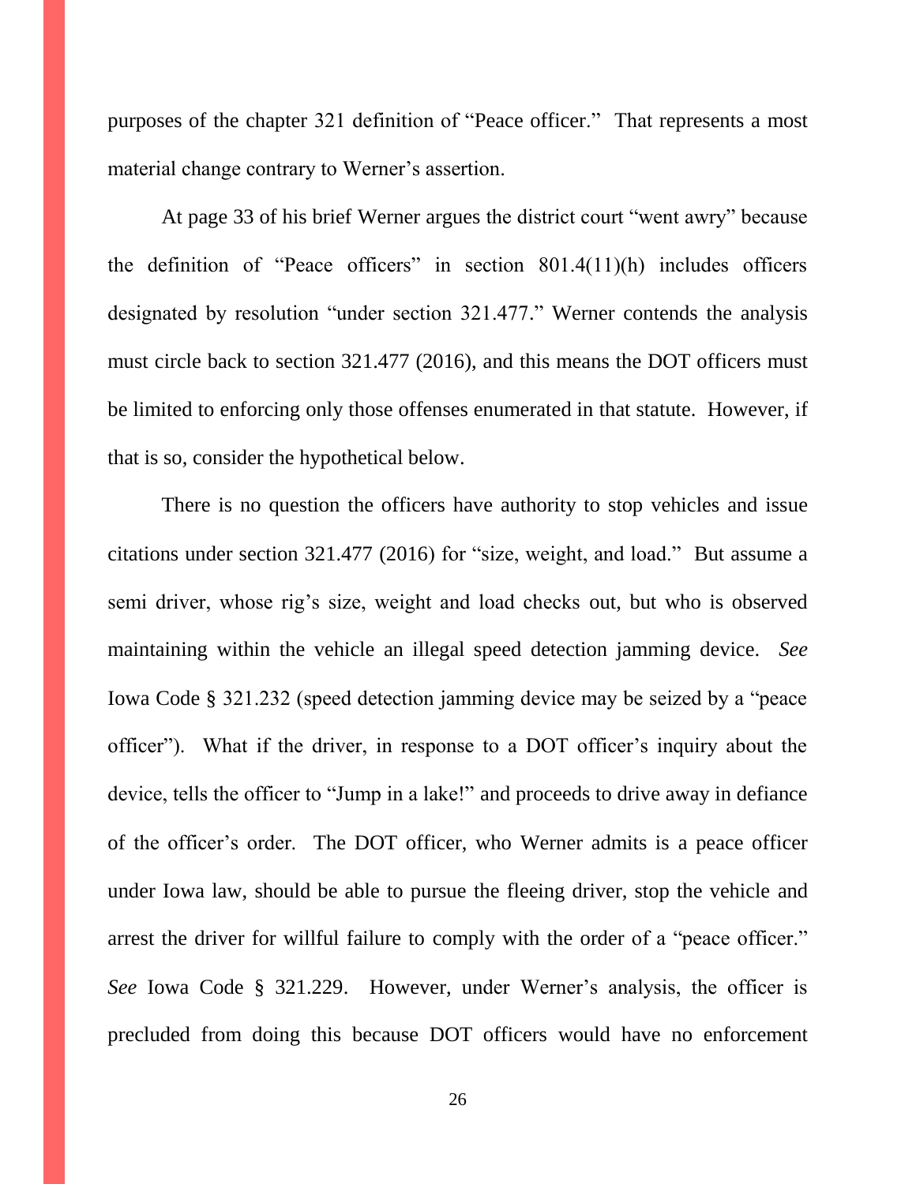purposes of the chapter 321 definition of "Peace officer." That represents a most material change contrary to Werner's assertion.

At page 33 of his brief Werner argues the district court "went awry" because the definition of "Peace officers" in section 801.4(11)(h) includes officers designated by resolution "under section 321.477." Werner contends the analysis must circle back to section 321.477 (2016), and this means the DOT officers must be limited to enforcing only those offenses enumerated in that statute. However, if that is so, consider the hypothetical below.

There is no question the officers have authority to stop vehicles and issue citations under section 321.477 (2016) for "size, weight, and load." But assume a semi driver, whose rig's size, weight and load checks out, but who is observed maintaining within the vehicle an illegal speed detection jamming device. *See* Iowa Code § 321.232 (speed detection jamming device may be seized by a "peace officer"). What if the driver, in response to a DOT officer's inquiry about the device, tells the officer to "Jump in a lake!" and proceeds to drive away in defiance of the officer's order. The DOT officer, who Werner admits is a peace officer under Iowa law, should be able to pursue the fleeing driver, stop the vehicle and arrest the driver for willful failure to comply with the order of a "peace officer." *See* Iowa Code § 321.229. However, under Werner's analysis, the officer is precluded from doing this because DOT officers would have no enforcement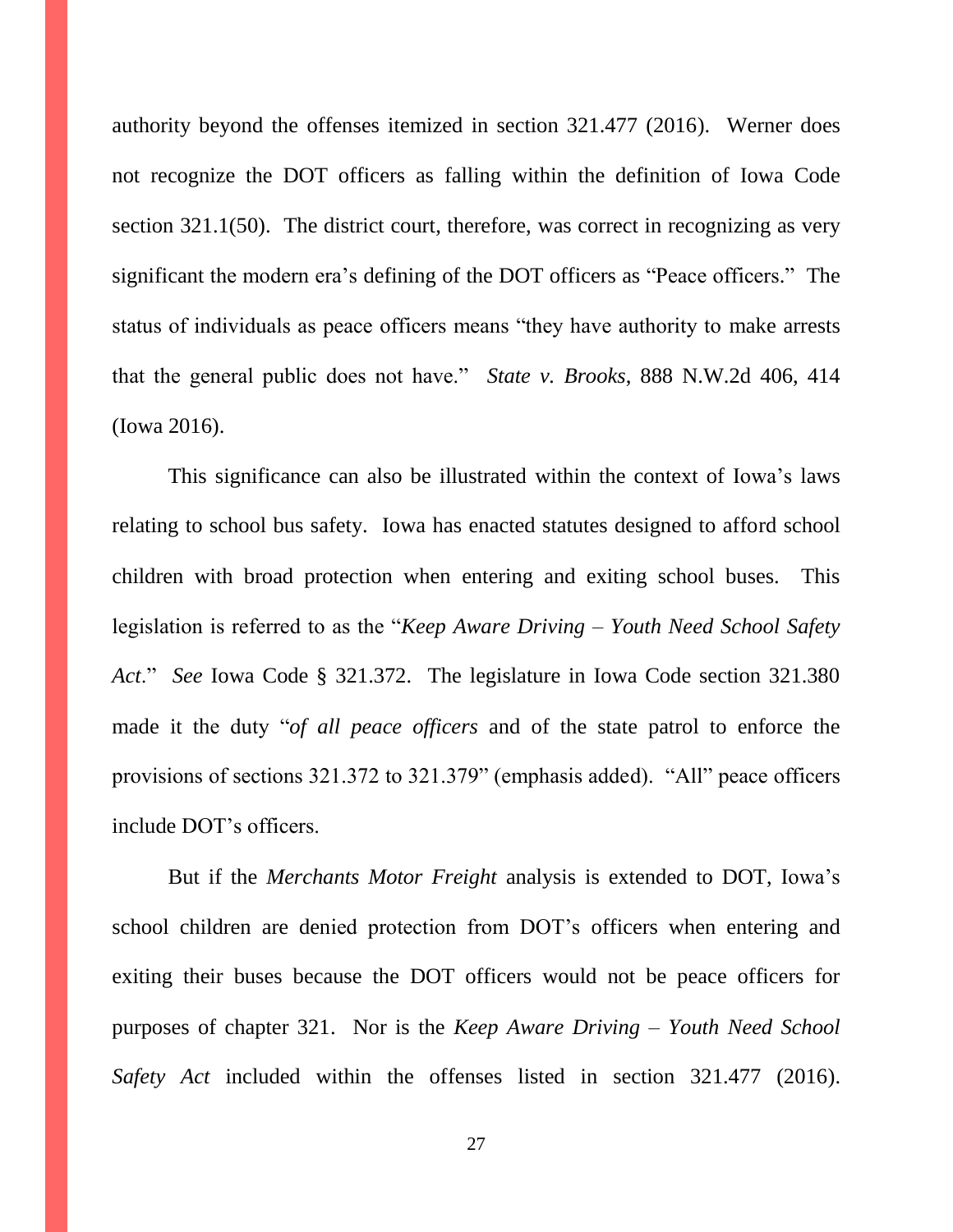authority beyond the offenses itemized in section 321.477 (2016). Werner does not recognize the DOT officers as falling within the definition of Iowa Code section 321.1(50). The district court, therefore, was correct in recognizing as very significant the modern era's defining of the DOT officers as "Peace officers." The status of individuals as peace officers means "they have authority to make arrests that the general public does not have." *State v. Brooks*, 888 N.W.2d 406, 414 (Iowa 2016).

This significance can also be illustrated within the context of Iowa's laws relating to school bus safety. Iowa has enacted statutes designed to afford school children with broad protection when entering and exiting school buses. This legislation is referred to as the "*Keep Aware Driving – Youth Need School Safety Act*." *See* Iowa Code § 321.372. The legislature in Iowa Code section 321.380 made it the duty "*of all peace officers* and of the state patrol to enforce the provisions of sections 321.372 to 321.379" (emphasis added). "All" peace officers include DOT's officers.

But if the *Merchants Motor Freight* analysis is extended to DOT, Iowa's school children are denied protection from DOT's officers when entering and exiting their buses because the DOT officers would not be peace officers for purposes of chapter 321. Nor is the *Keep Aware Driving – Youth Need School Safety Act* included within the offenses listed in section 321.477 (2016).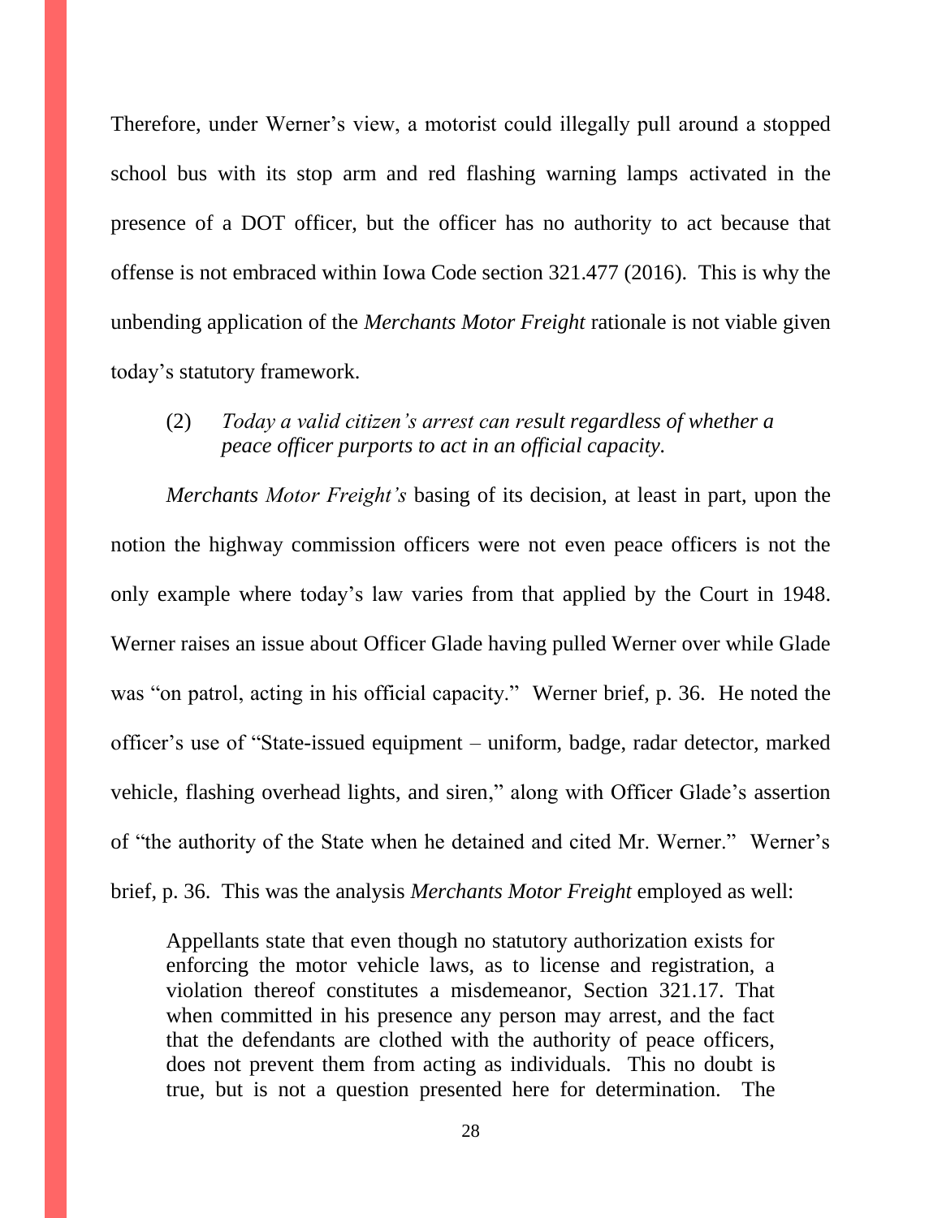Therefore, under Werner's view, a motorist could illegally pull around a stopped school bus with its stop arm and red flashing warning lamps activated in the presence of a DOT officer, but the officer has no authority to act because that offense is not embraced within Iowa Code section 321.477 (2016). This is why the unbending application of the *Merchants Motor Freight* rationale is not viable given today's statutory framework.

(2) *Today a valid citizen's arrest can result regardless of whether a peace officer purports to act in an official capacity.*

*Merchants Motor Freight's* basing of its decision, at least in part, upon the notion the highway commission officers were not even peace officers is not the only example where today's law varies from that applied by the Court in 1948. Werner raises an issue about Officer Glade having pulled Werner over while Glade was "on patrol, acting in his official capacity." Werner brief, p. 36. He noted the officer's use of "State-issued equipment – uniform, badge, radar detector, marked vehicle, flashing overhead lights, and siren," along with Officer Glade's assertion of "the authority of the State when he detained and cited Mr. Werner." Werner's brief, p. 36. This was the analysis *Merchants Motor Freight* employed as well:

> Appellants state that even though no statutory authorization exists for enforcing the motor vehicle laws, as to license and registration, a violation thereof constitutes a misdemeanor, Section 321.17. That when committed in his presence any person may arrest, and the fact that the defendants are clothed with the authority of peace officers, does not prevent them from acting as individuals. This no doubt is true, but is not a question presented here for determination. The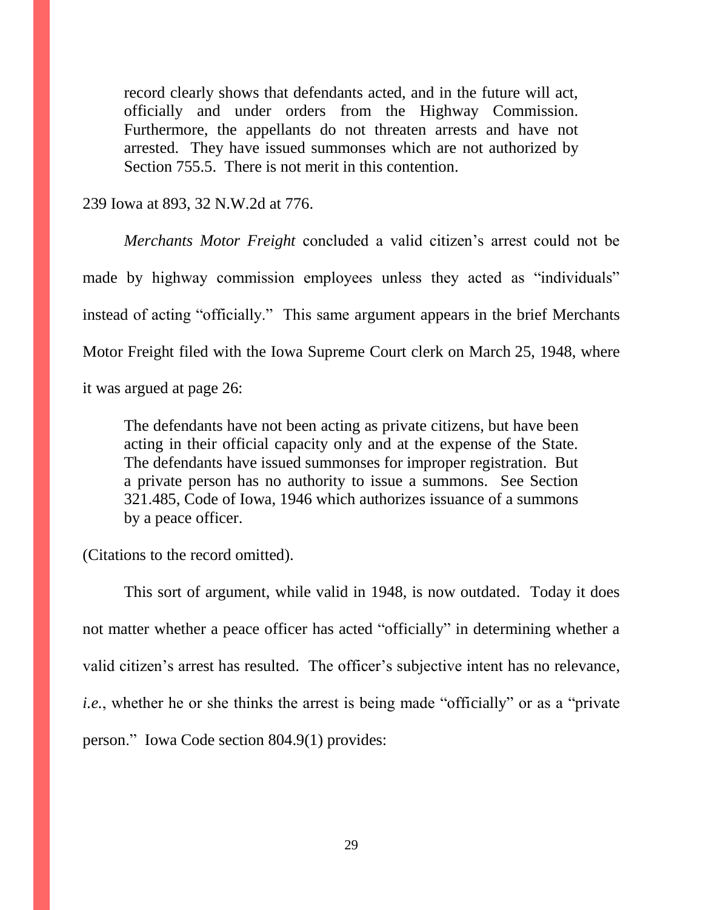> record clearly shows that defendants acted, and in the future will act, officially and under orders from the Highway Commission. Furthermore, the appellants do not threaten arrests and have not arrested. They have issued summonses which are not authorized by Section 755.5. There is not merit in this contention.

239 Iowa at 893, 32 N.W.2d at 776.

*Merchants Motor Freight* concluded a valid citizen's arrest could not be made by highway commission employees unless they acted as "individuals" instead of acting "officially." This same argument appears in the brief Merchants Motor Freight filed with the Iowa Supreme Court clerk on March 25, 1948, where it was argued at page 26:

> The defendants have not been acting as private citizens, but have been acting in their official capacity only and at the expense of the State. The defendants have issued summonses for improper registration. But a private person has no authority to issue a summons. See Section 321.485, Code of Iowa, 1946 which authorizes issuance of a summons by a peace officer.

(Citations to the record omitted).

This sort of argument, while valid in 1948, is now outdated. Today it does not matter whether a peace officer has acted "officially" in determining whether a valid citizen's arrest has resulted. The officer's subjective intent has no relevance, *i.e.*, whether he or she thinks the arrest is being made "officially" or as a "private person." Iowa Code section 804.9(1) provides: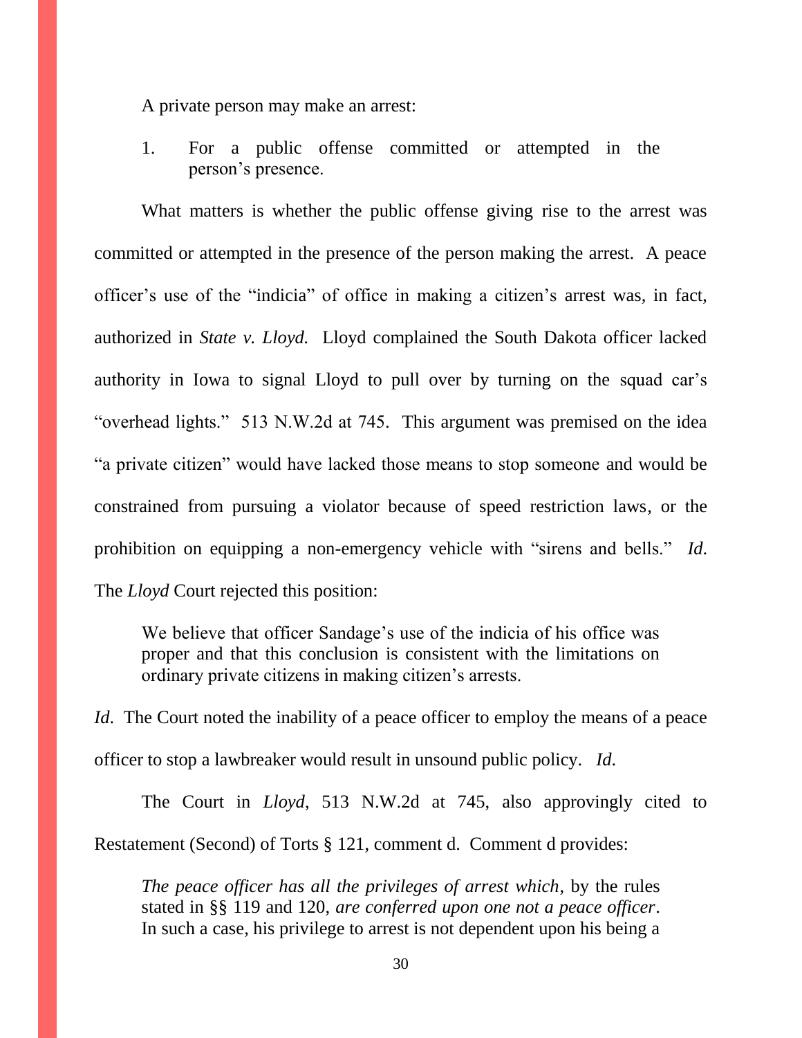A private person may make an arrest:

> 1. For a public offense committed or attempted in the person's presence.

What matters is whether the public offense giving rise to the arrest was committed or attempted in the presence of the person making the arrest. A peace officer's use of the "indicia" of office in making a citizen's arrest was, in fact, authorized in *State v. Lloyd.* Lloyd complained the South Dakota officer lacked authority in Iowa to signal Lloyd to pull over by turning on the squad car's "overhead lights." 513 N.W.2d at 745. This argument was premised on the idea "a private citizen" would have lacked those means to stop someone and would be constrained from pursuing a violator because of speed restriction laws, or the prohibition on equipping a non-emergency vehicle with "sirens and bells." *Id*. The *Lloyd* Court rejected this position:

> We believe that officer Sandage's use of the indicia of his office was proper and that this conclusion is consistent with the limitations on ordinary private citizens in making citizen's arrests.

*Id*. The Court noted the inability of a peace officer to employ the means of a peace officer to stop a lawbreaker would result in unsound public policy. *Id.*

The Court in *Lloyd*, 513 N.W.2d at 745, also approvingly cited to Restatement (Second) of Torts § 121, comment d. Comment d provides:

> *The peace officer has all the privileges of arrest which*, by the rules stated in §§ 119 and 120, *are conferred upon one not a peace officer*. In such a case, his privilege to arrest is not dependent upon his being a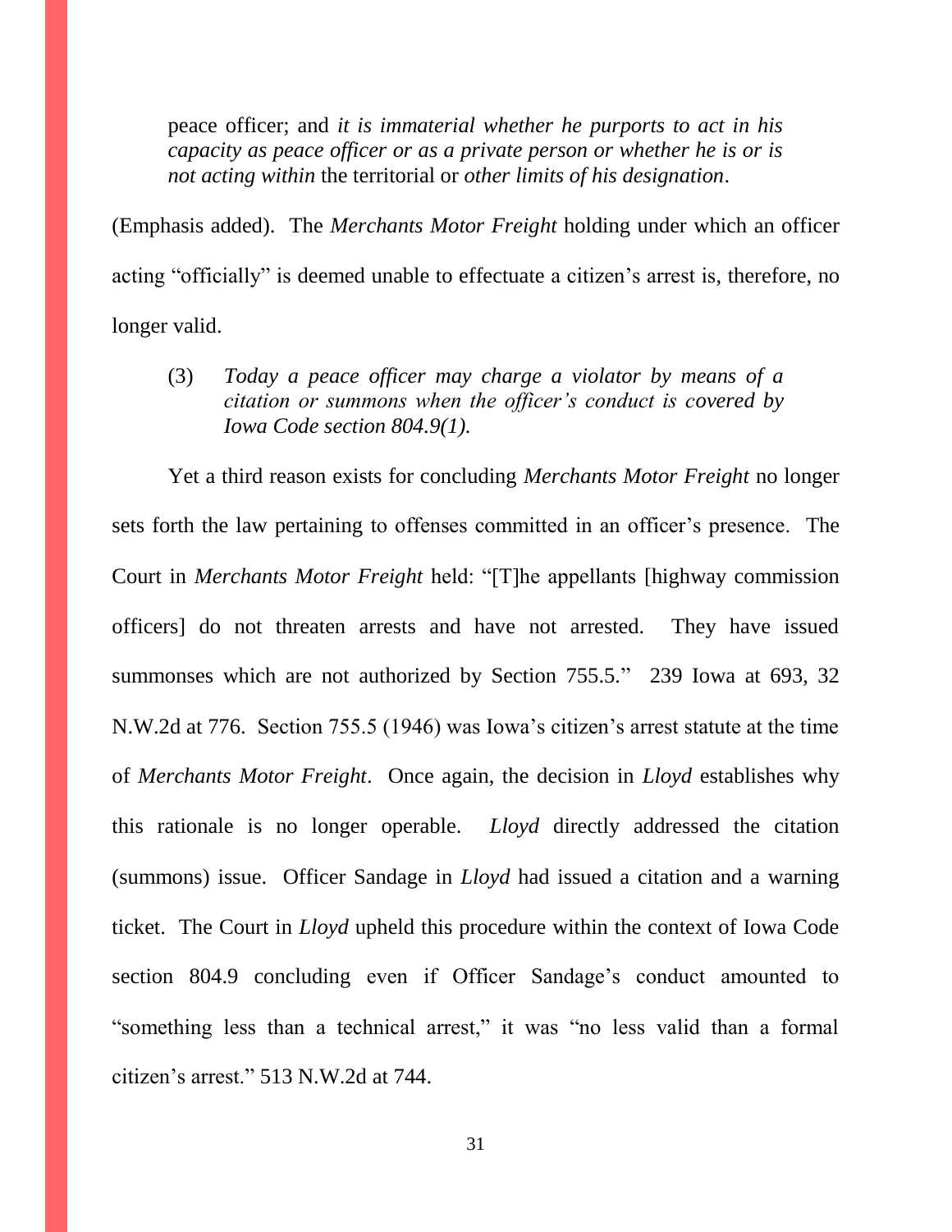> peace officer; and *it is immaterial whether he purports to act in his capacity as peace officer or as a private person or whether he is or is not acting within* the territorial or *other limits of his designation*.

(Emphasis added). The *Merchants Motor Freight* holding under which an officer acting "officially" is deemed unable to effectuate a citizen's arrest is, therefore, no longer valid.

> (3) *Today a peace officer may charge a violator by means of a citation or summons when the officer's conduct is covered by Iowa Code section 804.9(1).*

Yet a third reason exists for concluding *Merchants Motor Freight* no longer sets forth the law pertaining to offenses committed in an officer's presence. The Court in *Merchants Motor Freight* held: "[T]he appellants [highway commission officers] do not threaten arrests and have not arrested. They have issued summonses which are not authorized by Section 755.5." 239 Iowa at 693, 32 N.W.2d at 776. Section 755.5 (1946) was Iowa's citizen's arrest statute at the time of *Merchants Motor Freight*. Once again, the decision in *Lloyd* establishes why this rationale is no longer operable. *Lloyd* directly addressed the citation (summons) issue. Officer Sandage in *Lloyd* had issued a citation and a warning ticket. The Court in *Lloyd* upheld this procedure within the context of Iowa Code section 804.9 concluding even if Officer Sandage's conduct amounted to "something less than a technical arrest," it was "no less valid than a formal citizen's arrest." 513 N.W.2d at 744.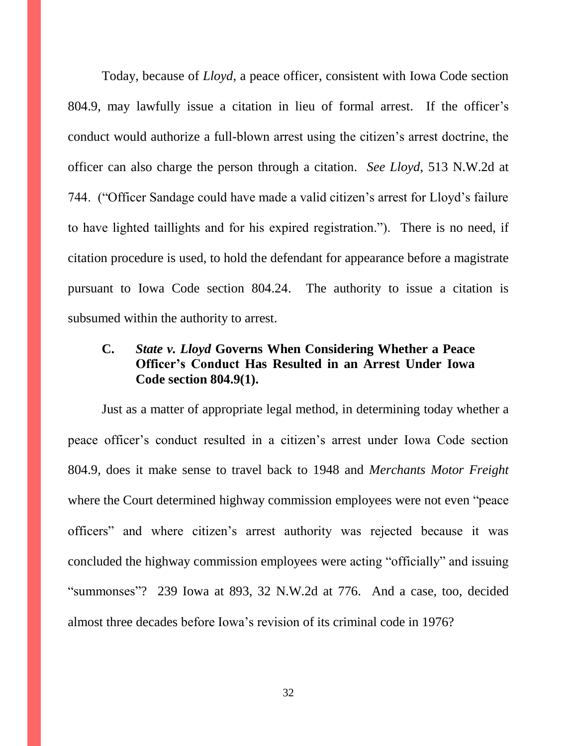Today, because of *Lloyd*, a peace officer, consistent with Iowa Code section 804.9, may lawfully issue a citation in lieu of formal arrest. If the officer's conduct would authorize a full-blown arrest using the citizen's arrest doctrine, the officer can also charge the person through a citation. *See Lloyd*, 513 N.W.2d at 744. ("Officer Sandage could have made a valid citizen's arrest for Lloyd's failure to have lighted taillights and for his expired registration."). There is no need, if citation procedure is used, to hold the defendant for appearance before a magistrate pursuant to Iowa Code section 804.24. The authority to issue a citation is subsumed within the authority to arrest.

### C. *State v. Lloyd* Governs When Considering Whether a Peace Officer's Conduct Has Resulted in an Arrest Under Iowa Code section 804.9(1).

Just as a matter of appropriate legal method, in determining today whether a peace officer's conduct resulted in a citizen's arrest under Iowa Code section 804.9, does it make sense to travel back to 1948 and *Merchants Motor Freight* where the Court determined highway commission employees were not even "peace officers" and where citizen's arrest authority was rejected because it was concluded the highway commission employees were acting "officially" and issuing "summonses"? 239 Iowa at 893, 32 N.W.2d at 776. And a case, too, decided almost three decades before Iowa's revision of its criminal code in 1976?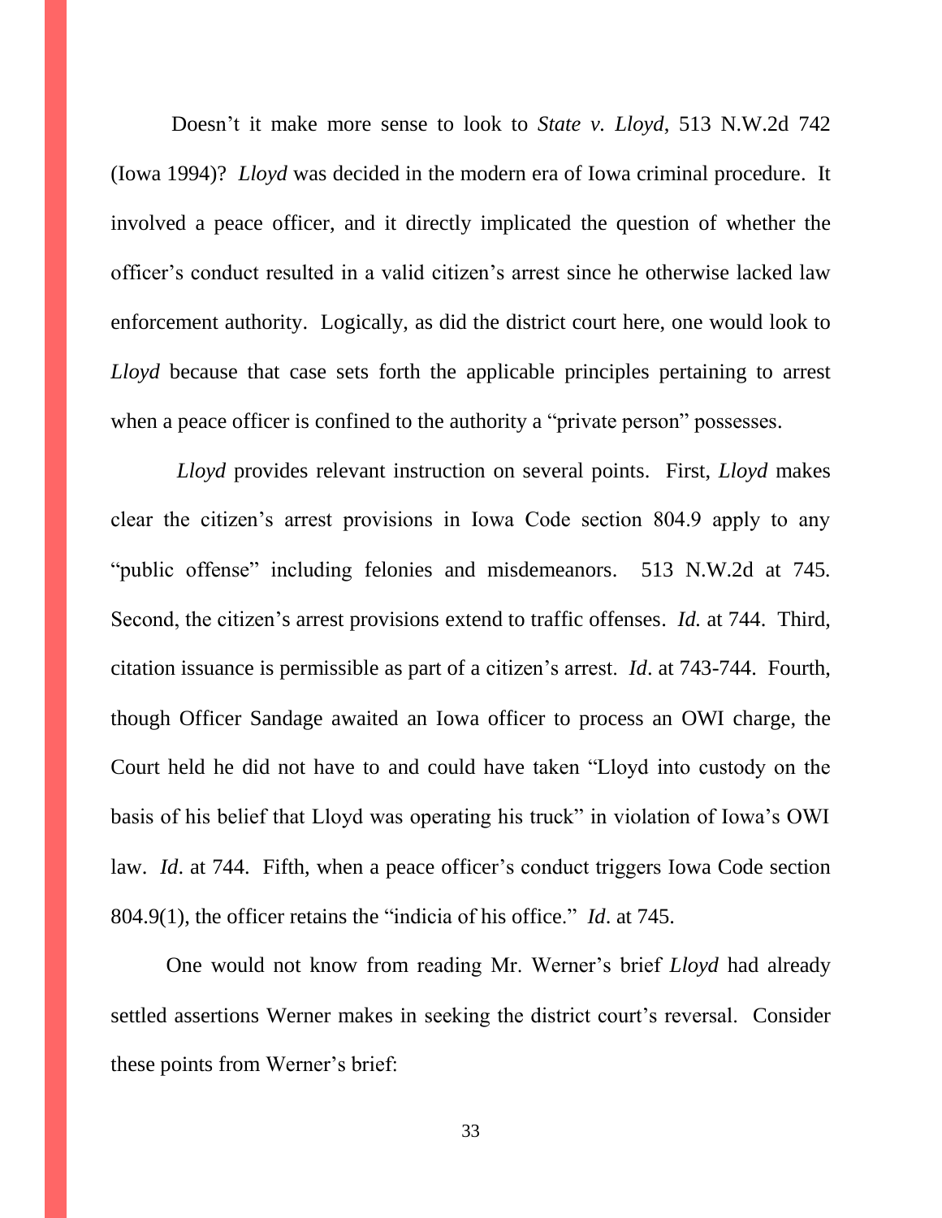Doesn't it make more sense to look to *State v. Lloyd*, 513 N.W.2d 742 (Iowa 1994)? *Lloyd* was decided in the modern era of Iowa criminal procedure. It involved a peace officer, and it directly implicated the question of whether the officer's conduct resulted in a valid citizen's arrest since he otherwise lacked law enforcement authority. Logically, as did the district court here, one would look to *Lloyd* because that case sets forth the applicable principles pertaining to arrest when a peace officer is confined to the authority a "private person" possesses.

*Lloyd* provides relevant instruction on several points. First, *Lloyd* makes clear the citizen's arrest provisions in Iowa Code section 804.9 apply to any "public offense" including felonies and misdemeanors. 513 N.W.2d at 745. Second, the citizen's arrest provisions extend to traffic offenses. *Id.* at 744. Third, citation issuance is permissible as part of a citizen's arrest. *Id*. at 743-744. Fourth, though Officer Sandage awaited an Iowa officer to process an OWI charge, the Court held he did not have to and could have taken "Lloyd into custody on the basis of his belief that Lloyd was operating his truck" in violation of Iowa's OWI law. *Id*. at 744. Fifth, when a peace officer's conduct triggers Iowa Code section 804.9(1), the officer retains the "indicia of his office." *Id*. at 745.

One would not know from reading Mr. Werner's brief *Lloyd* had already settled assertions Werner makes in seeking the district court's reversal. Consider these points from Werner's brief: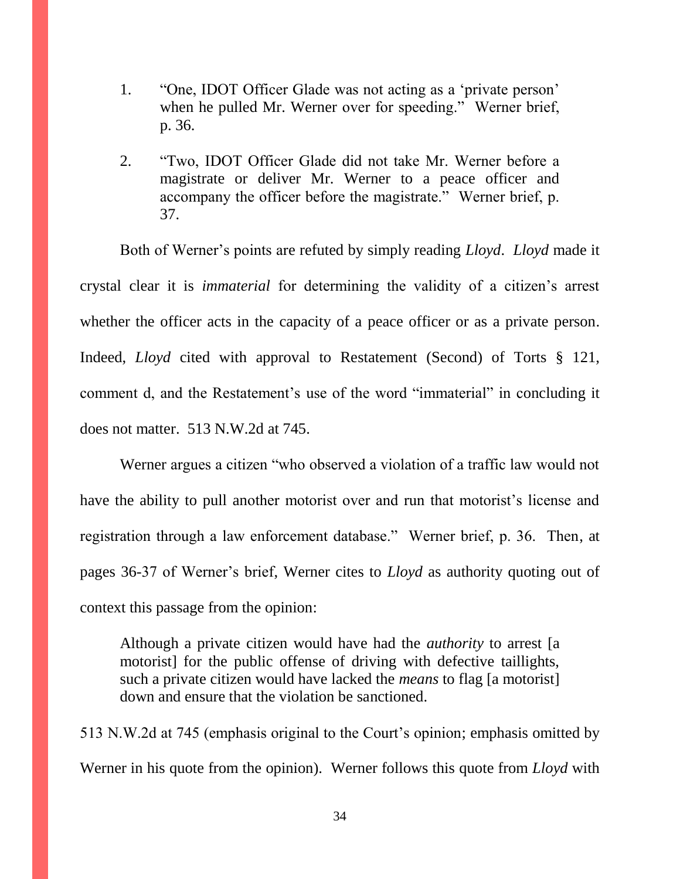1. "One, IDOT Officer Glade was not acting as a 'private person' when he pulled Mr. Werner over for speeding." Werner brief, p. 36.

2. "Two, IDOT Officer Glade did not take Mr. Werner before a magistrate or deliver Mr. Werner to a peace officer and accompany the officer before the magistrate." Werner brief, p. 37.

Both of Werner's points are refuted by simply reading *Lloyd*. *Lloyd* made it crystal clear it is *immaterial* for determining the validity of a citizen's arrest whether the officer acts in the capacity of a peace officer or as a private person. Indeed, *Lloyd* cited with approval to Restatement (Second) of Torts § 121, comment d, and the Restatement's use of the word "immaterial" in concluding it does not matter. 513 N.W.2d at 745.

Werner argues a citizen "who observed a violation of a traffic law would not have the ability to pull another motorist over and run that motorist's license and registration through a law enforcement database." Werner brief, p. 36. Then, at pages 36-37 of Werner's brief, Werner cites to *Lloyd* as authority quoting out of context this passage from the opinion:

> Although a private citizen would have had the *authority* to arrest [a motorist] for the public offense of driving with defective taillights, such a private citizen would have lacked the *means* to flag [a motorist] down and ensure that the violation be sanctioned.

513 N.W.2d at 745 (emphasis original to the Court's opinion; emphasis omitted by Werner in his quote from the opinion). Werner follows this quote from *Lloyd* with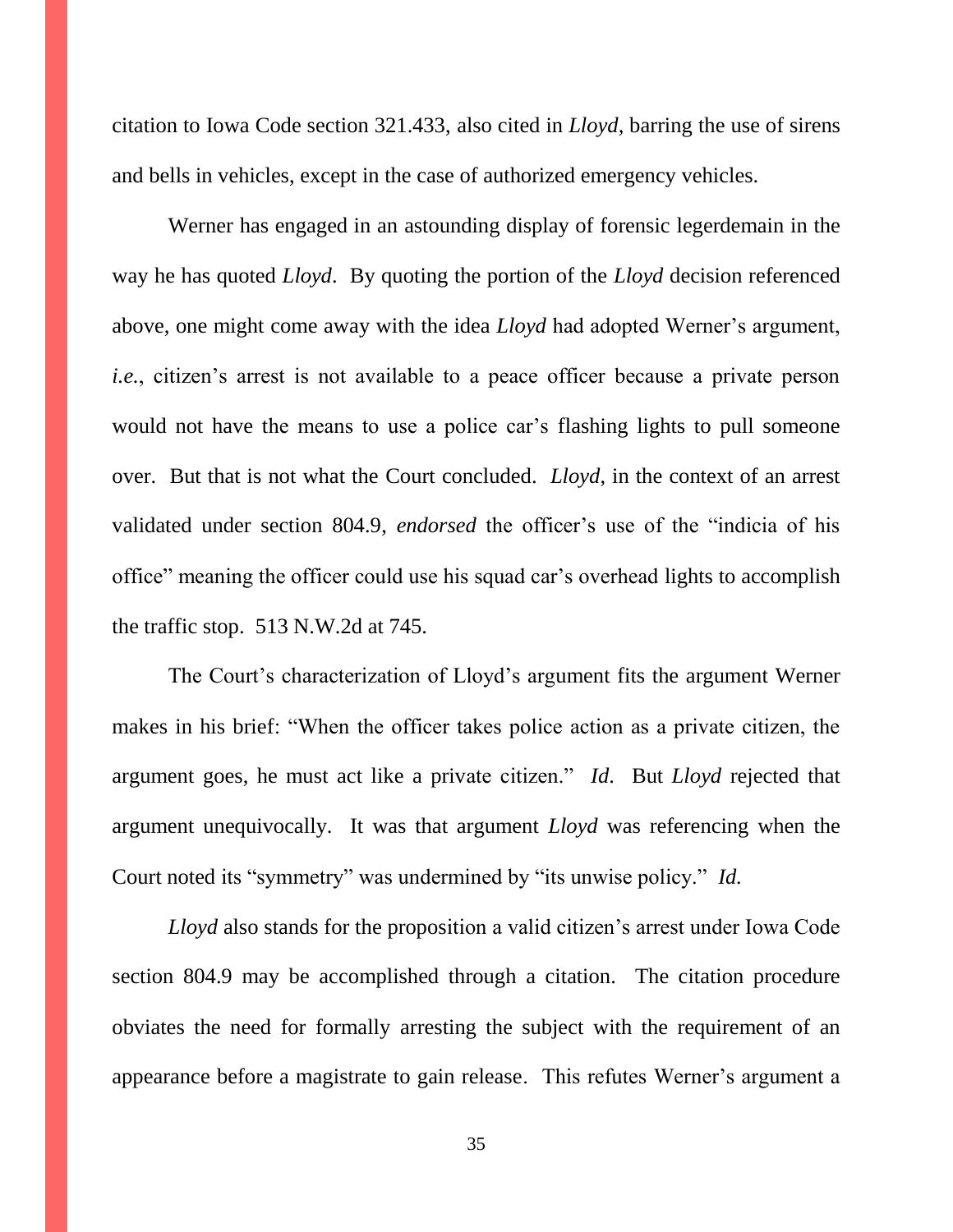citation to Iowa Code section 321.433, also cited in *Lloyd*, barring the use of sirens and bells in vehicles, except in the case of authorized emergency vehicles.

Werner has engaged in an astounding display of forensic legerdemain in the way he has quoted *Lloyd*. By quoting the portion of the *Lloyd* decision referenced above, one might come away with the idea *Lloyd* had adopted Werner's argument, *i.e.*, citizen's arrest is not available to a peace officer because a private person would not have the means to use a police car's flashing lights to pull someone over. But that is not what the Court concluded. *Lloyd*, in the context of an arrest validated under section 804.9, *endorsed* the officer's use of the "indicia of his office" meaning the officer could use his squad car's overhead lights to accomplish the traffic stop. 513 N.W.2d at 745.

The Court's characterization of Lloyd's argument fits the argument Werner makes in his brief: "When the officer takes police action as a private citizen, the argument goes, he must act like a private citizen." *Id*. But *Lloyd* rejected that argument unequivocally. It was that argument *Lloyd* was referencing when the Court noted its "symmetry" was undermined by "its unwise policy." *Id.*

*Lloyd* also stands for the proposition a valid citizen's arrest under Iowa Code section 804.9 may be accomplished through a citation. The citation procedure obviates the need for formally arresting the subject with the requirement of an appearance before a magistrate to gain release. This refutes Werner's argument a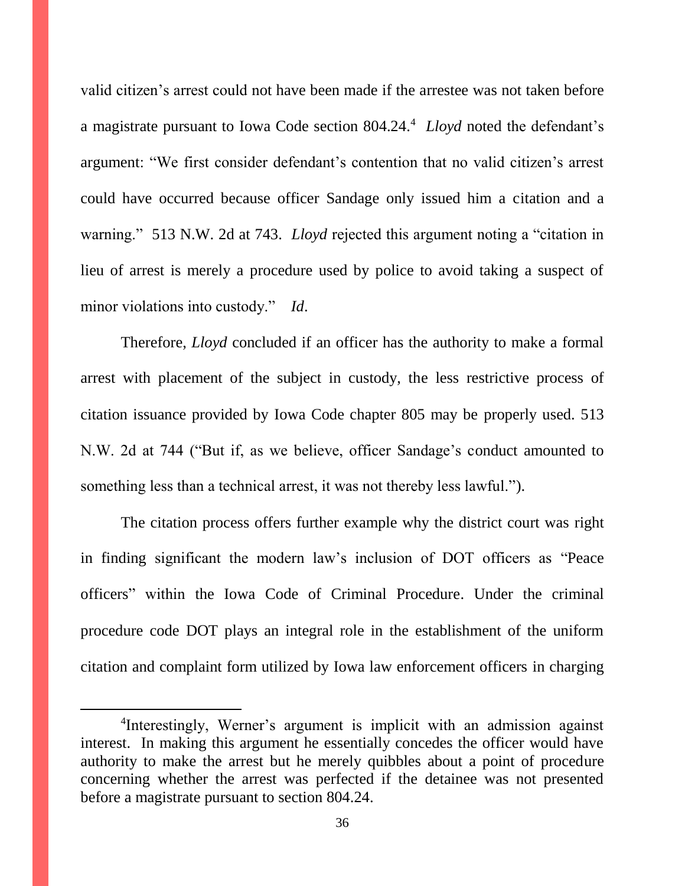valid citizen's arrest could not have been made if the arrestee was not taken before a magistrate pursuant to Iowa Code section 804.24.[4] *Lloyd* noted the defendant's argument: "We first consider defendant's contention that no valid citizen's arrest could have occurred because officer Sandage only issued him a citation and a warning." 513 N.W. 2d at 743. *Lloyd* rejected this argument noting a "citation in lieu of arrest is merely a procedure used by police to avoid taking a suspect of minor violations into custody." *Id*.

Therefore, *Lloyd* concluded if an officer has the authority to make a formal arrest with placement of the subject in custody, the less restrictive process of citation issuance provided by Iowa Code chapter 805 may be properly used. 513 N.W. 2d at 744 ("But if, as we believe, officer Sandage's conduct amounted to something less than a technical arrest, it was not thereby less lawful.").

The citation process offers further example why the district court was right in finding significant the modern law's inclusion of DOT officers as "Peace officers" within the Iowa Code of Criminal Procedure. Under the criminal procedure code DOT plays an integral role in the establishment of the uniform citation and complaint form utilized by Iowa law enforcement officers in charging

[4]Interestingly, Werner's argument is implicit with an admission against interest. In making this argument he essentially concedes the officer would have authority to make the arrest but he merely quibbles about a point of procedure concerning whether the arrest was perfected if the detainee was not presented before a magistrate pursuant to section 804.24.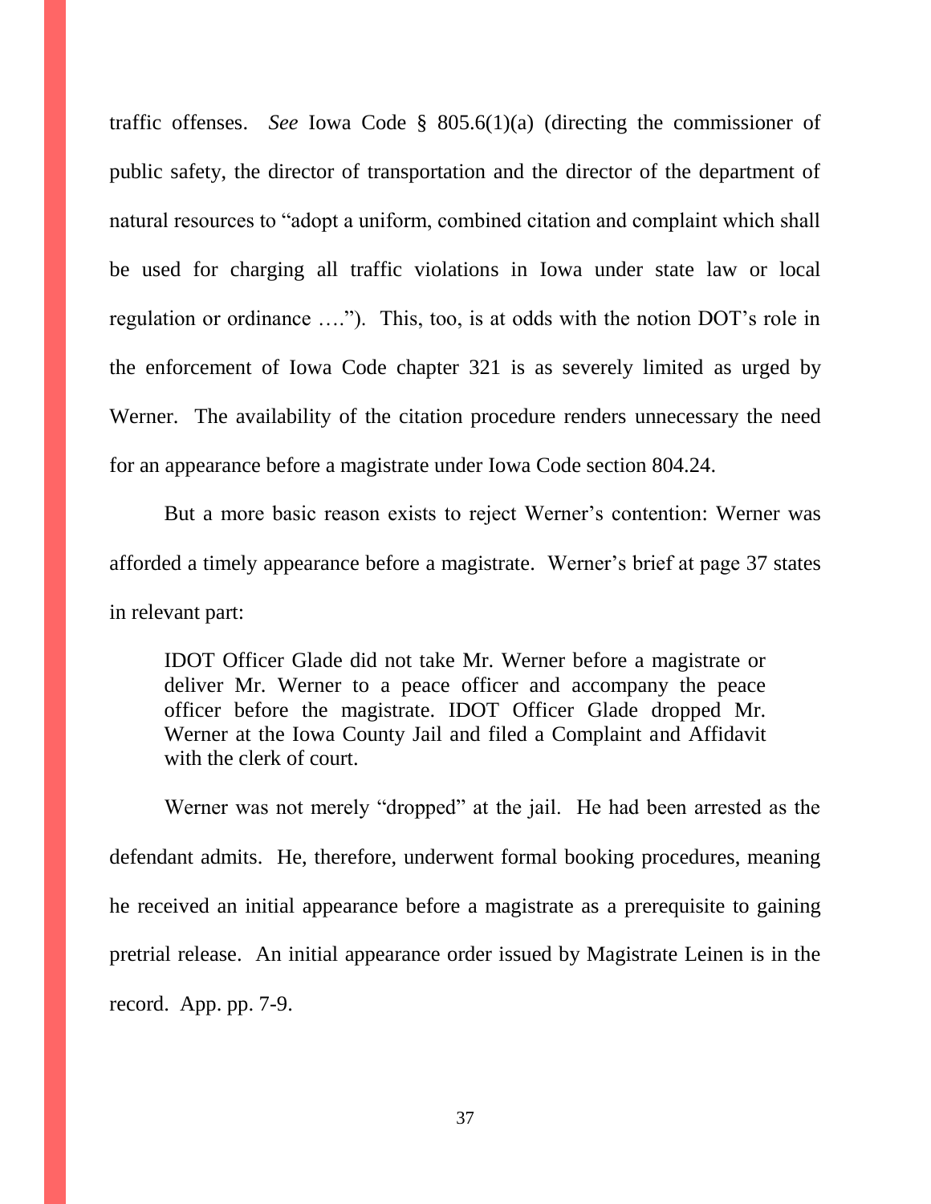traffic offenses. *See* Iowa Code § 805.6(1)(a) (directing the commissioner of public safety, the director of transportation and the director of the department of natural resources to "adopt a uniform, combined citation and complaint which shall be used for charging all traffic violations in Iowa under state law or local regulation or ordinance …."). This, too, is at odds with the notion DOT's role in the enforcement of Iowa Code chapter 321 is as severely limited as urged by Werner. The availability of the citation procedure renders unnecessary the need for an appearance before a magistrate under Iowa Code section 804.24.

But a more basic reason exists to reject Werner's contention: Werner was afforded a timely appearance before a magistrate. Werner's brief at page 37 states in relevant part:

> IDOT Officer Glade did not take Mr. Werner before a magistrate or deliver Mr. Werner to a peace officer and accompany the peace officer before the magistrate. IDOT Officer Glade dropped Mr. Werner at the Iowa County Jail and filed a Complaint and Affidavit with the clerk of court.

Werner was not merely "dropped" at the jail. He had been arrested as the defendant admits. He, therefore, underwent formal booking procedures, meaning he received an initial appearance before a magistrate as a prerequisite to gaining pretrial release. An initial appearance order issued by Magistrate Leinen is in the record. App. pp. 7-9.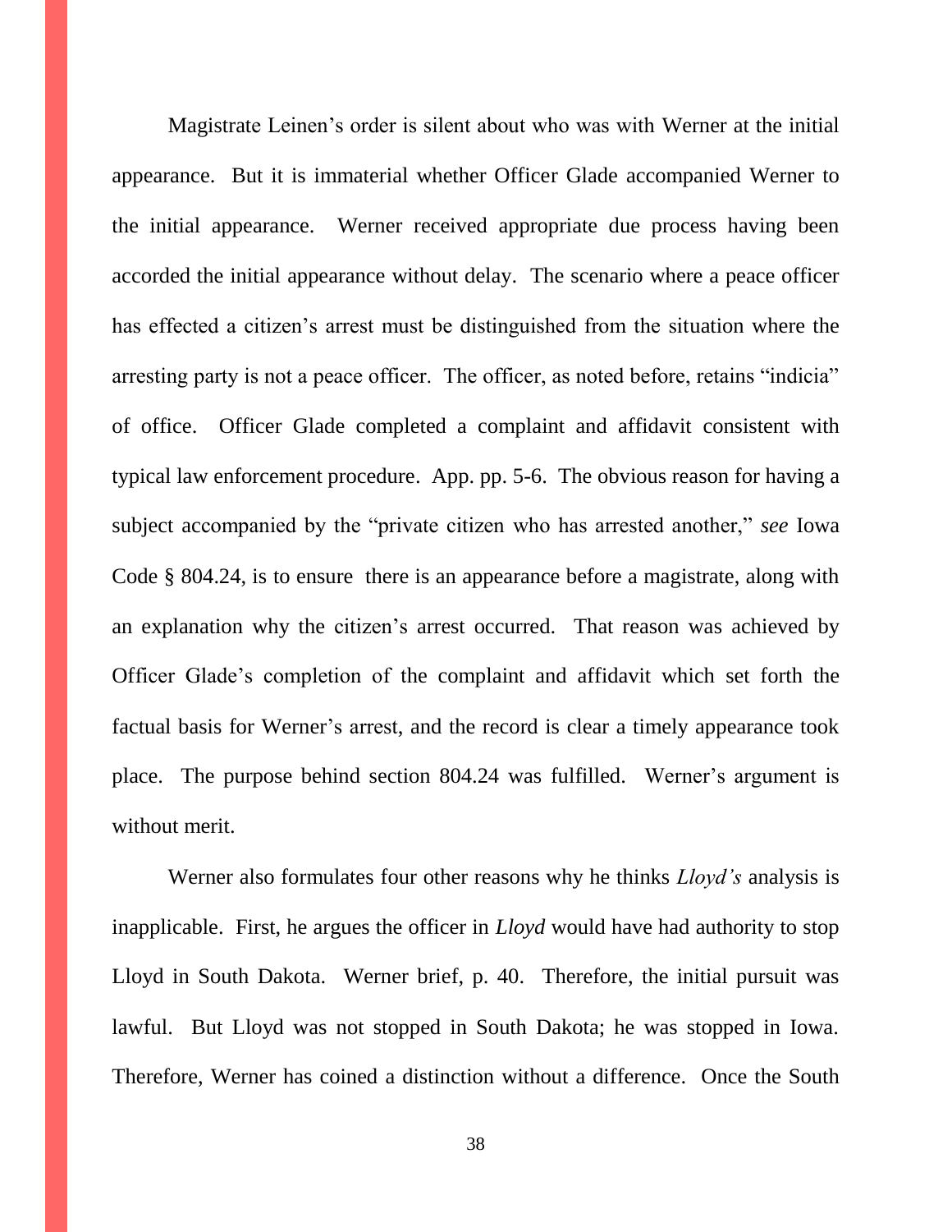Magistrate Leinen's order is silent about who was with Werner at the initial appearance. But it is immaterial whether Officer Glade accompanied Werner to the initial appearance. Werner received appropriate due process having been accorded the initial appearance without delay. The scenario where a peace officer has effected a citizen's arrest must be distinguished from the situation where the arresting party is not a peace officer. The officer, as noted before, retains "indicia" of office. Officer Glade completed a complaint and affidavit consistent with typical law enforcement procedure. App. pp. 5-6. The obvious reason for having a subject accompanied by the "private citizen who has arrested another," *see* Iowa Code § 804.24, is to ensure there is an appearance before a magistrate, along with an explanation why the citizen's arrest occurred. That reason was achieved by Officer Glade's completion of the complaint and affidavit which set forth the factual basis for Werner's arrest, and the record is clear a timely appearance took place. The purpose behind section 804.24 was fulfilled. Werner's argument is without merit.

Werner also formulates four other reasons why he thinks *Lloyd's* analysis is inapplicable. First, he argues the officer in *Lloyd* would have had authority to stop Lloyd in South Dakota. Werner brief, p. 40. Therefore, the initial pursuit was lawful. But Lloyd was not stopped in South Dakota; he was stopped in Iowa. Therefore, Werner has coined a distinction without a difference. Once the South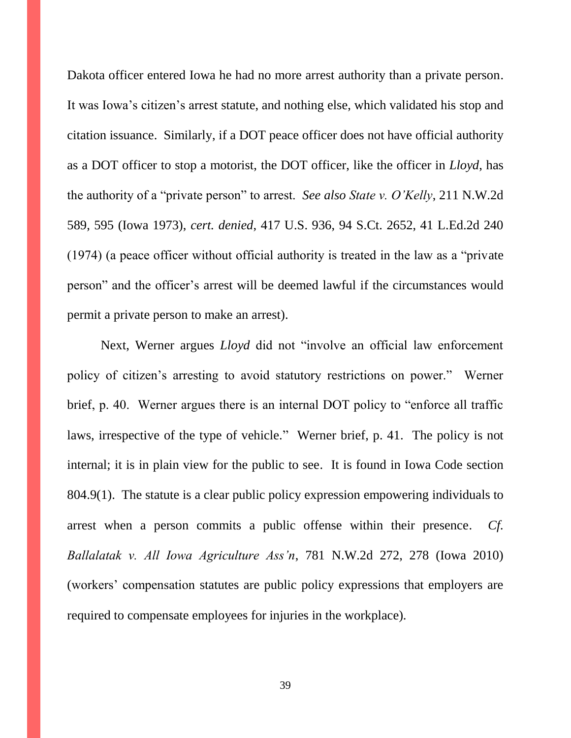Dakota officer entered Iowa he had no more arrest authority than a private person. It was Iowa's citizen's arrest statute, and nothing else, which validated his stop and citation issuance. Similarly, if a DOT peace officer does not have official authority as a DOT officer to stop a motorist, the DOT officer, like the officer in *Lloyd*, has the authority of a "private person" to arrest. *See also State v. O'Kelly*, 211 N.W.2d 589, 595 (Iowa 1973), *cert. denied*, 417 U.S. 936, 94 S.Ct. 2652, 41 L.Ed.2d 240 (1974) (a peace officer without official authority is treated in the law as a "private person" and the officer's arrest will be deemed lawful if the circumstances would permit a private person to make an arrest).

Next, Werner argues *Lloyd* did not "involve an official law enforcement policy of citizen's arresting to avoid statutory restrictions on power." Werner brief, p. 40. Werner argues there is an internal DOT policy to "enforce all traffic laws, irrespective of the type of vehicle." Werner brief, p. 41. The policy is not internal; it is in plain view for the public to see. It is found in Iowa Code section 804.9(1). The statute is a clear public policy expression empowering individuals to arrest when a person commits a public offense within their presence. *Cf. Ballalatak v. All Iowa Agriculture Ass'n*, 781 N.W.2d 272, 278 (Iowa 2010) (workers' compensation statutes are public policy expressions that employers are required to compensate employees for injuries in the workplace).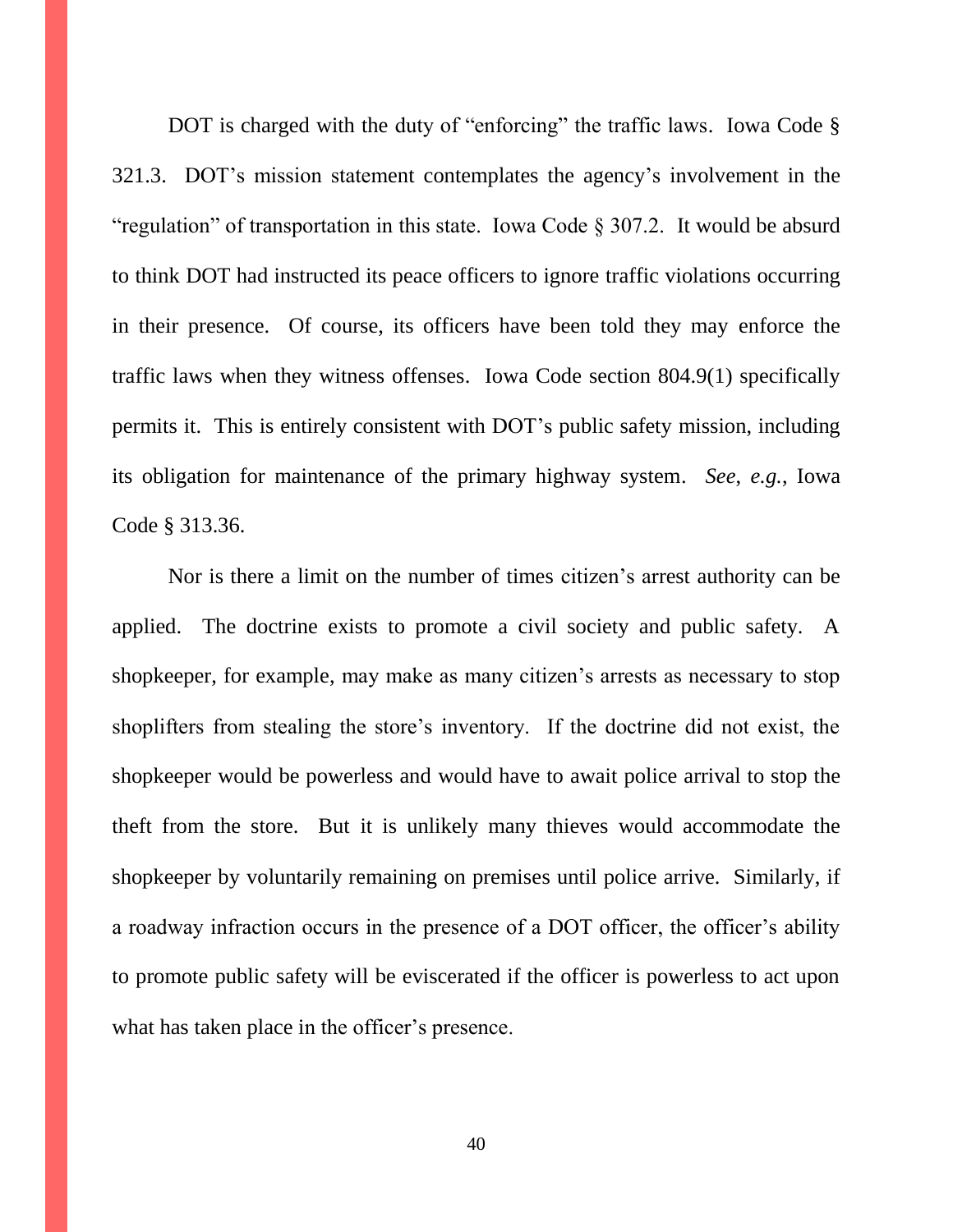DOT is charged with the duty of "enforcing" the traffic laws. Iowa Code § 321.3. DOT's mission statement contemplates the agency's involvement in the "regulation" of transportation in this state. Iowa Code § 307.2. It would be absurd to think DOT had instructed its peace officers to ignore traffic violations occurring in their presence. Of course, its officers have been told they may enforce the traffic laws when they witness offenses. Iowa Code section 804.9(1) specifically permits it. This is entirely consistent with DOT's public safety mission, including its obligation for maintenance of the primary highway system. *See, e.g.*, Iowa Code § 313.36.

Nor is there a limit on the number of times citizen's arrest authority can be applied. The doctrine exists to promote a civil society and public safety. A shopkeeper, for example, may make as many citizen's arrests as necessary to stop shoplifters from stealing the store's inventory. If the doctrine did not exist, the shopkeeper would be powerless and would have to await police arrival to stop the theft from the store. But it is unlikely many thieves would accommodate the shopkeeper by voluntarily remaining on premises until police arrive. Similarly, if a roadway infraction occurs in the presence of a DOT officer, the officer's ability to promote public safety will be eviscerated if the officer is powerless to act upon what has taken place in the officer's presence.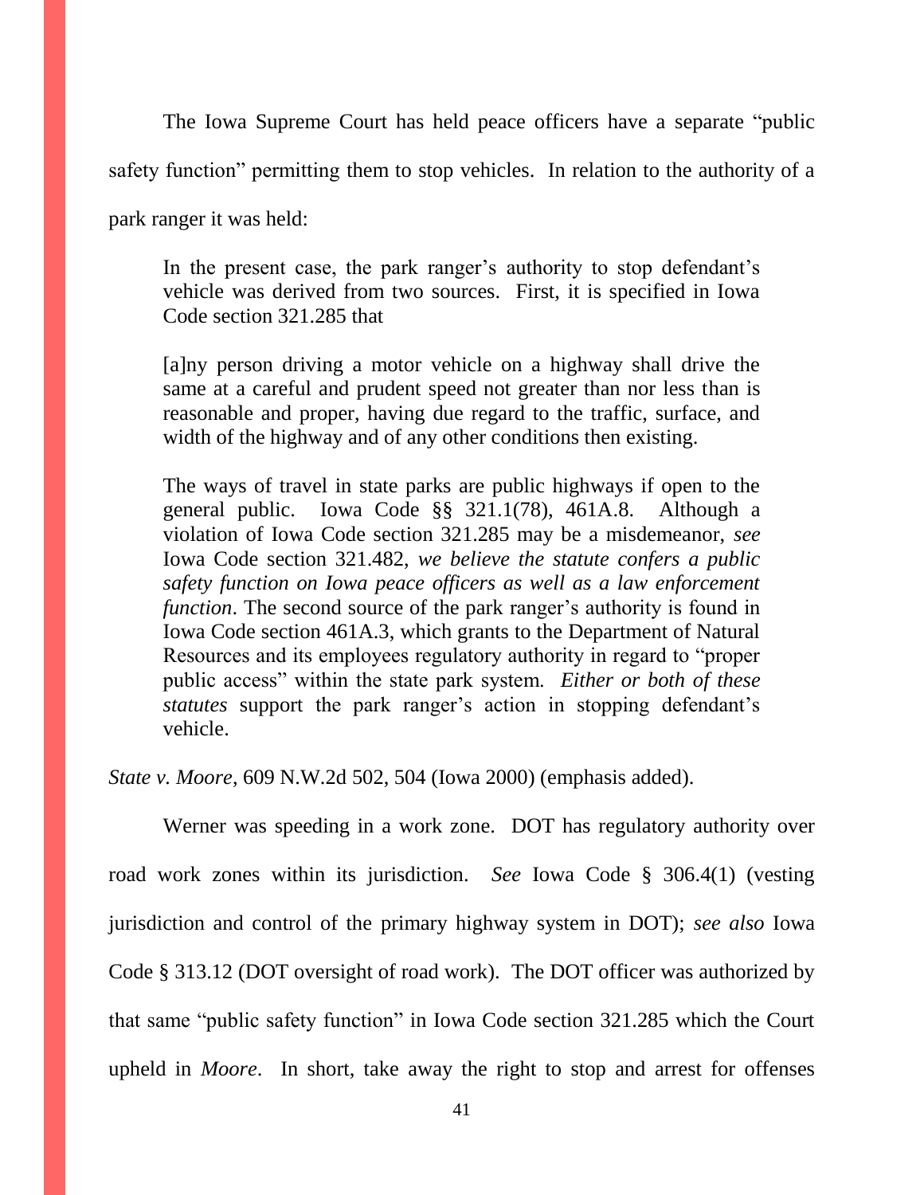The Iowa Supreme Court has held peace officers have a separate "public safety function" permitting them to stop vehicles. In relation to the authority of a park ranger it was held:

> In the present case, the park ranger's authority to stop defendant's vehicle was derived from two sources. First, it is specified in Iowa Code section 321.285 that
>
> [a]ny person driving a motor vehicle on a highway shall drive the same at a careful and prudent speed not greater than nor less than is reasonable and proper, having due regard to the traffic, surface, and width of the highway and of any other conditions then existing.
>
> The ways of travel in state parks are public highways if open to the general public. Iowa Code §§ 321.1(78), 461A.8. Although a violation of Iowa Code section 321.285 may be a misdemeanor, *see* Iowa Code section 321.482, *we believe the statute confers a public safety function on Iowa peace officers as well as a law enforcement function*. The second source of the park ranger's authority is found in Iowa Code section 461A.3, which grants to the Department of Natural Resources and its employees regulatory authority in regard to "proper public access" within the state park system. *Either or both of these statutes* support the park ranger's action in stopping defendant's vehicle.

*State v. Moore*, 609 N.W.2d 502, 504 (Iowa 2000) (emphasis added).

Werner was speeding in a work zone. DOT has regulatory authority over road work zones within its jurisdiction. *See* Iowa Code § 306.4(1) (vesting jurisdiction and control of the primary highway system in DOT); *see also* Iowa Code § 313.12 (DOT oversight of road work). The DOT officer was authorized by that same "public safety function" in Iowa Code section 321.285 which the Court upheld in *Moore*. In short, take away the right to stop and arrest for offenses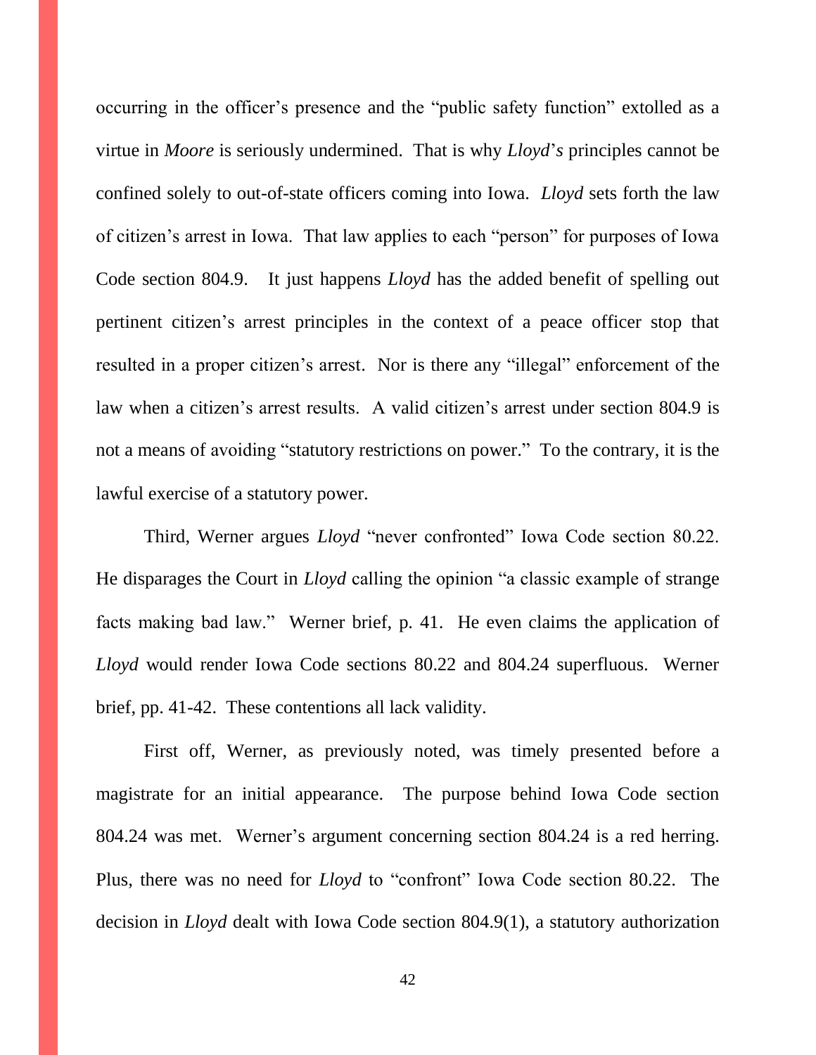occurring in the officer's presence and the "public safety function" extolled as a virtue in *Moore* is seriously undermined. That is why *Lloyd*'s principles cannot be confined solely to out-of-state officers coming into Iowa. *Lloyd* sets forth the law of citizen's arrest in Iowa. That law applies to each "person" for purposes of Iowa Code section 804.9. It just happens *Lloyd* has the added benefit of spelling out pertinent citizen's arrest principles in the context of a peace officer stop that resulted in a proper citizen's arrest. Nor is there any "illegal" enforcement of the law when a citizen's arrest results. A valid citizen's arrest under section 804.9 is not a means of avoiding "statutory restrictions on power." To the contrary, it is the lawful exercise of a statutory power.

Third, Werner argues *Lloyd* "never confronted" Iowa Code section 80.22. He disparages the Court in *Lloyd* calling the opinion "a classic example of strange facts making bad law." Werner brief, p. 41. He even claims the application of *Lloyd* would render Iowa Code sections 80.22 and 804.24 superfluous. Werner brief, pp. 41-42. These contentions all lack validity.

First off, Werner, as previously noted, was timely presented before a magistrate for an initial appearance. The purpose behind Iowa Code section 804.24 was met. Werner's argument concerning section 804.24 is a red herring. Plus, there was no need for *Lloyd* to "confront" Iowa Code section 80.22. The decision in *Lloyd* dealt with Iowa Code section 804.9(1), a statutory authorization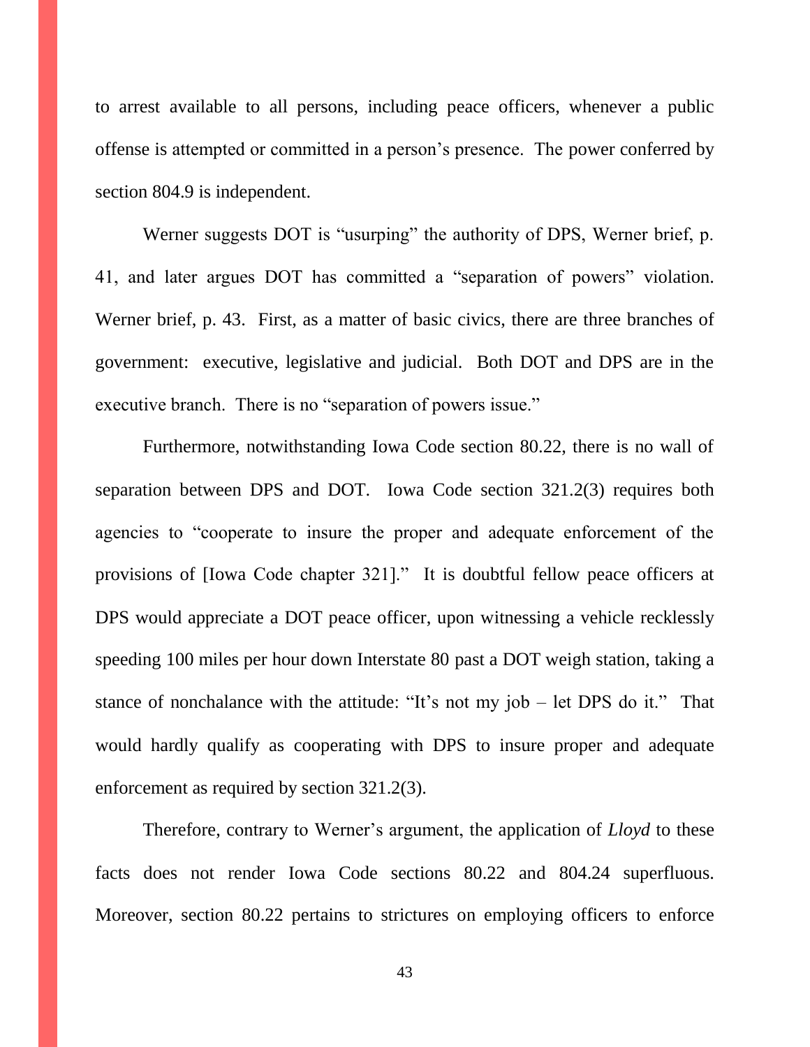to arrest available to all persons, including peace officers, whenever a public offense is attempted or committed in a person's presence. The power conferred by section 804.9 is independent.

Werner suggests DOT is "usurping" the authority of DPS, Werner brief, p. 41, and later argues DOT has committed a "separation of powers" violation. Werner brief, p. 43. First, as a matter of basic civics, there are three branches of government: executive, legislative and judicial. Both DOT and DPS are in the executive branch. There is no "separation of powers issue."

Furthermore, notwithstanding Iowa Code section 80.22, there is no wall of separation between DPS and DOT. Iowa Code section 321.2(3) requires both agencies to "cooperate to insure the proper and adequate enforcement of the provisions of [Iowa Code chapter 321]." It is doubtful fellow peace officers at DPS would appreciate a DOT peace officer, upon witnessing a vehicle recklessly speeding 100 miles per hour down Interstate 80 past a DOT weigh station, taking a stance of nonchalance with the attitude: "It's not my job – let DPS do it." That would hardly qualify as cooperating with DPS to insure proper and adequate enforcement as required by section 321.2(3).

Therefore, contrary to Werner's argument, the application of *Lloyd* to these facts does not render Iowa Code sections 80.22 and 804.24 superfluous. Moreover, section 80.22 pertains to strictures on employing officers to enforce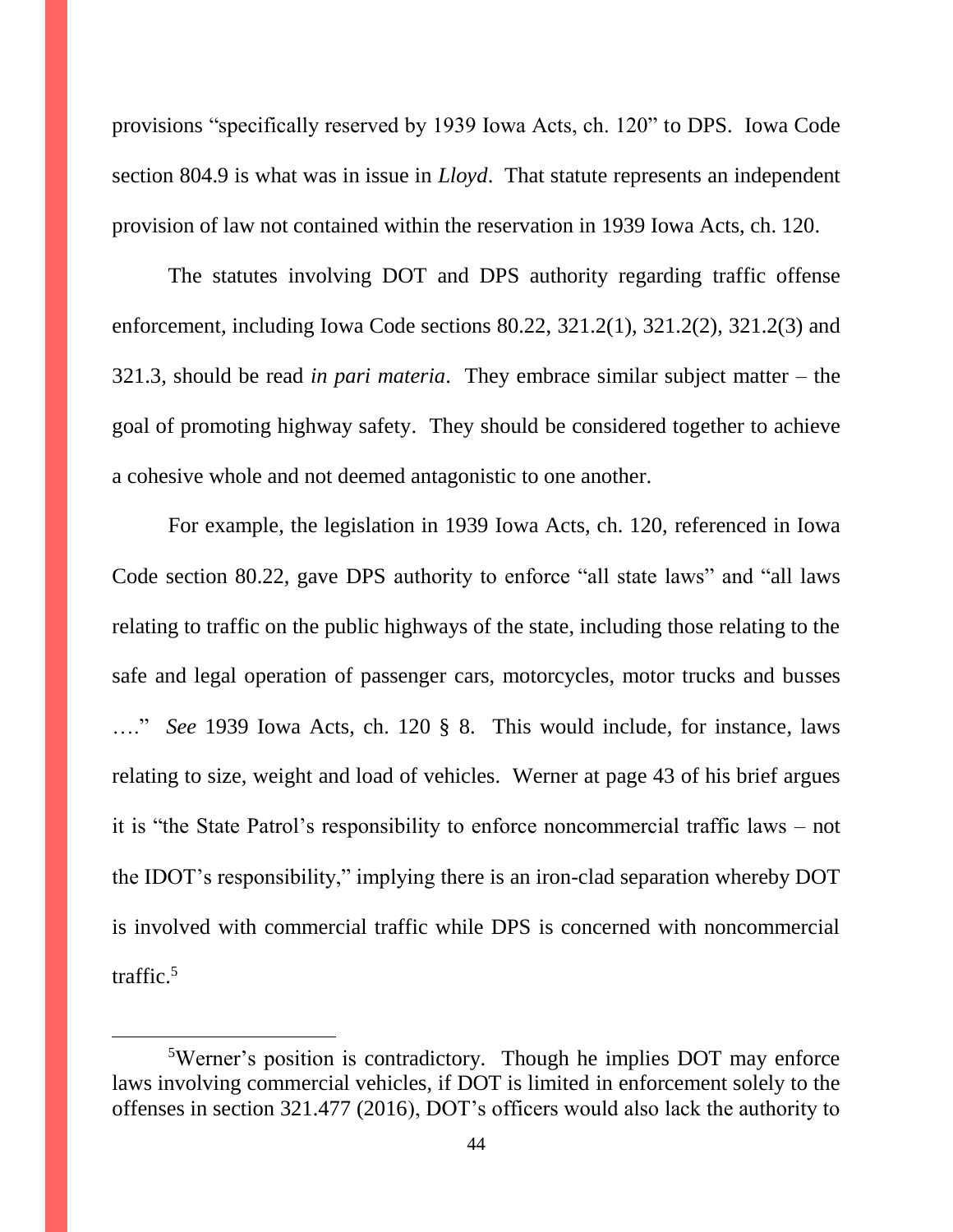provisions "specifically reserved by 1939 Iowa Acts, ch. 120" to DPS. Iowa Code section 804.9 is what was in issue in *Lloyd*. That statute represents an independent provision of law not contained within the reservation in 1939 Iowa Acts, ch. 120.

The statutes involving DOT and DPS authority regarding traffic offense enforcement, including Iowa Code sections 80.22, 321.2(1), 321.2(2), 321.2(3) and 321.3, should be read *in pari materia*. They embrace similar subject matter – the goal of promoting highway safety. They should be considered together to achieve a cohesive whole and not deemed antagonistic to one another.

For example, the legislation in 1939 Iowa Acts, ch. 120, referenced in Iowa Code section 80.22, gave DPS authority to enforce "all state laws" and "all laws relating to traffic on the public highways of the state, including those relating to the safe and legal operation of passenger cars, motorcycles, motor trucks and busses …." *See* 1939 Iowa Acts, ch. 120 § 8. This would include, for instance, laws relating to size, weight and load of vehicles. Werner at page 43 of his brief argues it is "the State Patrol's responsibility to enforce noncommercial traffic laws – not the IDOT's responsibility," implying there is an iron-clad separation whereby DOT is involved with commercial traffic while DPS is concerned with noncommercial traffic.[5]

[5] Werner's position is contradictory. Though he implies DOT may enforce laws involving commercial vehicles, if DOT is limited in enforcement solely to the offenses in section 321.477 (2016), DOT's officers would also lack the authority to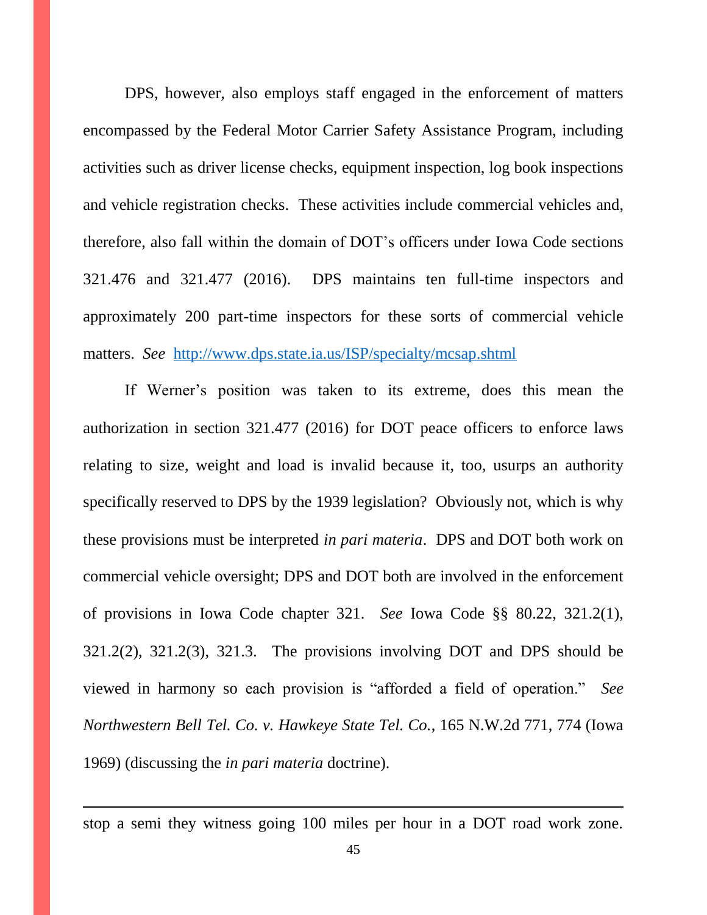DPS, however, also employs staff engaged in the enforcement of matters encompassed by the Federal Motor Carrier Safety Assistance Program, including activities such as driver license checks, equipment inspection, log book inspections and vehicle registration checks. These activities include commercial vehicles and, therefore, also fall within the domain of DOT's officers under Iowa Code sections 321.476 and 321.477 (2016). DPS maintains ten full-time inspectors and approximately 200 part-time inspectors for these sorts of commercial vehicle matters. *See* http://www.dps.state.ia.us/ISP/specialty/mcsap.shtml

If Werner's position was taken to its extreme, does this mean the authorization in section 321.477 (2016) for DOT peace officers to enforce laws relating to size, weight and load is invalid because it, too, usurps an authority specifically reserved to DPS by the 1939 legislation? Obviously not, which is why these provisions must be interpreted *in pari materia*. DPS and DOT both work on commercial vehicle oversight; DPS and DOT both are involved in the enforcement of provisions in Iowa Code chapter 321. *See* Iowa Code §§ 80.22, 321.2(1), 321.2(2), 321.2(3), 321.3. The provisions involving DOT and DPS should be viewed in harmony so each provision is "afforded a field of operation." *See Northwestern Bell Tel. Co. v. Hawkeye State Tel. Co.*, 165 N.W.2d 771, 774 (Iowa 1969) (discussing the *in pari materia* doctrine).

---

stop a semi they witness going 100 miles per hour in a DOT road work zone.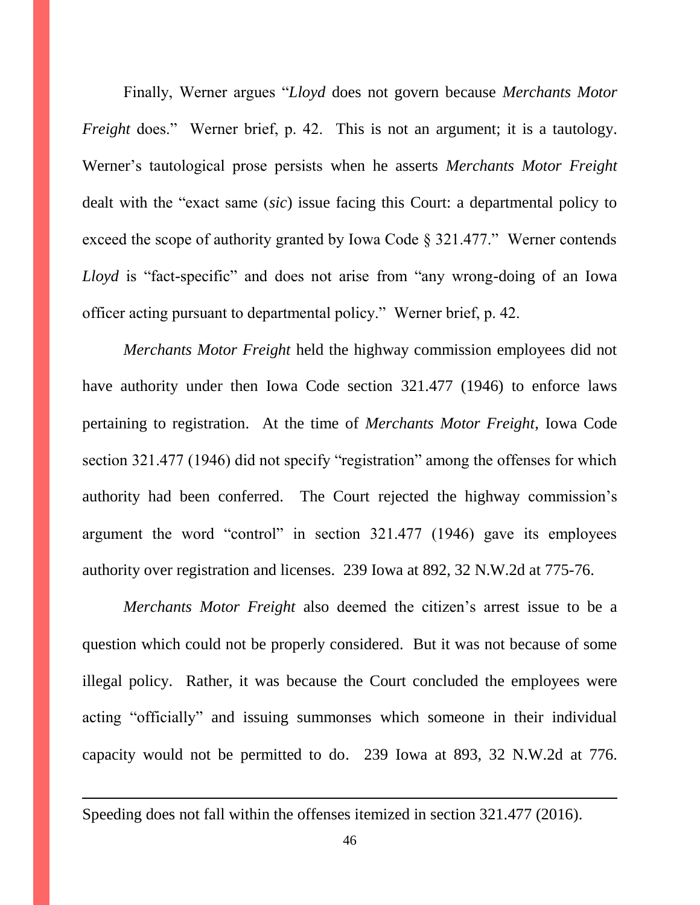Finally, Werner argues "*Lloyd* does not govern because *Merchants Motor Freight* does." Werner brief, p. 42. This is not an argument; it is a tautology. Werner's tautological prose persists when he asserts *Merchants Motor Freight* dealt with the "exact same (*sic*) issue facing this Court: a departmental policy to exceed the scope of authority granted by Iowa Code § 321.477." Werner contends *Lloyd* is "fact-specific" and does not arise from "any wrong-doing of an Iowa officer acting pursuant to departmental policy." Werner brief, p. 42.

*Merchants Motor Freight* held the highway commission employees did not have authority under then Iowa Code section 321.477 (1946) to enforce laws pertaining to registration. At the time of *Merchants Motor Freight*, Iowa Code section 321.477 (1946) did not specify "registration" among the offenses for which authority had been conferred. The Court rejected the highway commission's argument the word "control" in section 321.477 (1946) gave its employees authority over registration and licenses. 239 Iowa at 892, 32 N.W.2d at 775-76.

*Merchants Motor Freight* also deemed the citizen's arrest issue to be a question which could not be properly considered. But it was not because of some illegal policy. Rather, it was because the Court concluded the employees were acting "officially" and issuing summonses which someone in their individual capacity would not be permitted to do. 239 Iowa at 893, 32 N.W.2d at 776.

---

Speeding does not fall within the offenses itemized in section 321.477 (2016).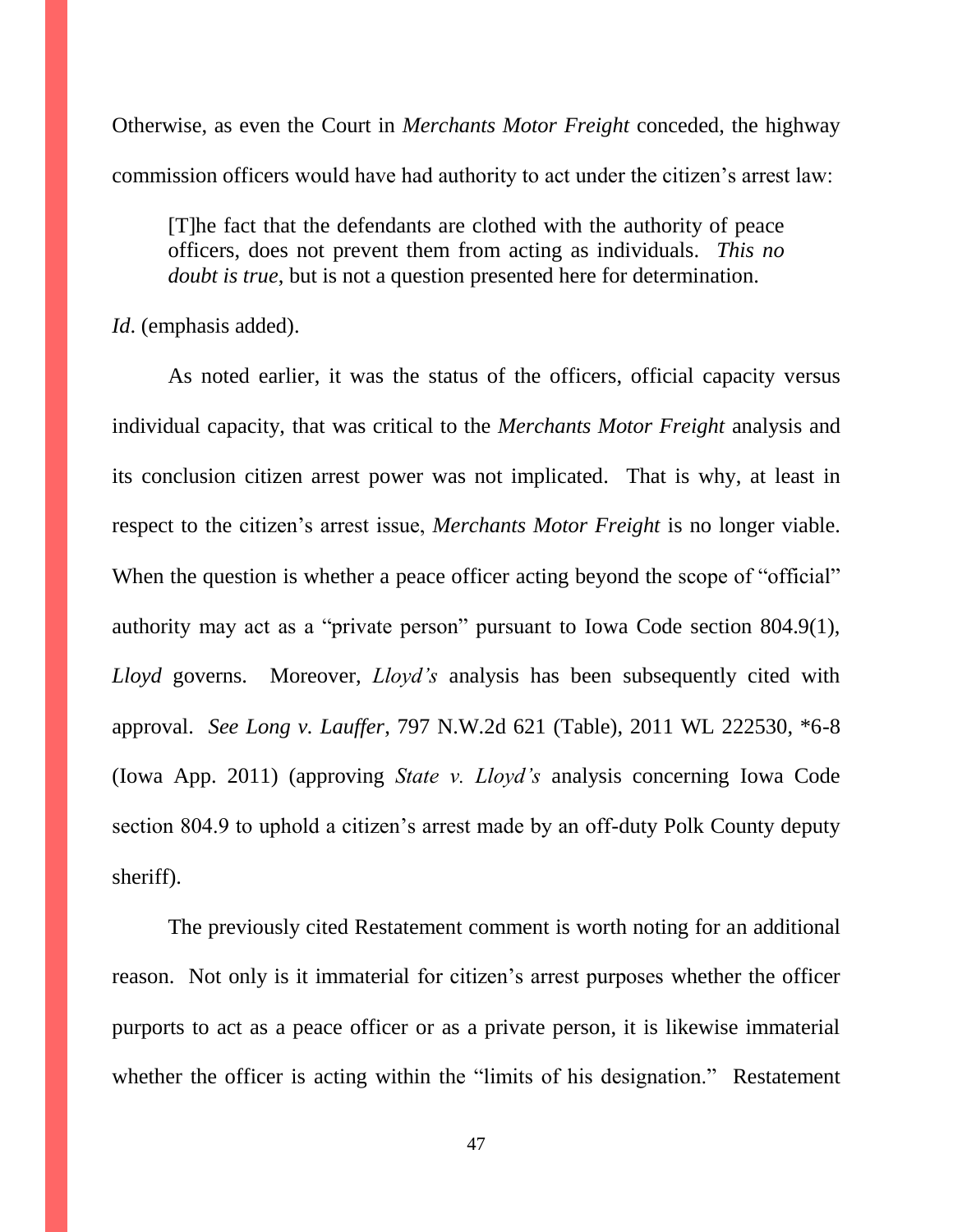Otherwise, as even the Court in *Merchants Motor Freight* conceded, the highway commission officers would have had authority to act under the citizen's arrest law:

> [T]he fact that the defendants are clothed with the authority of peace officers, does not prevent them from acting as individuals. *This no doubt is true*, but is not a question presented here for determination.

*Id*. (emphasis added).

As noted earlier, it was the status of the officers, official capacity versus individual capacity, that was critical to the *Merchants Motor Freight* analysis and its conclusion citizen arrest power was not implicated. That is why, at least in respect to the citizen's arrest issue, *Merchants Motor Freight* is no longer viable. When the question is whether a peace officer acting beyond the scope of "official" authority may act as a "private person" pursuant to Iowa Code section 804.9(1), *Lloyd* governs. Moreover, *Lloyd's* analysis has been subsequently cited with approval. *See Long v. Lauffer*, 797 N.W.2d 621 (Table), 2011 WL 222530, *6-8 (Iowa App. 2011) (approving *State v. Lloyd's* analysis concerning Iowa Code section 804.9 to uphold a citizen's arrest made by an off-duty Polk County deputy sheriff).

The previously cited Restatement comment is worth noting for an additional reason. Not only is it immaterial for citizen's arrest purposes whether the officer purports to act as a peace officer or as a private person, it is likewise immaterial whether the officer is acting within the "limits of his designation." Restatement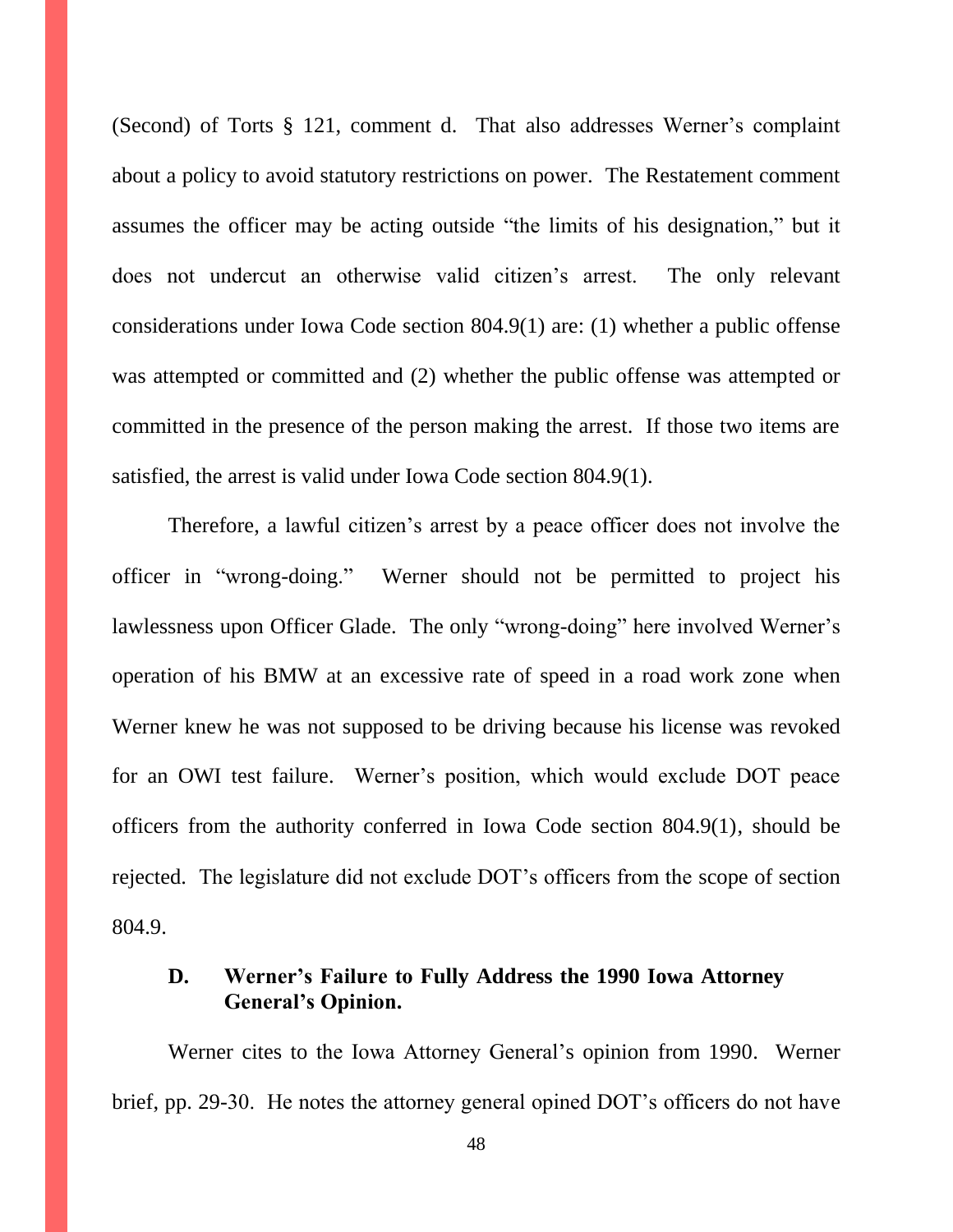(Second) of Torts § 121, comment d. That also addresses Werner's complaint about a policy to avoid statutory restrictions on power. The Restatement comment assumes the officer may be acting outside "the limits of his designation," but it does not undercut an otherwise valid citizen's arrest. The only relevant considerations under Iowa Code section 804.9(1) are: (1) whether a public offense was attempted or committed and (2) whether the public offense was attempted or committed in the presence of the person making the arrest. If those two items are satisfied, the arrest is valid under Iowa Code section 804.9(1).

Therefore, a lawful citizen's arrest by a peace officer does not involve the officer in "wrong-doing." Werner should not be permitted to project his lawlessness upon Officer Glade. The only "wrong-doing" here involved Werner's operation of his BMW at an excessive rate of speed in a road work zone when Werner knew he was not supposed to be driving because his license was revoked for an OWI test failure. Werner's position, which would exclude DOT peace officers from the authority conferred in Iowa Code section 804.9(1), should be rejected. The legislature did not exclude DOT's officers from the scope of section 804.9.

### D. Werner's Failure to Fully Address the 1990 Iowa Attorney General's Opinion.

Werner cites to the Iowa Attorney General's opinion from 1990. Werner brief, pp. 29-30. He notes the attorney general opined DOT's officers do not have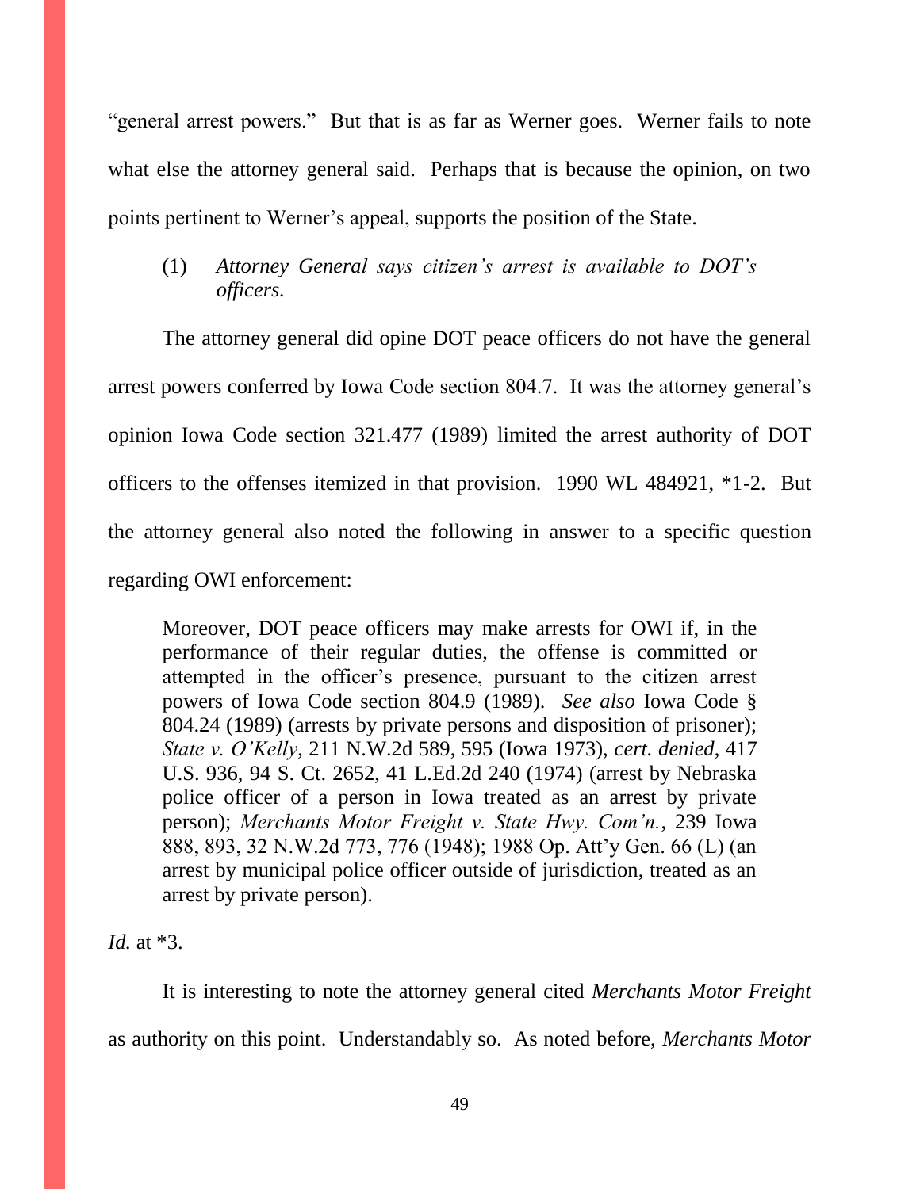"general arrest powers." But that is as far as Werner goes. Werner fails to note what else the attorney general said. Perhaps that is because the opinion, on two points pertinent to Werner's appeal, supports the position of the State.

(1) *Attorney General says citizen's arrest is available to DOT's officers.*

The attorney general did opine DOT peace officers do not have the general arrest powers conferred by Iowa Code section 804.7. It was the attorney general's opinion Iowa Code section 321.477 (1989) limited the arrest authority of DOT officers to the offenses itemized in that provision. 1990 WL 484921, *1-2. But the attorney general also noted the following in answer to a specific question regarding OWI enforcement:

> Moreover, DOT peace officers may make arrests for OWI if, in the performance of their regular duties, the offense is committed or attempted in the officer's presence, pursuant to the citizen arrest powers of Iowa Code section 804.9 (1989). *See also* Iowa Code § 804.24 (1989) (arrests by private persons and disposition of prisoner); *State v. O'Kelly*, 211 N.W.2d 589, 595 (Iowa 1973), *cert. denied*, 417 U.S. 936, 94 S. Ct. 2652, 41 L.Ed.2d 240 (1974) (arrest by Nebraska police officer of a person in Iowa treated as an arrest by private person); *Merchants Motor Freight v. State Hwy. Com'n.*, 239 Iowa 888, 893, 32 N.W.2d 773, 776 (1948); 1988 Op. Att'y Gen. 66 (L) (an arrest by municipal police officer outside of jurisdiction, treated as an arrest by private person).

*Id.* at *3.

It is interesting to note the attorney general cited *Merchants Motor Freight* as authority on this point. Understandably so. As noted before, *Merchants Motor*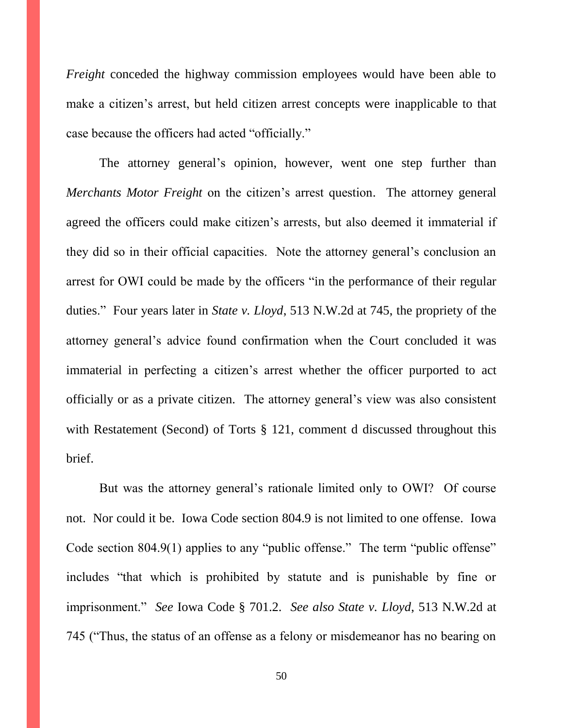*Freight* conceded the highway commission employees would have been able to make a citizen's arrest, but held citizen arrest concepts were inapplicable to that case because the officers had acted "officially."

The attorney general's opinion, however, went one step further than *Merchants Motor Freight* on the citizen's arrest question. The attorney general agreed the officers could make citizen's arrests, but also deemed it immaterial if they did so in their official capacities. Note the attorney general's conclusion an arrest for OWI could be made by the officers "in the performance of their regular duties." Four years later in *State v. Lloyd*, 513 N.W.2d at 745, the propriety of the attorney general's advice found confirmation when the Court concluded it was immaterial in perfecting a citizen's arrest whether the officer purported to act officially or as a private citizen. The attorney general's view was also consistent with Restatement (Second) of Torts § 121, comment d discussed throughout this brief.

But was the attorney general's rationale limited only to OWI? Of course not. Nor could it be. Iowa Code section 804.9 is not limited to one offense. Iowa Code section 804.9(1) applies to any "public offense." The term "public offense" includes "that which is prohibited by statute and is punishable by fine or imprisonment." *See* Iowa Code § 701.2. *See also State v. Lloyd*, 513 N.W.2d at 745 ("Thus, the status of an offense as a felony or misdemeanor has no bearing on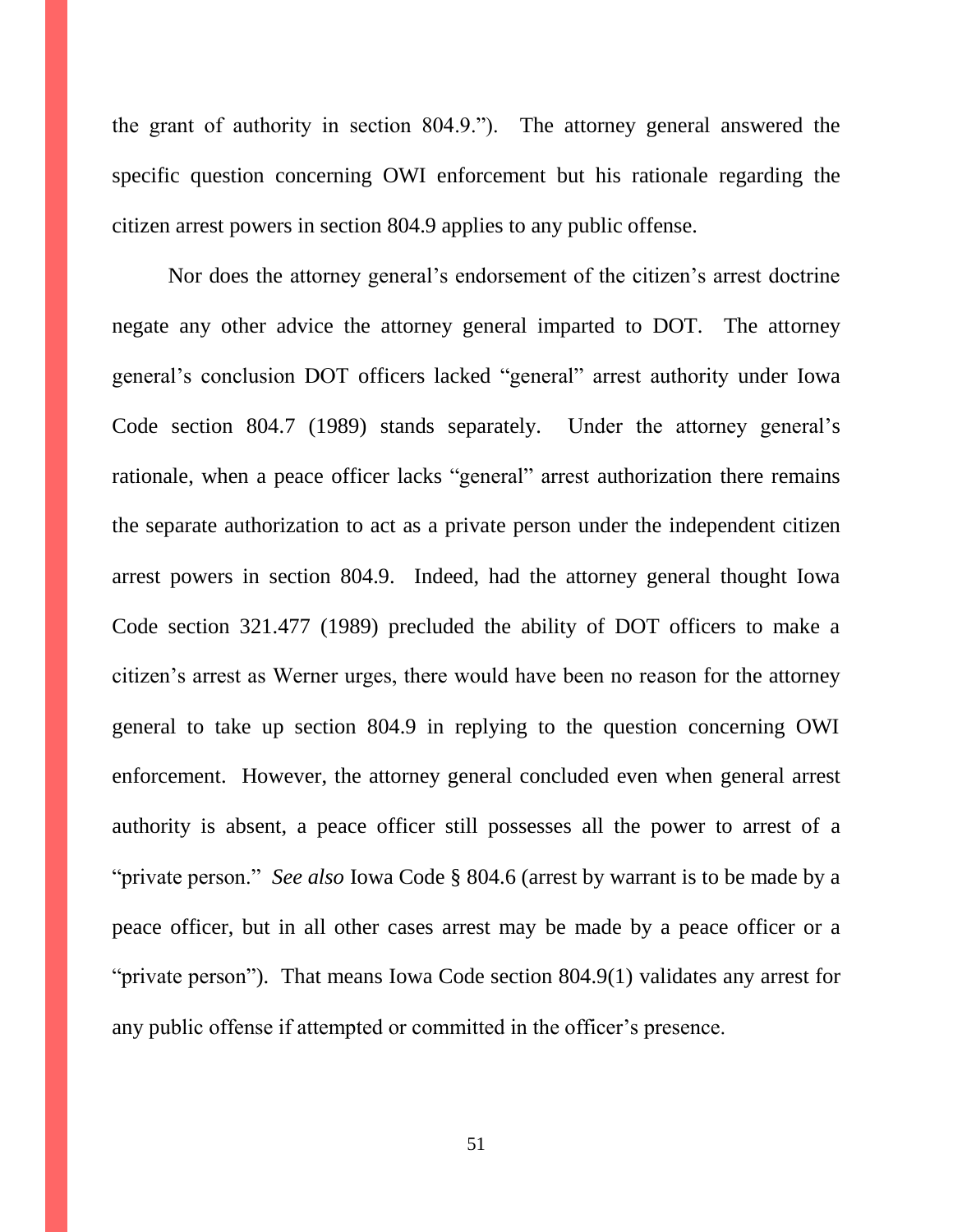the grant of authority in section 804.9."). The attorney general answered the specific question concerning OWI enforcement but his rationale regarding the citizen arrest powers in section 804.9 applies to any public offense.

Nor does the attorney general's endorsement of the citizen's arrest doctrine negate any other advice the attorney general imparted to DOT. The attorney general's conclusion DOT officers lacked "general" arrest authority under Iowa Code section 804.7 (1989) stands separately. Under the attorney general's rationale, when a peace officer lacks "general" arrest authorization there remains the separate authorization to act as a private person under the independent citizen arrest powers in section 804.9. Indeed, had the attorney general thought Iowa Code section 321.477 (1989) precluded the ability of DOT officers to make a citizen's arrest as Werner urges, there would have been no reason for the attorney general to take up section 804.9 in replying to the question concerning OWI enforcement. However, the attorney general concluded even when general arrest authority is absent, a peace officer still possesses all the power to arrest of a "private person." *See also* Iowa Code § 804.6 (arrest by warrant is to be made by a peace officer, but in all other cases arrest may be made by a peace officer or a "private person"). That means Iowa Code section 804.9(1) validates any arrest for any public offense if attempted or committed in the officer's presence.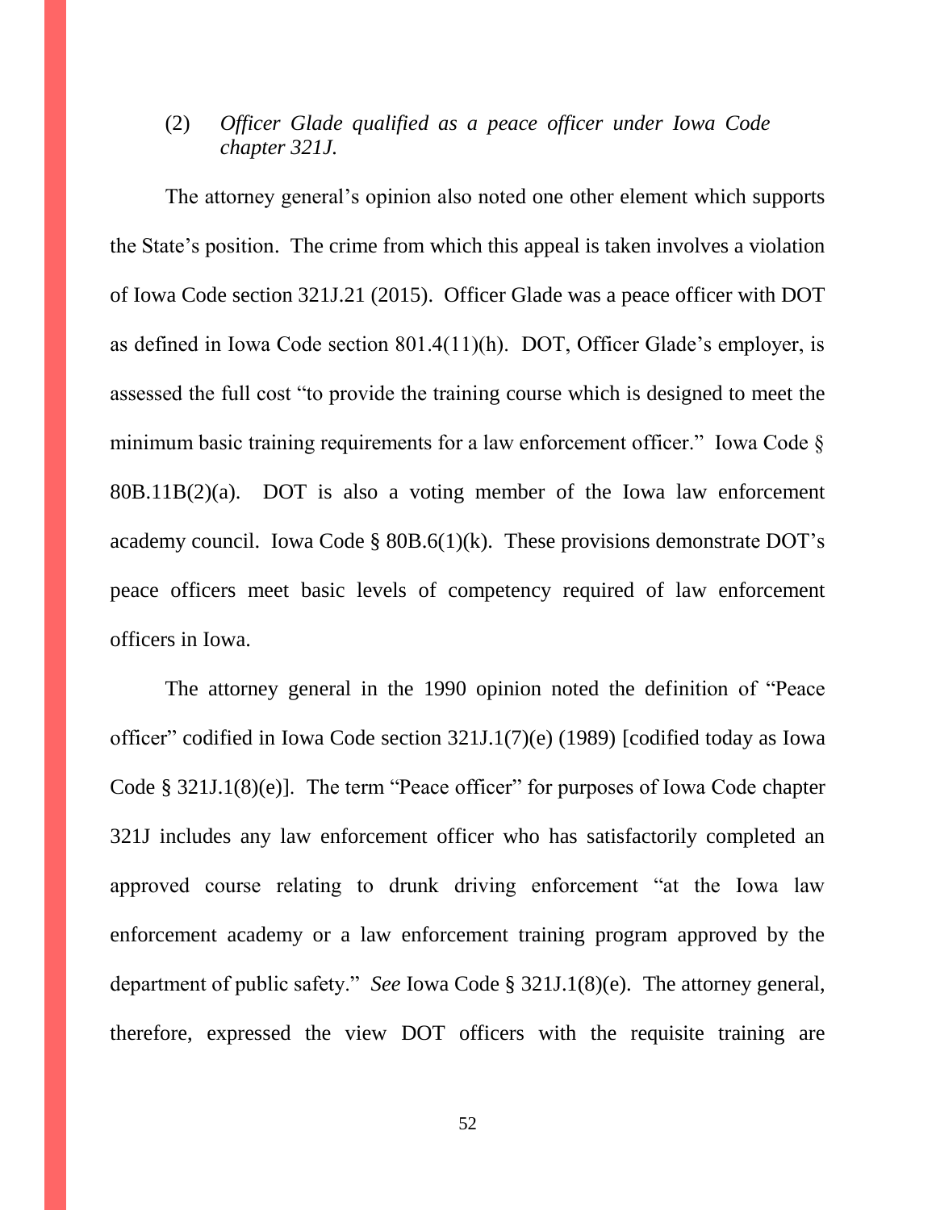(2) *Officer Glade qualified as a peace officer under Iowa Code chapter 321J.*

The attorney general's opinion also noted one other element which supports the State's position. The crime from which this appeal is taken involves a violation of Iowa Code section 321J.21 (2015). Officer Glade was a peace officer with DOT as defined in Iowa Code section 801.4(11)(h). DOT, Officer Glade's employer, is assessed the full cost "to provide the training course which is designed to meet the minimum basic training requirements for a law enforcement officer." Iowa Code § 80B.11B(2)(a). DOT is also a voting member of the Iowa law enforcement academy council. Iowa Code § 80B.6(1)(k). These provisions demonstrate DOT's peace officers meet basic levels of competency required of law enforcement officers in Iowa.

The attorney general in the 1990 opinion noted the definition of "Peace officer" codified in Iowa Code section 321J.1(7)(e) (1989) [codified today as Iowa Code § 321J.1(8)(e)]. The term "Peace officer" for purposes of Iowa Code chapter 321J includes any law enforcement officer who has satisfactorily completed an approved course relating to drunk driving enforcement "at the Iowa law enforcement academy or a law enforcement training program approved by the department of public safety." *See* Iowa Code § 321J.1(8)(e). The attorney general, therefore, expressed the view DOT officers with the requisite training are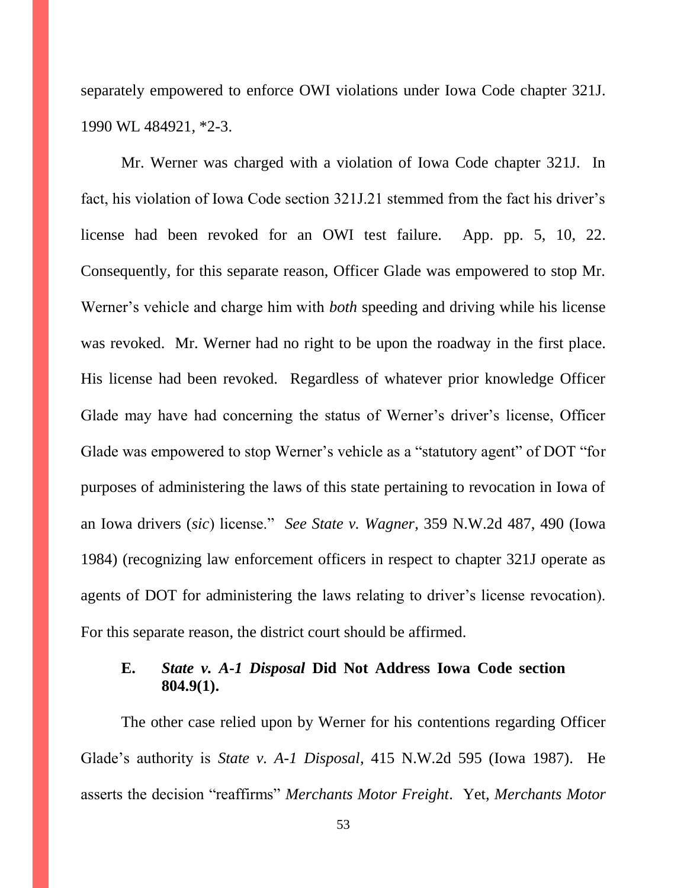separately empowered to enforce OWI violations under Iowa Code chapter 321J. 1990 WL 484921, *2-3.

Mr. Werner was charged with a violation of Iowa Code chapter 321J. In fact, his violation of Iowa Code section 321J.21 stemmed from the fact his driver's license had been revoked for an OWI test failure. App. pp. 5, 10, 22. Consequently, for this separate reason, Officer Glade was empowered to stop Mr. Werner's vehicle and charge him with *both* speeding and driving while his license was revoked. Mr. Werner had no right to be upon the roadway in the first place. His license had been revoked. Regardless of whatever prior knowledge Officer Glade may have had concerning the status of Werner's driver's license, Officer Glade was empowered to stop Werner's vehicle as a "statutory agent" of DOT "for purposes of administering the laws of this state pertaining to revocation in Iowa of an Iowa drivers (*sic*) license." *See State v. Wagner*, 359 N.W.2d 487, 490 (Iowa 1984) (recognizing law enforcement officers in respect to chapter 321J operate as agents of DOT for administering the laws relating to driver's license revocation). For this separate reason, the district court should be affirmed.

### E. *State v. A-1 Disposal* Did Not Address Iowa Code section 804.9(1).

The other case relied upon by Werner for his contentions regarding Officer Glade's authority is *State v. A-1 Disposal*, 415 N.W.2d 595 (Iowa 1987). He asserts the decision "reaffirms" *Merchants Motor Freight*. Yet, *Merchants Motor*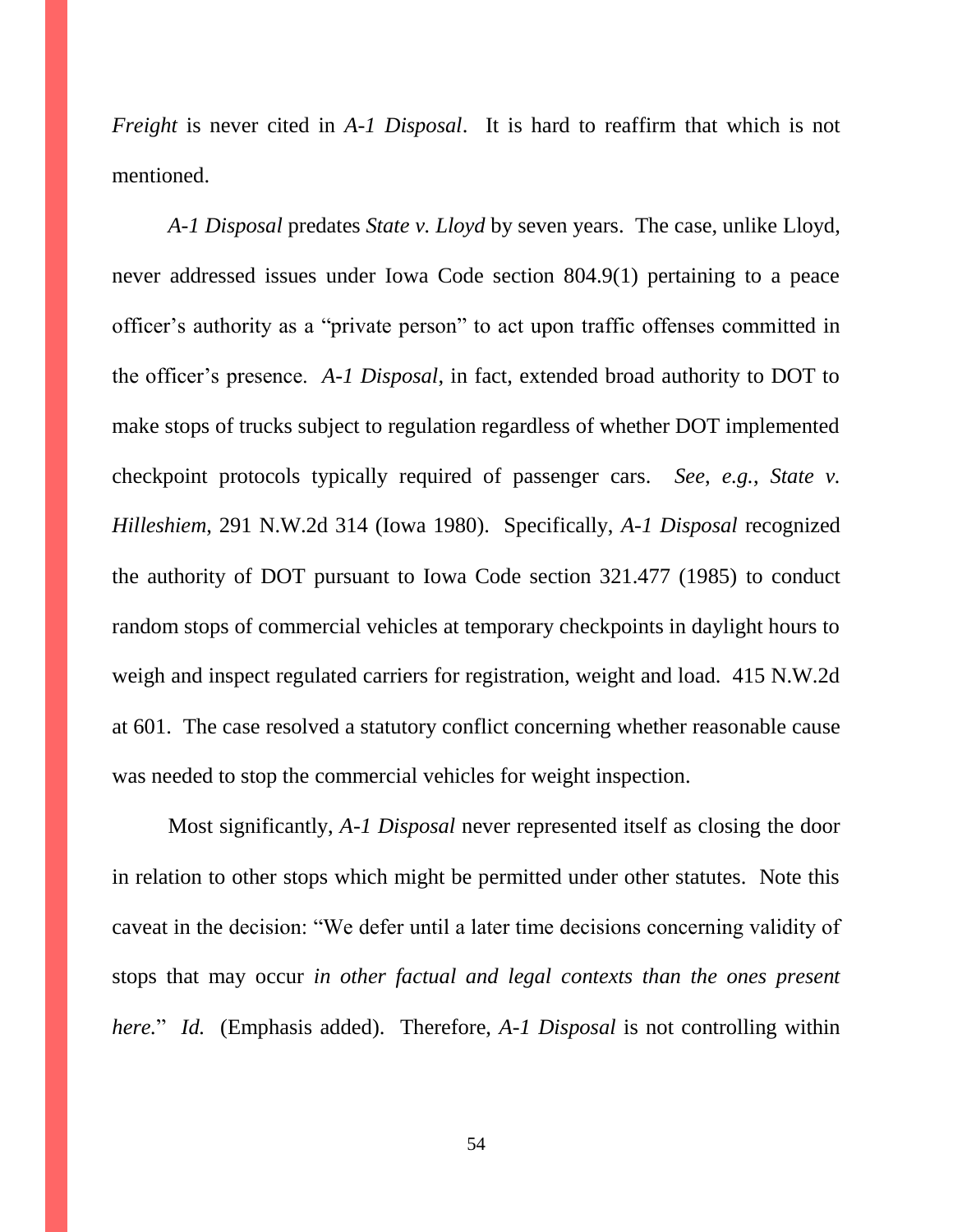*Freight* is never cited in *A-1 Disposal*. It is hard to reaffirm that which is not mentioned.

*A-1 Disposal* predates *State v. Lloyd* by seven years. The case, unlike Lloyd, never addressed issues under Iowa Code section 804.9(1) pertaining to a peace officer's authority as a "private person" to act upon traffic offenses committed in the officer's presence. *A-1 Disposal*, in fact, extended broad authority to DOT to make stops of trucks subject to regulation regardless of whether DOT implemented checkpoint protocols typically required of passenger cars. *See, e.g.*, *State v. Hilleshiem*, 291 N.W.2d 314 (Iowa 1980). Specifically, *A-1 Disposal* recognized the authority of DOT pursuant to Iowa Code section 321.477 (1985) to conduct random stops of commercial vehicles at temporary checkpoints in daylight hours to weigh and inspect regulated carriers for registration, weight and load. 415 N.W.2d at 601. The case resolved a statutory conflict concerning whether reasonable cause was needed to stop the commercial vehicles for weight inspection.

Most significantly, *A-1 Disposal* never represented itself as closing the door in relation to other stops which might be permitted under other statutes. Note this caveat in the decision: "We defer until a later time decisions concerning validity of stops that may occur *in other factual and legal contexts than the ones present here.*" *Id.* (Emphasis added). Therefore, *A-1 Disposal* is not controlling within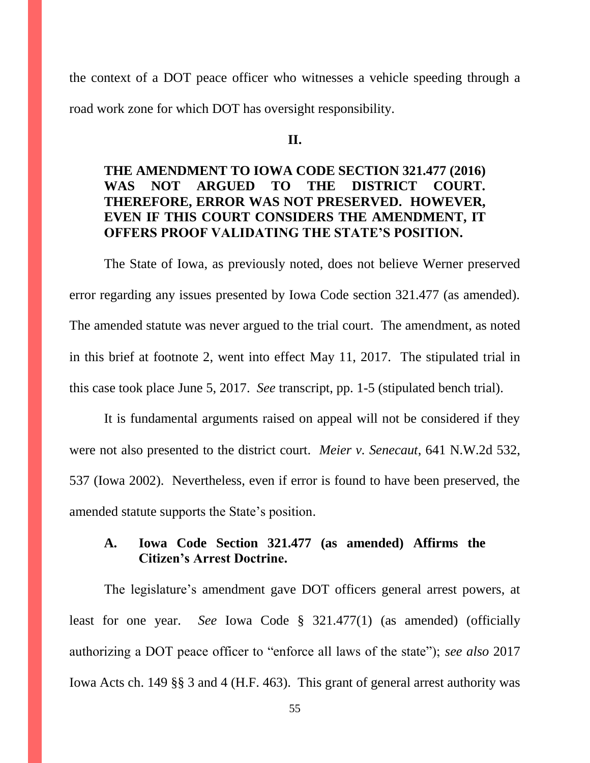the context of a DOT peace officer who witnesses a vehicle speeding through a road work zone for which DOT has oversight responsibility.

## II.

## THE AMENDMENT TO IOWA CODE SECTION 321.477 (2016) WAS NOT ARGUED TO THE DISTRICT COURT. THEREFORE, ERROR WAS NOT PRESERVED. HOWEVER, EVEN IF THIS COURT CONSIDERS THE AMENDMENT, IT OFFERS PROOF VALIDATING THE STATE'S POSITION.

The State of Iowa, as previously noted, does not believe Werner preserved error regarding any issues presented by Iowa Code section 321.477 (as amended). The amended statute was never argued to the trial court. The amendment, as noted in this brief at footnote 2, went into effect May 11, 2017. The stipulated trial in this case took place June 5, 2017. *See* transcript, pp. 1-5 (stipulated bench trial).

It is fundamental arguments raised on appeal will not be considered if they were not also presented to the district court. *Meier v. Senecaut*, 641 N.W.2d 532, 537 (Iowa 2002). Nevertheless, even if error is found to have been preserved, the amended statute supports the State's position.

### A. Iowa Code Section 321.477 (as amended) Affirms the Citizen's Arrest Doctrine.

The legislature's amendment gave DOT officers general arrest powers, at least for one year. *See* Iowa Code § 321.477(1) (as amended) (officially authorizing a DOT peace officer to "enforce all laws of the state"); *see also* 2017 Iowa Acts ch. 149 §§ 3 and 4 (H.F. 463). This grant of general arrest authority was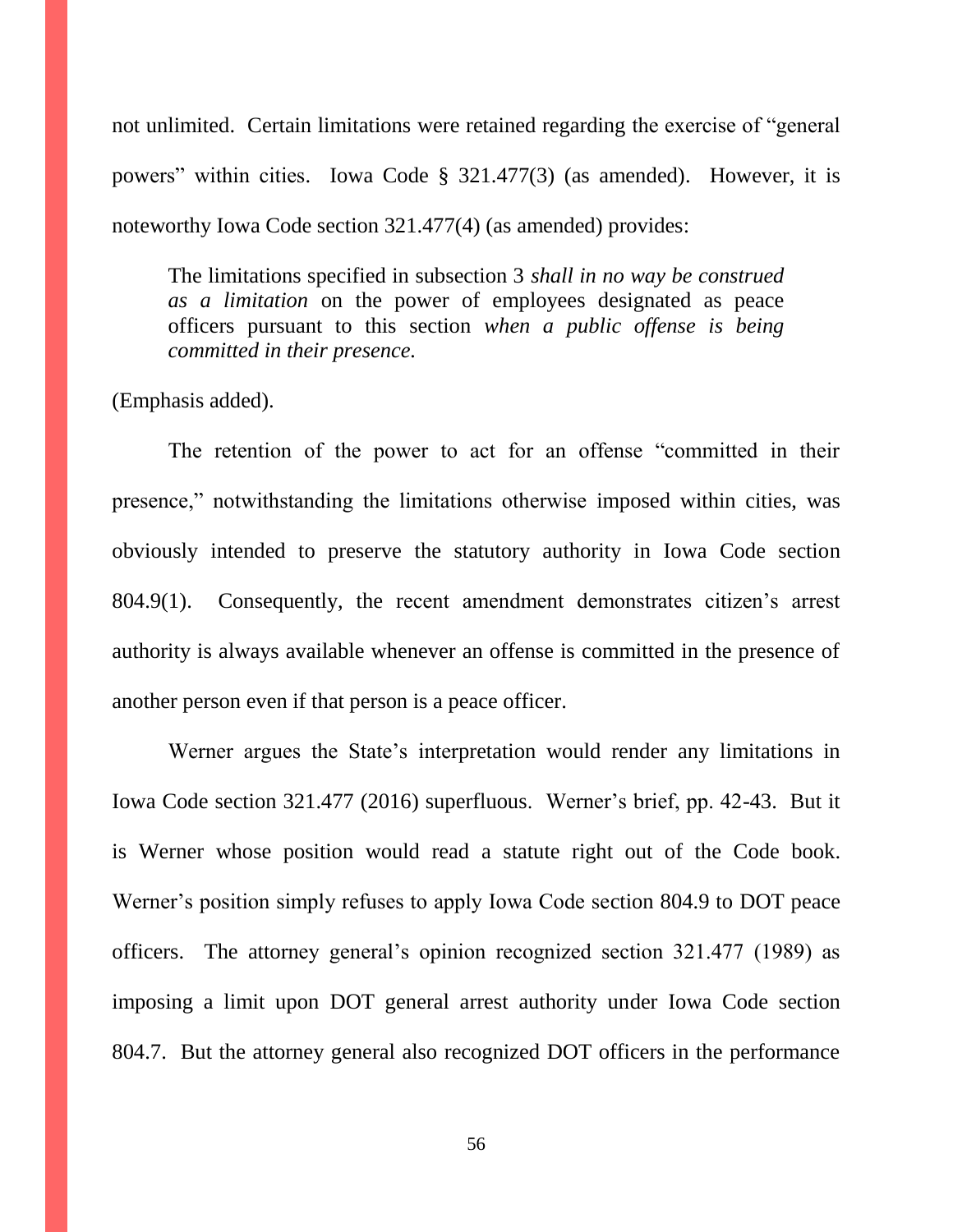not unlimited. Certain limitations were retained regarding the exercise of "general powers" within cities. Iowa Code § 321.477(3) (as amended). However, it is noteworthy Iowa Code section 321.477(4) (as amended) provides:

> The limitations specified in subsection 3 *shall in no way be construed as a limitation* on the power of employees designated as peace officers pursuant to this section *when a public offense is being committed in their presence.*

(Emphasis added).

The retention of the power to act for an offense "committed in their presence," notwithstanding the limitations otherwise imposed within cities, was obviously intended to preserve the statutory authority in Iowa Code section 804.9(1). Consequently, the recent amendment demonstrates citizen's arrest authority is always available whenever an offense is committed in the presence of another person even if that person is a peace officer.

Werner argues the State's interpretation would render any limitations in Iowa Code section 321.477 (2016) superfluous. Werner's brief, pp. 42-43. But it is Werner whose position would read a statute right out of the Code book. Werner's position simply refuses to apply Iowa Code section 804.9 to DOT peace officers. The attorney general's opinion recognized section 321.477 (1989) as imposing a limit upon DOT general arrest authority under Iowa Code section 804.7. But the attorney general also recognized DOT officers in the performance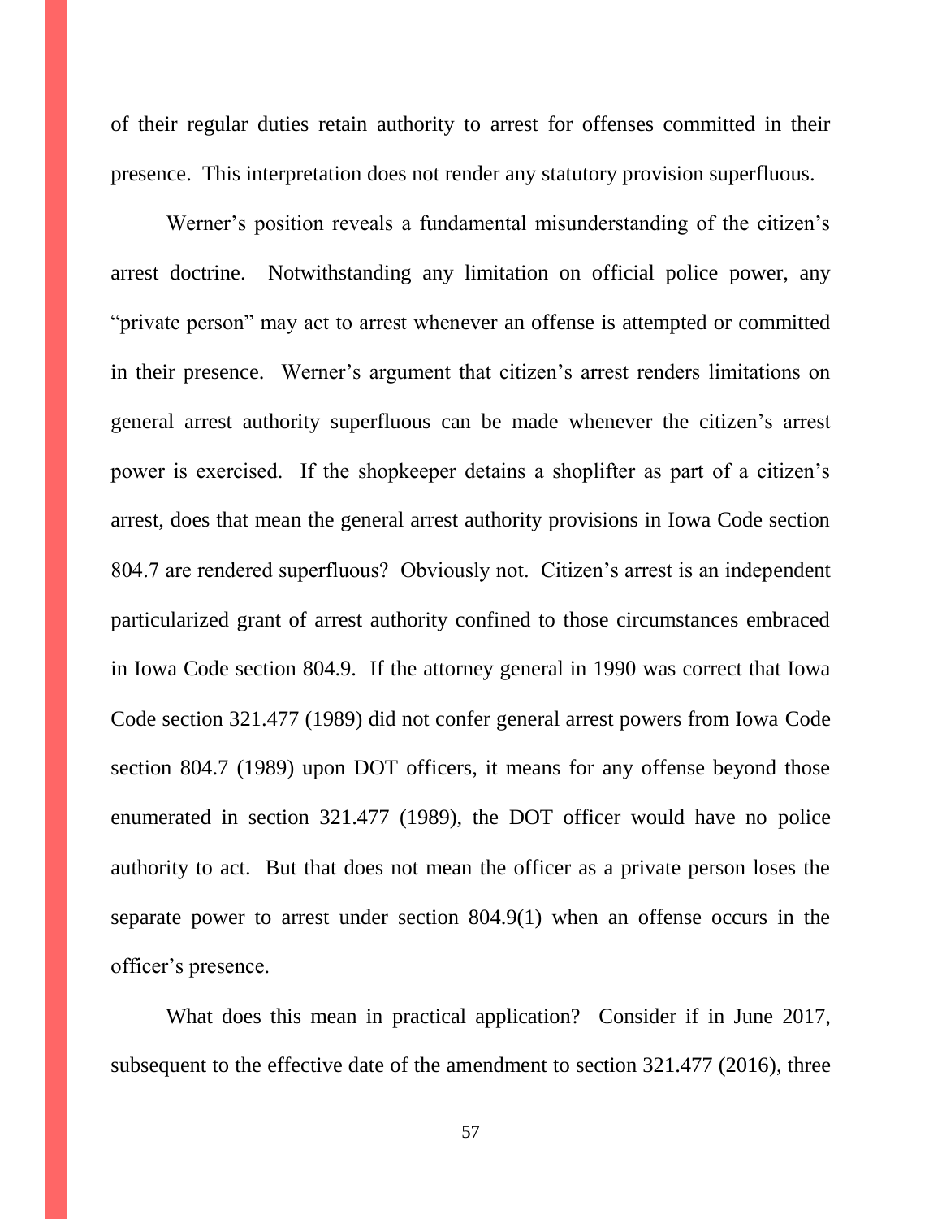of their regular duties retain authority to arrest for offenses committed in their presence. This interpretation does not render any statutory provision superfluous.

Werner's position reveals a fundamental misunderstanding of the citizen's arrest doctrine. Notwithstanding any limitation on official police power, any "private person" may act to arrest whenever an offense is attempted or committed in their presence. Werner's argument that citizen's arrest renders limitations on general arrest authority superfluous can be made whenever the citizen's arrest power is exercised. If the shopkeeper detains a shoplifter as part of a citizen's arrest, does that mean the general arrest authority provisions in Iowa Code section 804.7 are rendered superfluous? Obviously not. Citizen's arrest is an independent particularized grant of arrest authority confined to those circumstances embraced in Iowa Code section 804.9. If the attorney general in 1990 was correct that Iowa Code section 321.477 (1989) did not confer general arrest powers from Iowa Code section 804.7 (1989) upon DOT officers, it means for any offense beyond those enumerated in section 321.477 (1989), the DOT officer would have no police authority to act. But that does not mean the officer as a private person loses the separate power to arrest under section 804.9(1) when an offense occurs in the officer's presence.

What does this mean in practical application? Consider if in June 2017, subsequent to the effective date of the amendment to section 321.477 (2016), three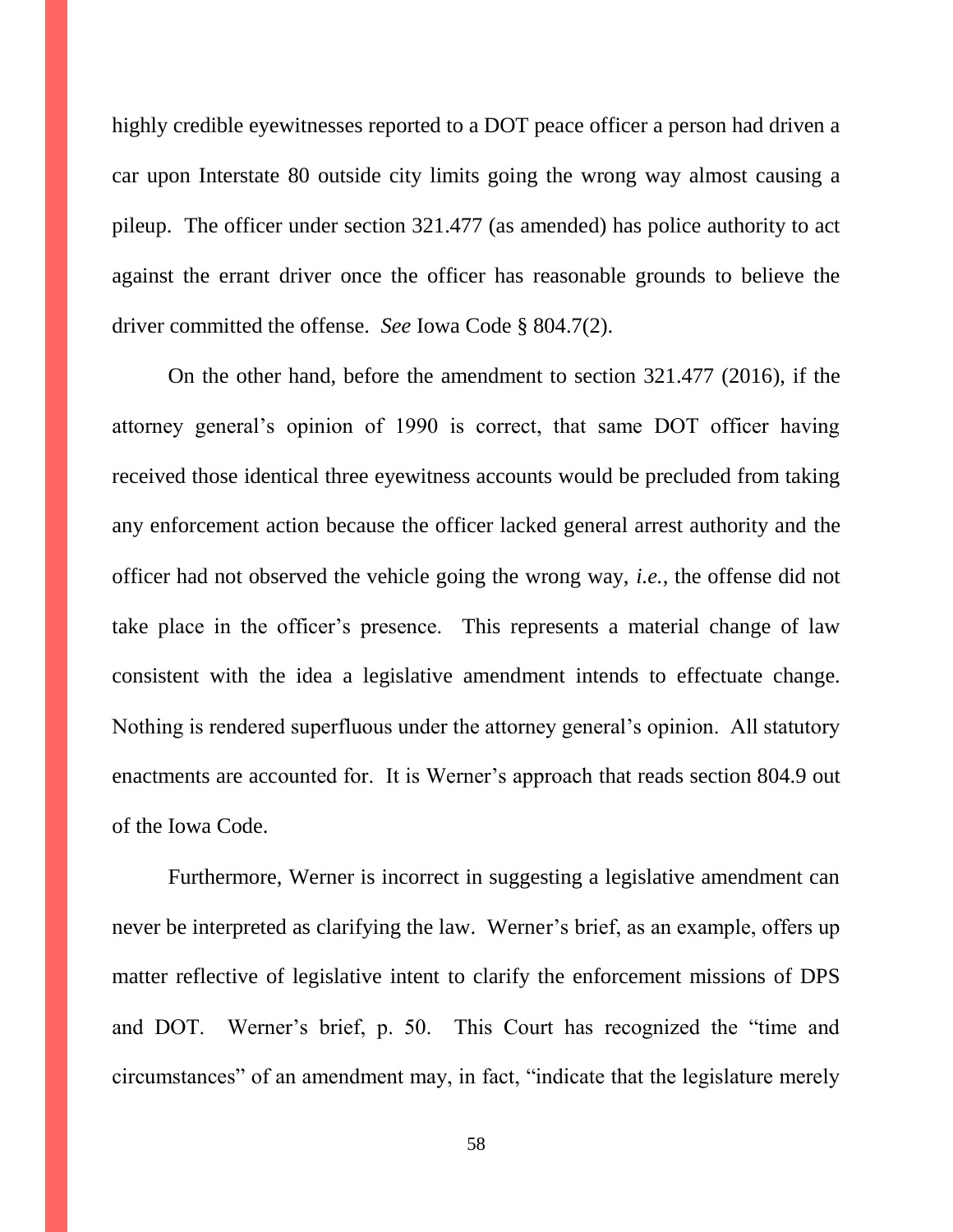highly credible eyewitnesses reported to a DOT peace officer a person had driven a car upon Interstate 80 outside city limits going the wrong way almost causing a pileup. The officer under section 321.477 (as amended) has police authority to act against the errant driver once the officer has reasonable grounds to believe the driver committed the offense. *See* Iowa Code § 804.7(2).

On the other hand, before the amendment to section 321.477 (2016), if the attorney general's opinion of 1990 is correct, that same DOT officer having received those identical three eyewitness accounts would be precluded from taking any enforcement action because the officer lacked general arrest authority and the officer had not observed the vehicle going the wrong way, *i.e.*, the offense did not take place in the officer's presence. This represents a material change of law consistent with the idea a legislative amendment intends to effectuate change. Nothing is rendered superfluous under the attorney general's opinion. All statutory enactments are accounted for. It is Werner's approach that reads section 804.9 out of the Iowa Code.

Furthermore, Werner is incorrect in suggesting a legislative amendment can never be interpreted as clarifying the law. Werner's brief, as an example, offers up matter reflective of legislative intent to clarify the enforcement missions of DPS and DOT. Werner's brief, p. 50. This Court has recognized the "time and circumstances" of an amendment may, in fact, "indicate that the legislature merely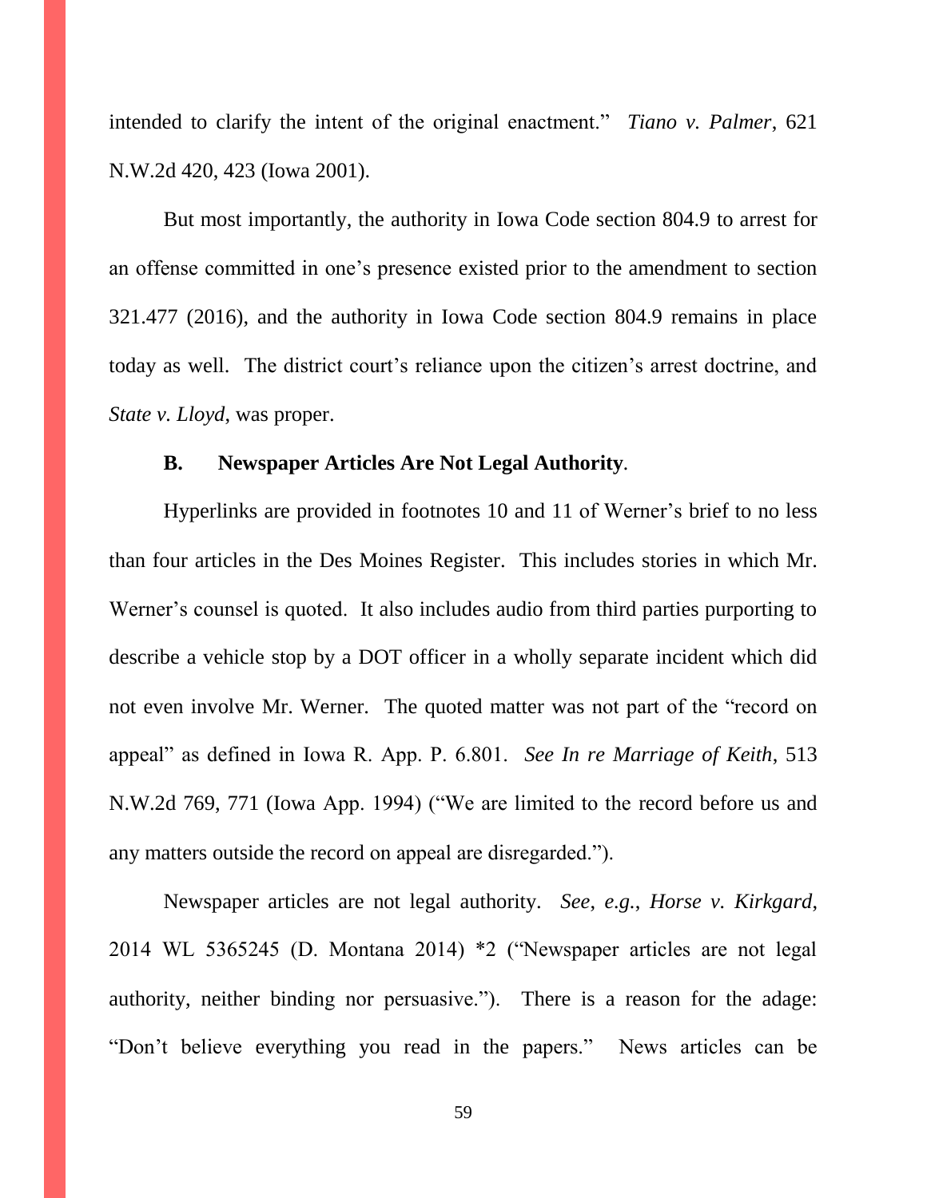intended to clarify the intent of the original enactment." *Tiano v. Palmer*, 621 N.W.2d 420, 423 (Iowa 2001).

But most importantly, the authority in Iowa Code section 804.9 to arrest for an offense committed in one's presence existed prior to the amendment to section 321.477 (2016), and the authority in Iowa Code section 804.9 remains in place today as well. The district court's reliance upon the citizen's arrest doctrine, and *State v. Lloyd*, was proper.

**B. Newspaper Articles Are Not Legal Authority**.

Hyperlinks are provided in footnotes 10 and 11 of Werner's brief to no less than four articles in the Des Moines Register. This includes stories in which Mr. Werner's counsel is quoted. It also includes audio from third parties purporting to describe a vehicle stop by a DOT officer in a wholly separate incident which did not even involve Mr. Werner. The quoted matter was not part of the "record on appeal" as defined in Iowa R. App. P. 6.801. *See In re Marriage of Keith*, 513 N.W.2d 769, 771 (Iowa App. 1994) ("We are limited to the record before us and any matters outside the record on appeal are disregarded.").

Newspaper articles are not legal authority. *See, e.g., Horse v. Kirkgard*, 2014 WL 5365245 (D. Montana 2014) *2 ("Newspaper articles are not legal authority, neither binding nor persuasive."). There is a reason for the adage: "Don't believe everything you read in the papers." News articles can be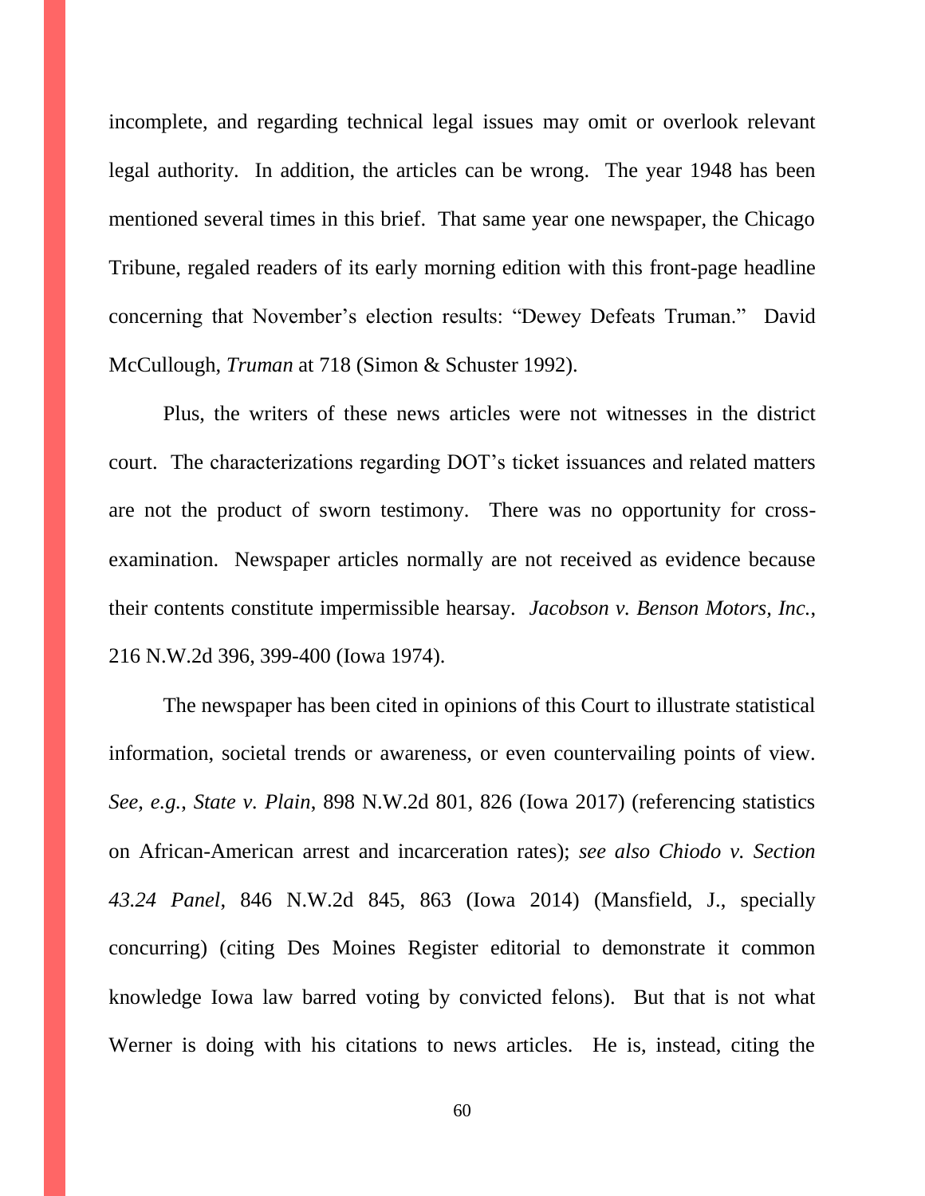incomplete, and regarding technical legal issues may omit or overlook relevant legal authority. In addition, the articles can be wrong. The year 1948 has been mentioned several times in this brief. That same year one newspaper, the Chicago Tribune, regaled readers of its early morning edition with this front-page headline concerning that November's election results: "Dewey Defeats Truman." David McCullough, *Truman* at 718 (Simon & Schuster 1992).

Plus, the writers of these news articles were not witnesses in the district court. The characterizations regarding DOT's ticket issuances and related matters are not the product of sworn testimony. There was no opportunity for cross-examination. Newspaper articles normally are not received as evidence because their contents constitute impermissible hearsay. *Jacobson v. Benson Motors, Inc.*, 216 N.W.2d 396, 399-400 (Iowa 1974).

The newspaper has been cited in opinions of this Court to illustrate statistical information, societal trends or awareness, or even countervailing points of view. *See, e.g.*, *State v. Plain*, 898 N.W.2d 801, 826 (Iowa 2017) (referencing statistics on African-American arrest and incarceration rates); *see also Chiodo v. Section 43.24 Panel*, 846 N.W.2d 845, 863 (Iowa 2014) (Mansfield, J., specially concurring) (citing Des Moines Register editorial to demonstrate it common knowledge Iowa law barred voting by convicted felons). But that is not what Werner is doing with his citations to news articles. He is, instead, citing the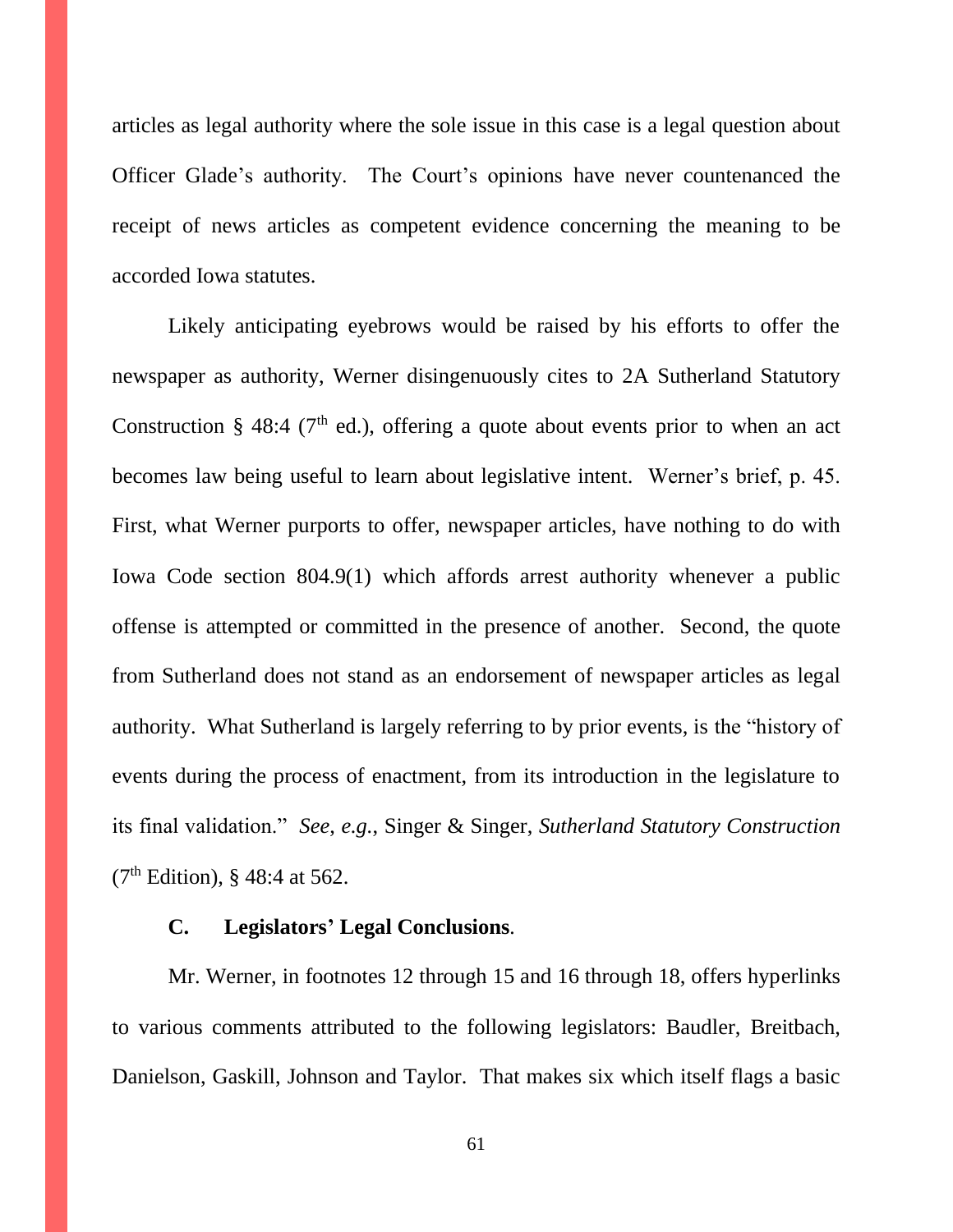articles as legal authority where the sole issue in this case is a legal question about Officer Glade's authority. The Court's opinions have never countenanced the receipt of news articles as competent evidence concerning the meaning to be accorded Iowa statutes.

Likely anticipating eyebrows would be raised by his efforts to offer the newspaper as authority, Werner disingenuously cites to 2A Sutherland Statutory Construction § 48:4 (7th ed.), offering a quote about events prior to when an act becomes law being useful to learn about legislative intent. Werner's brief, p. 45. First, what Werner purports to offer, newspaper articles, have nothing to do with Iowa Code section 804.9(1) which affords arrest authority whenever a public offense is attempted or committed in the presence of another. Second, the quote from Sutherland does not stand as an endorsement of newspaper articles as legal authority. What Sutherland is largely referring to by prior events, is the "history of events during the process of enactment, from its introduction in the legislature to its final validation." *See, e.g.*, Singer & Singer, *Sutherland Statutory Construction* (7th Edition), § 48:4 at 562.

### C. Legislators' Legal Conclusions.

Mr. Werner, in footnotes 12 through 15 and 16 through 18, offers hyperlinks to various comments attributed to the following legislators: Baudler, Breitbach, Danielson, Gaskill, Johnson and Taylor. That makes six which itself flags a basic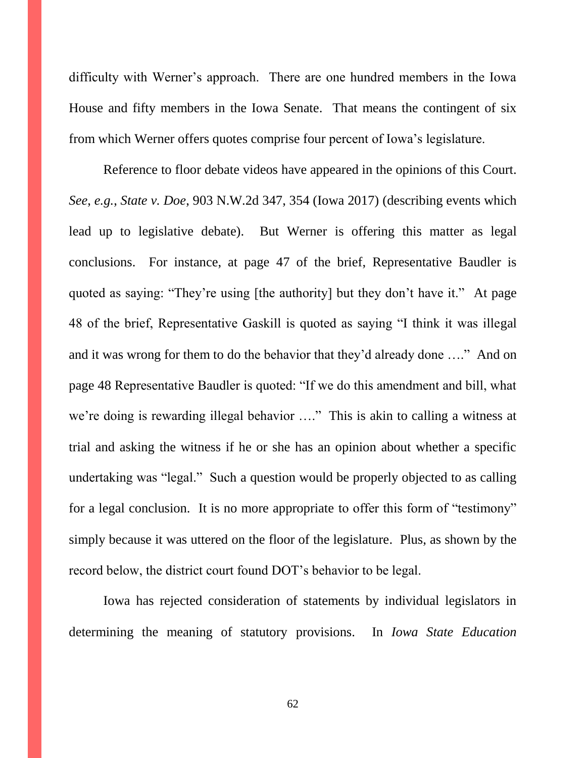difficulty with Werner's approach. There are one hundred members in the Iowa House and fifty members in the Iowa Senate. That means the contingent of six from which Werner offers quotes comprise four percent of Iowa's legislature.

Reference to floor debate videos have appeared in the opinions of this Court. *See, e.g.*, *State v. Doe*, 903 N.W.2d 347, 354 (Iowa 2017) (describing events which lead up to legislative debate). But Werner is offering this matter as legal conclusions. For instance, at page 47 of the brief, Representative Baudler is quoted as saying: "They're using [the authority] but they don't have it." At page 48 of the brief, Representative Gaskill is quoted as saying "I think it was illegal and it was wrong for them to do the behavior that they'd already done …." And on page 48 Representative Baudler is quoted: "If we do this amendment and bill, what we're doing is rewarding illegal behavior …." This is akin to calling a witness at trial and asking the witness if he or she has an opinion about whether a specific undertaking was "legal." Such a question would be properly objected to as calling for a legal conclusion. It is no more appropriate to offer this form of "testimony" simply because it was uttered on the floor of the legislature. Plus, as shown by the record below, the district court found DOT's behavior to be legal.

Iowa has rejected consideration of statements by individual legislators in determining the meaning of statutory provisions. In *Iowa State Education*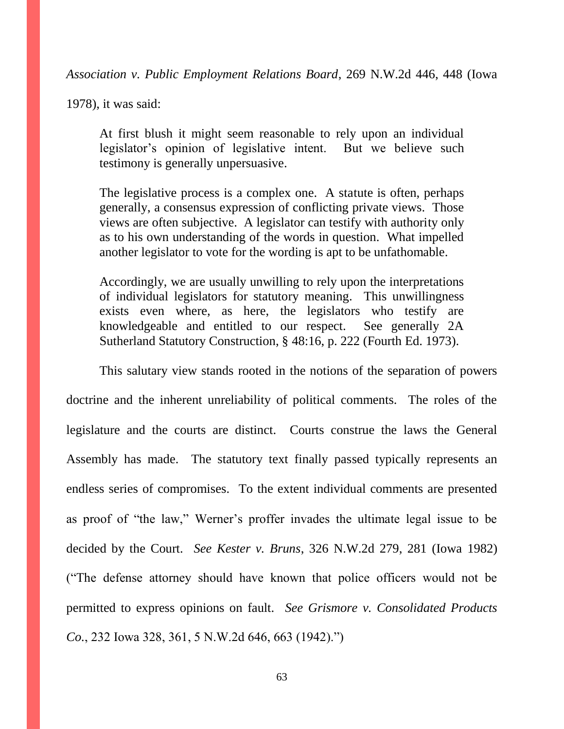*Association v. Public Employment Relations Board*, 269 N.W.2d 446, 448 (Iowa 1978), it was said:

> At first blush it might seem reasonable to rely upon an individual legislator's opinion of legislative intent. But we believe such testimony is generally unpersuasive.
>
> The legislative process is a complex one. A statute is often, perhaps generally, a consensus expression of conflicting private views. Those views are often subjective. A legislator can testify with authority only as to his own understanding of the words in question. What impelled another legislator to vote for the wording is apt to be unfathomable.
>
> Accordingly, we are usually unwilling to rely upon the interpretations of individual legislators for statutory meaning. This unwillingness exists even where, as here, the legislators who testify are knowledgeable and entitled to our respect. See generally 2A Sutherland Statutory Construction, § 48:16, p. 222 (Fourth Ed. 1973).

This salutary view stands rooted in the notions of the separation of powers doctrine and the inherent unreliability of political comments. The roles of the legislature and the courts are distinct. Courts construe the laws the General Assembly has made. The statutory text finally passed typically represents an endless series of compromises. To the extent individual comments are presented as proof of "the law," Werner's proffer invades the ultimate legal issue to be decided by the Court. *See Kester v. Bruns*, 326 N.W.2d 279, 281 (Iowa 1982) ("The defense attorney should have known that police officers would not be permitted to express opinions on fault. *See Grismore v. Consolidated Products Co.*, 232 Iowa 328, 361, 5 N.W.2d 646, 663 (1942).")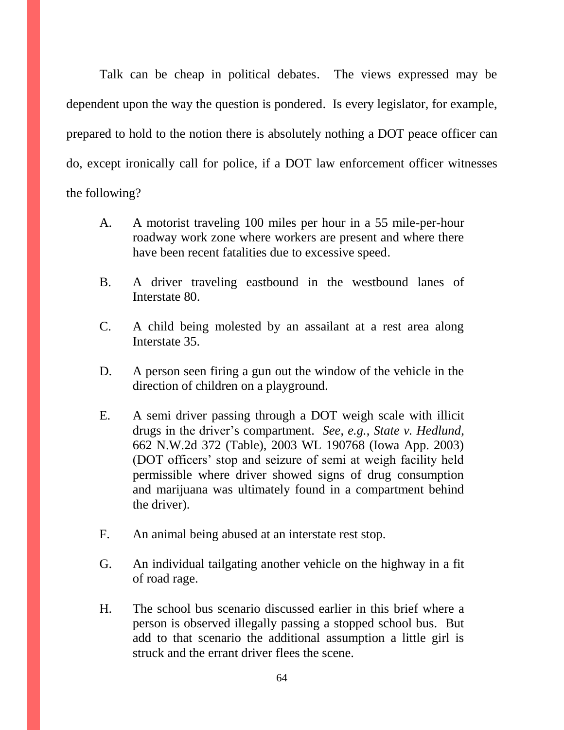Talk can be cheap in political debates. The views expressed may be dependent upon the way the question is pondered. Is every legislator, for example, prepared to hold to the notion there is absolutely nothing a DOT peace officer can do, except ironically call for police, if a DOT law enforcement officer witnesses the following?

A. A motorist traveling 100 miles per hour in a 55 mile-per-hour roadway work zone where workers are present and where there have been recent fatalities due to excessive speed.

B. A driver traveling eastbound in the westbound lanes of Interstate 80.

C. A child being molested by an assailant at a rest area along Interstate 35.

D. A person seen firing a gun out the window of the vehicle in the direction of children on a playground.

E. A semi driver passing through a DOT weigh scale with illicit drugs in the driver's compartment. *See*, *e.g.*, *State v. Hedlund*, 662 N.W.2d 372 (Table), 2003 WL 190768 (Iowa App. 2003) (DOT officers' stop and seizure of semi at weigh facility held permissible where driver showed signs of drug consumption and marijuana was ultimately found in a compartment behind the driver).

F. An animal being abused at an interstate rest stop.

G. An individual tailgating another vehicle on the highway in a fit of road rage.

H. The school bus scenario discussed earlier in this brief where a person is observed illegally passing a stopped school bus. But add to that scenario the additional assumption a little girl is struck and the errant driver flees the scene.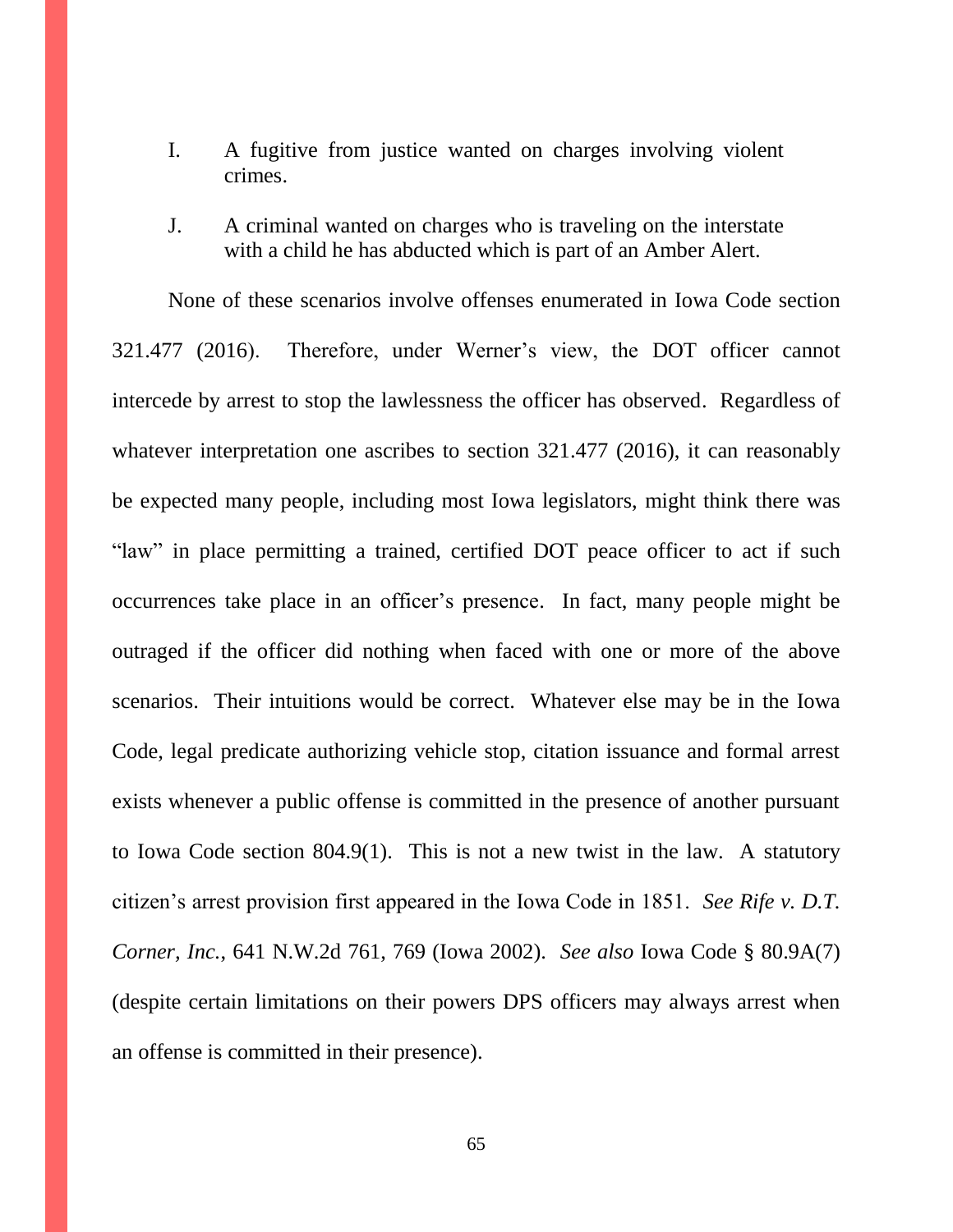I. A fugitive from justice wanted on charges involving violent crimes.

J. A criminal wanted on charges who is traveling on the interstate with a child he has abducted which is part of an Amber Alert.

None of these scenarios involve offenses enumerated in Iowa Code section 321.477 (2016). Therefore, under Werner's view, the DOT officer cannot intercede by arrest to stop the lawlessness the officer has observed. Regardless of whatever interpretation one ascribes to section 321.477 (2016), it can reasonably be expected many people, including most Iowa legislators, might think there was "law" in place permitting a trained, certified DOT peace officer to act if such occurrences take place in an officer's presence. In fact, many people might be outraged if the officer did nothing when faced with one or more of the above scenarios. Their intuitions would be correct. Whatever else may be in the Iowa Code, legal predicate authorizing vehicle stop, citation issuance and formal arrest exists whenever a public offense is committed in the presence of another pursuant to Iowa Code section 804.9(1). This is not a new twist in the law. A statutory citizen's arrest provision first appeared in the Iowa Code in 1851. *See Rife v. D.T. Corner, Inc.*, 641 N.W.2d 761, 769 (Iowa 2002). *See also* Iowa Code § 80.9A(7) (despite certain limitations on their powers DPS officers may always arrest when an offense is committed in their presence).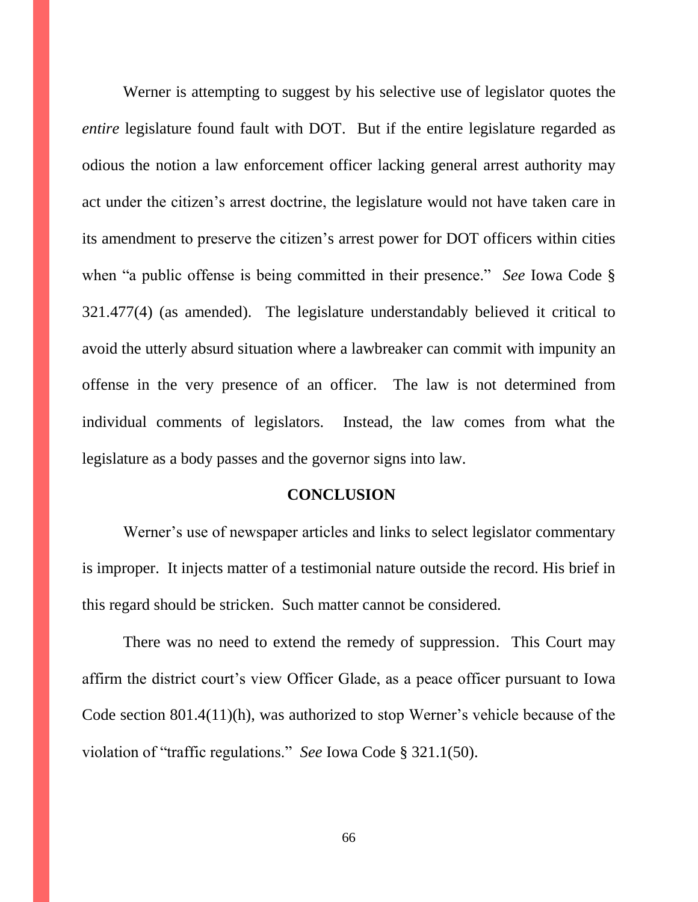Werner is attempting to suggest by his selective use of legislator quotes the *entire* legislature found fault with DOT. But if the entire legislature regarded as odious the notion a law enforcement officer lacking general arrest authority may act under the citizen's arrest doctrine, the legislature would not have taken care in its amendment to preserve the citizen's arrest power for DOT officers within cities when "a public offense is being committed in their presence." *See* Iowa Code § 321.477(4) (as amended). The legislature understandably believed it critical to avoid the utterly absurd situation where a lawbreaker can commit with impunity an offense in the very presence of an officer. The law is not determined from individual comments of legislators. Instead, the law comes from what the legislature as a body passes and the governor signs into law.

## CONCLUSION

Werner's use of newspaper articles and links to select legislator commentary is improper. It injects matter of a testimonial nature outside the record. His brief in this regard should be stricken. Such matter cannot be considered.

There was no need to extend the remedy of suppression. This Court may affirm the district court's view Officer Glade, as a peace officer pursuant to Iowa Code section 801.4(11)(h), was authorized to stop Werner's vehicle because of the violation of "traffic regulations." *See* Iowa Code § 321.1(50).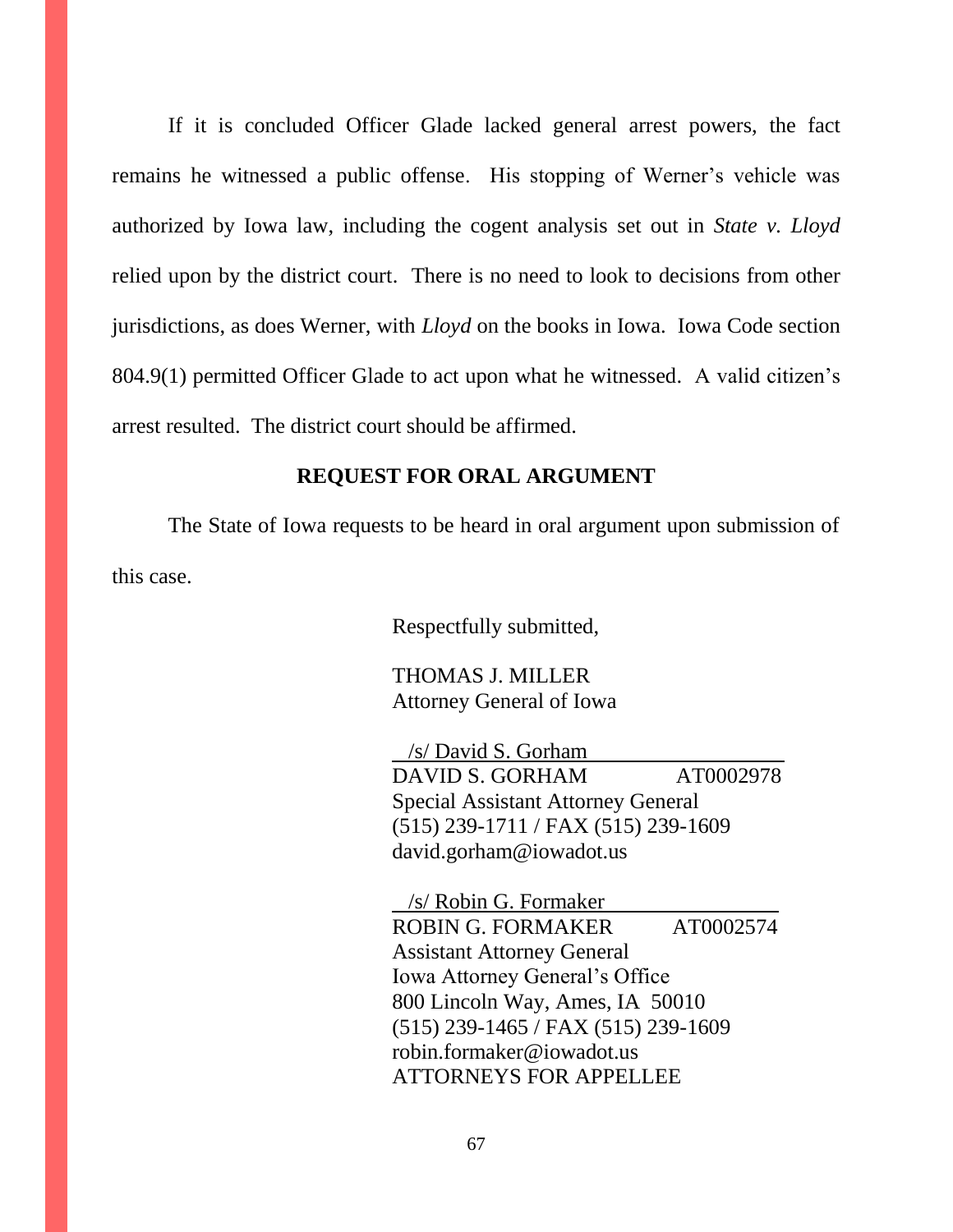If it is concluded Officer Glade lacked general arrest powers, the fact remains he witnessed a public offense. His stopping of Werner's vehicle was authorized by Iowa law, including the cogent analysis set out in *State v. Lloyd* relied upon by the district court. There is no need to look to decisions from other jurisdictions, as does Werner, with *Lloyd* on the books in Iowa. Iowa Code section 804.9(1) permitted Officer Glade to act upon what he witnessed. A valid citizen's arrest resulted. The district court should be affirmed.

**REQUEST FOR ORAL ARGUMENT**

The State of Iowa requests to be heard in oral argument upon submission of this case.

Respectfully submitted,

THOMAS J. MILLER
Attorney General of Iowa

/s/ David S. Gorham
DAVID S. GORHAM AT0002978
Special Assistant Attorney General
(515) 239-1711 / FAX (515) 239-1609
david.gorham@iowadot.us

/s/ Robin G. Formaker
ROBIN G. FORMAKER AT0002574
Assistant Attorney General
Iowa Attorney General's Office
800 Lincoln Way, Ames, IA 50010
(515) 239-1465 / FAX (515) 239-1609
robin.formaker@iowadot.us
ATTORNEYS FOR APPELLEE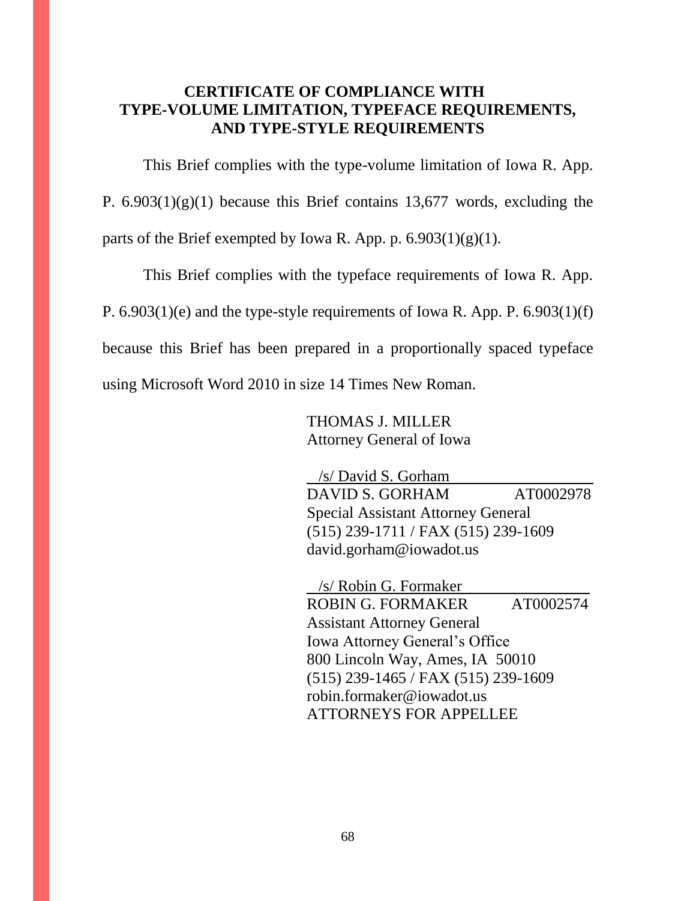## CERTIFICATE OF COMPLIANCE WITH TYPE-VOLUME LIMITATION, TYPEFACE REQUIREMENTS, AND TYPE-STYLE REQUIREMENTS

This Brief complies with the type-volume limitation of Iowa R. App. P. 6.903(1)(g)(1) because this Brief contains 13,677 words, excluding the parts of the Brief exempted by Iowa R. App. p. 6.903(1)(g)(1).

This Brief complies with the typeface requirements of Iowa R. App. P. 6.903(1)(e) and the type-style requirements of Iowa R. App. P. 6.903(1)(f) because this Brief has been prepared in a proportionally spaced typeface using Microsoft Word 2010 in size 14 Times New Roman.

THOMAS J. MILLER
Attorney General of Iowa

/s/ David S. Gorham
DAVID S. GORHAM AT0002978
Special Assistant Attorney General
(515) 239-1711 / FAX (515) 239-1609
david.gorham@iowadot.us

/s/ Robin G. Formaker
ROBIN G. FORMAKER AT0002574
Assistant Attorney General
Iowa Attorney General's Office
800 Lincoln Way, Ames, IA 50010
(515) 239-1465 / FAX (515) 239-1609
robin.formaker@iowadot.us
ATTORNEYS FOR APPELLEE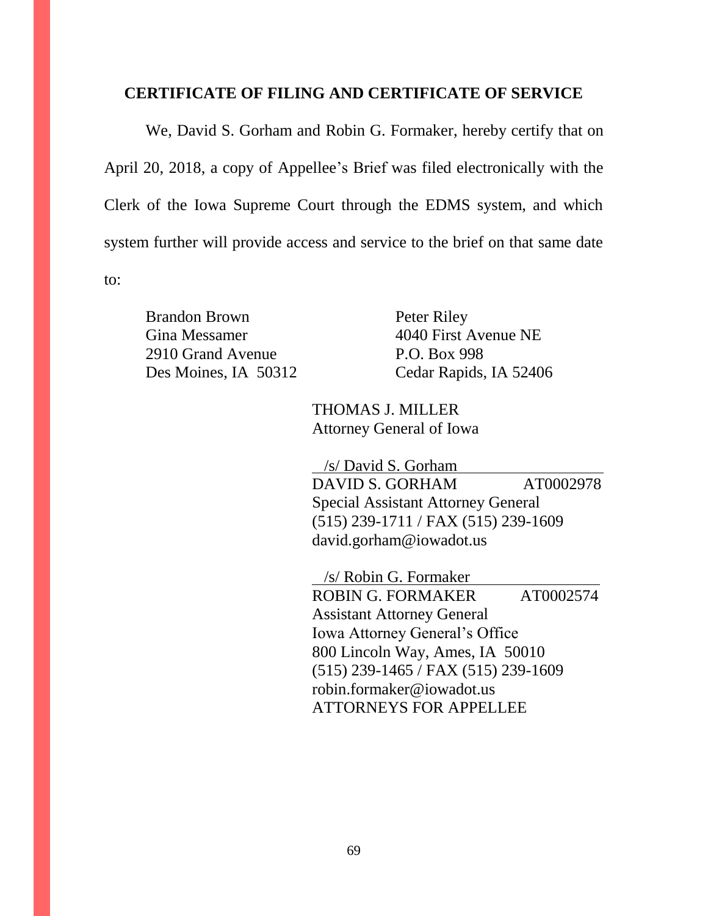**CERTIFICATE OF FILING AND CERTIFICATE OF SERVICE**

We, David S. Gorham and Robin G. Formaker, hereby certify that on April 20, 2018, a copy of Appellee's Brief was filed electronically with the Clerk of the Iowa Supreme Court through the EDMS system, and which system further will provide access and service to the brief on that same date to:

Brandon Brown
Gina Messamer
2910 Grand Avenue
Des Moines, IA 50312

Peter Riley
4040 First Avenue NE
P.O. Box 998
Cedar Rapids, IA 52406

THOMAS J. MILLER
Attorney General of Iowa

/s/ David S. Gorham
DAVID S. GORHAM AT0002978
Special Assistant Attorney General
(515) 239-1711 / FAX (515) 239-1609
david.gorham@iowadot.us

/s/ Robin G. Formaker
ROBIN G. FORMAKER AT0002574
Assistant Attorney General
Iowa Attorney General's Office
800 Lincoln Way, Ames, IA 50010
(515) 239-1465 / FAX (515) 239-1609
robin.formaker@iowadot.us
ATTORNEYS FOR APPELLEE